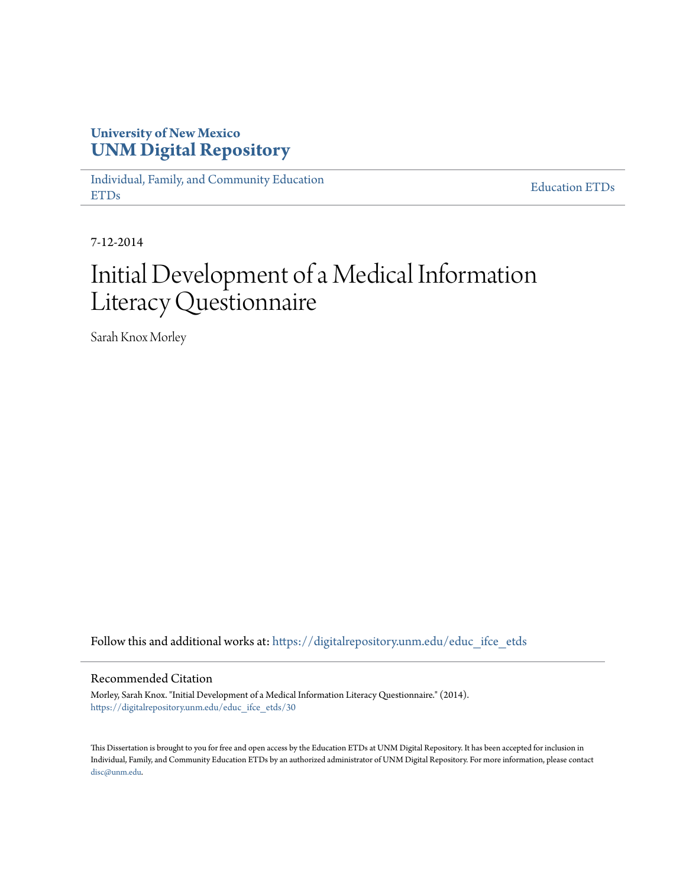University of New Mexico
**UNM Digital Repository**

Individual, Family, and Community Education ETDs | Education ETDs

7-12-2014

# Initial Development of a Medical Information Literacy Questionnaire

Sarah Knox Morley

Follow this and additional works at: https://digitalrepository.unm.edu/educ_ifce_etds

## Recommended Citation

Morley, Sarah Knox. "Initial Development of a Medical Information Literacy Questionnaire." (2014). https://digitalrepository.unm.edu/educ_ifce_etds/30

This Dissertation is brought to you for free and open access by the Education ETDs at UNM Digital Repository. It has been accepted for inclusion in Individual, Family, and Community Education ETDs by an authorized administrator of UNM Digital Repository. For more information, please contact disc@unm.edu.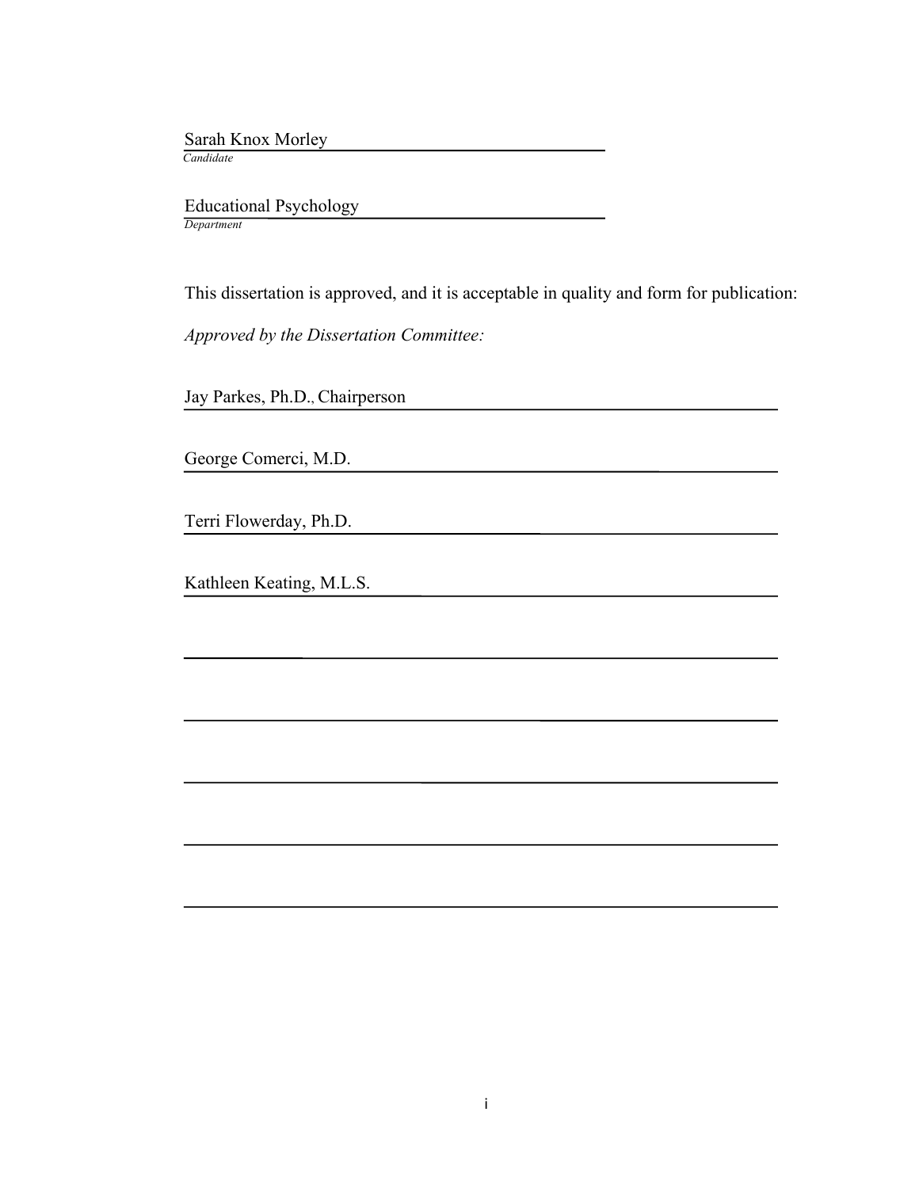Sarah Knox Morley
*Candidate*

Educational Psychology
*Department*

This dissertation is approved, and it is acceptable in quality and form for publication:

*Approved by the Dissertation Committee:*

Jay Parkes, Ph.D., Chairperson

George Comerci, M.D.

Terri Flowerday, Ph.D.

Kathleen Keating, M.L.S.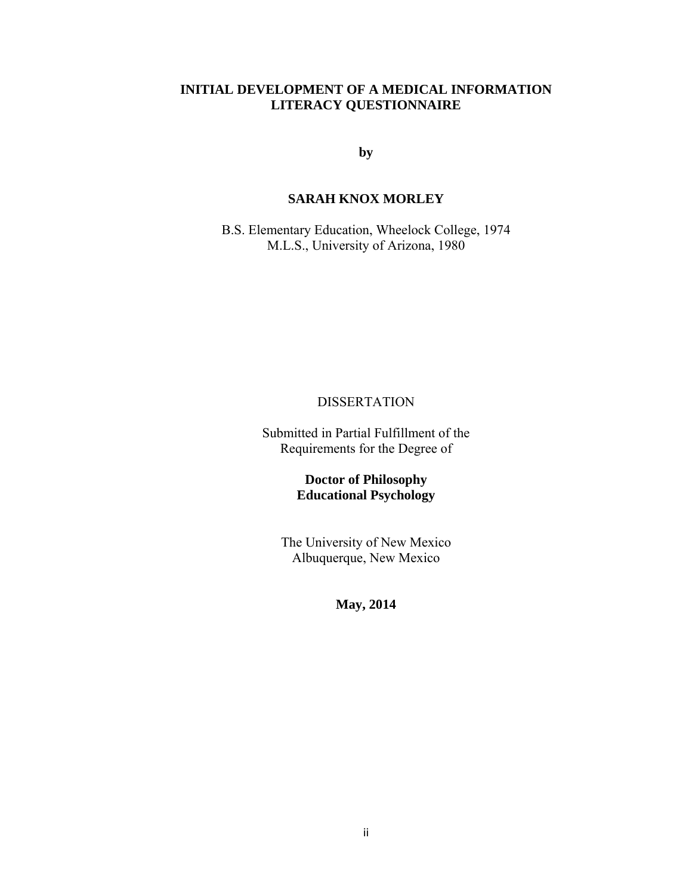**INITIAL DEVELOPMENT OF A MEDICAL INFORMATION LITERACY QUESTIONNAIRE**

**by**

**SARAH KNOX MORLEY**

B.S. Elementary Education, Wheelock College, 1974
M.L.S., University of Arizona, 1980

DISSERTATION

Submitted in Partial Fulfillment of the Requirements for the Degree of

**Doctor of Philosophy**
**Educational Psychology**

The University of New Mexico
Albuquerque, New Mexico

**May, 2014**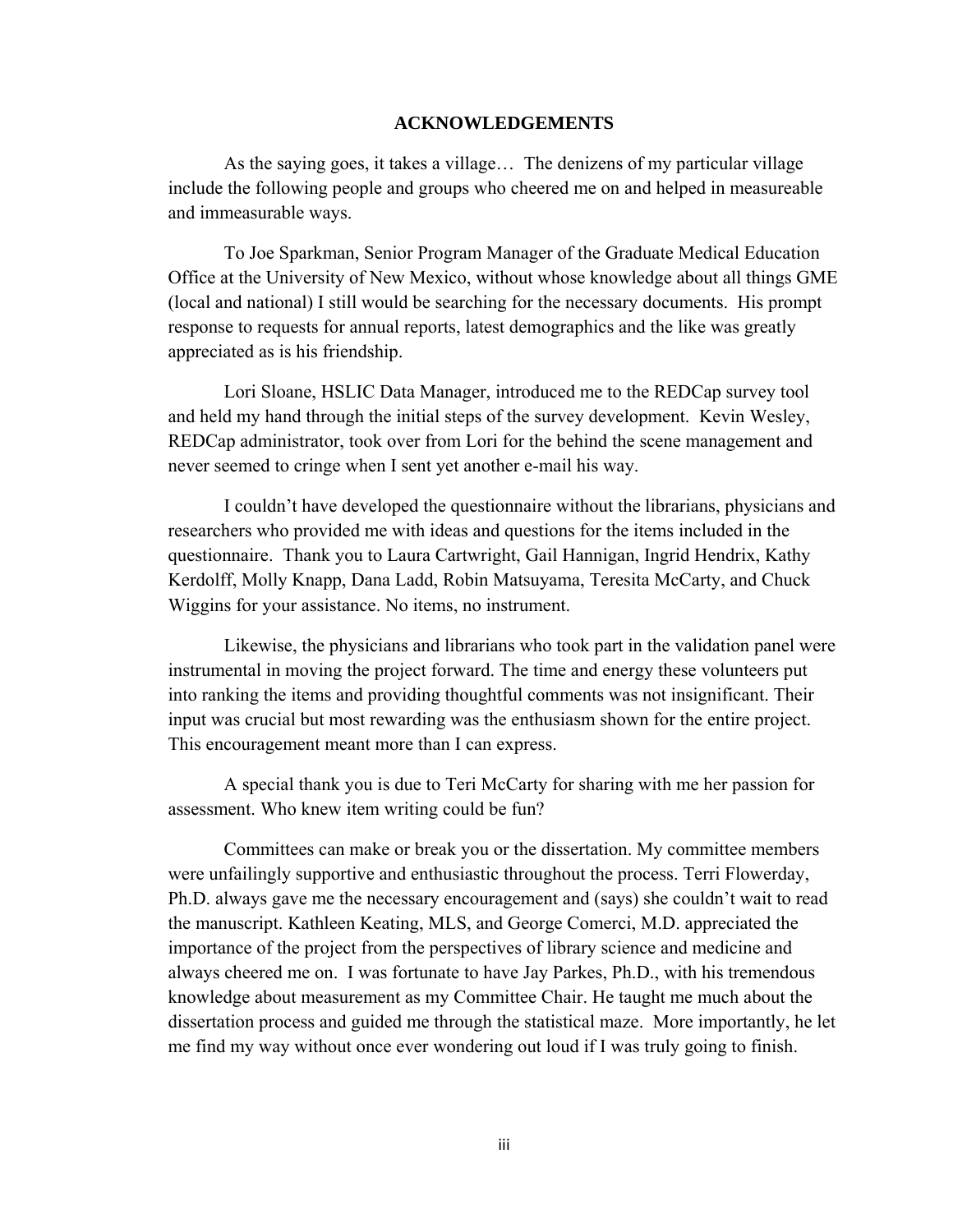# ACKNOWLEDGEMENTS

As the saying goes, it takes a village… The denizens of my particular village include the following people and groups who cheered me on and helped in measureable and immeasurable ways.

To Joe Sparkman, Senior Program Manager of the Graduate Medical Education Office at the University of New Mexico, without whose knowledge about all things GME (local and national) I still would be searching for the necessary documents. His prompt response to requests for annual reports, latest demographics and the like was greatly appreciated as is his friendship.

Lori Sloane, HSLIC Data Manager, introduced me to the REDCap survey tool and held my hand through the initial steps of the survey development. Kevin Wesley, REDCap administrator, took over from Lori for the behind the scene management and never seemed to cringe when I sent yet another e-mail his way.

I couldn't have developed the questionnaire without the librarians, physicians and researchers who provided me with ideas and questions for the items included in the questionnaire. Thank you to Laura Cartwright, Gail Hannigan, Ingrid Hendrix, Kathy Kerdolff, Molly Knapp, Dana Ladd, Robin Matsuyama, Teresita McCarty, and Chuck Wiggins for your assistance. No items, no instrument.

Likewise, the physicians and librarians who took part in the validation panel were instrumental in moving the project forward. The time and energy these volunteers put into ranking the items and providing thoughtful comments was not insignificant. Their input was crucial but most rewarding was the enthusiasm shown for the entire project. This encouragement meant more than I can express.

A special thank you is due to Teri McCarty for sharing with me her passion for assessment. Who knew item writing could be fun?

Committees can make or break you or the dissertation. My committee members were unfailingly supportive and enthusiastic throughout the process. Terri Flowerday, Ph.D. always gave me the necessary encouragement and (says) she couldn't wait to read the manuscript. Kathleen Keating, MLS, and George Comerci, M.D. appreciated the importance of the project from the perspectives of library science and medicine and always cheered me on. I was fortunate to have Jay Parkes, Ph.D., with his tremendous knowledge about measurement as my Committee Chair. He taught me much about the dissertation process and guided me through the statistical maze. More importantly, he let me find my way without once ever wondering out loud if I was truly going to finish.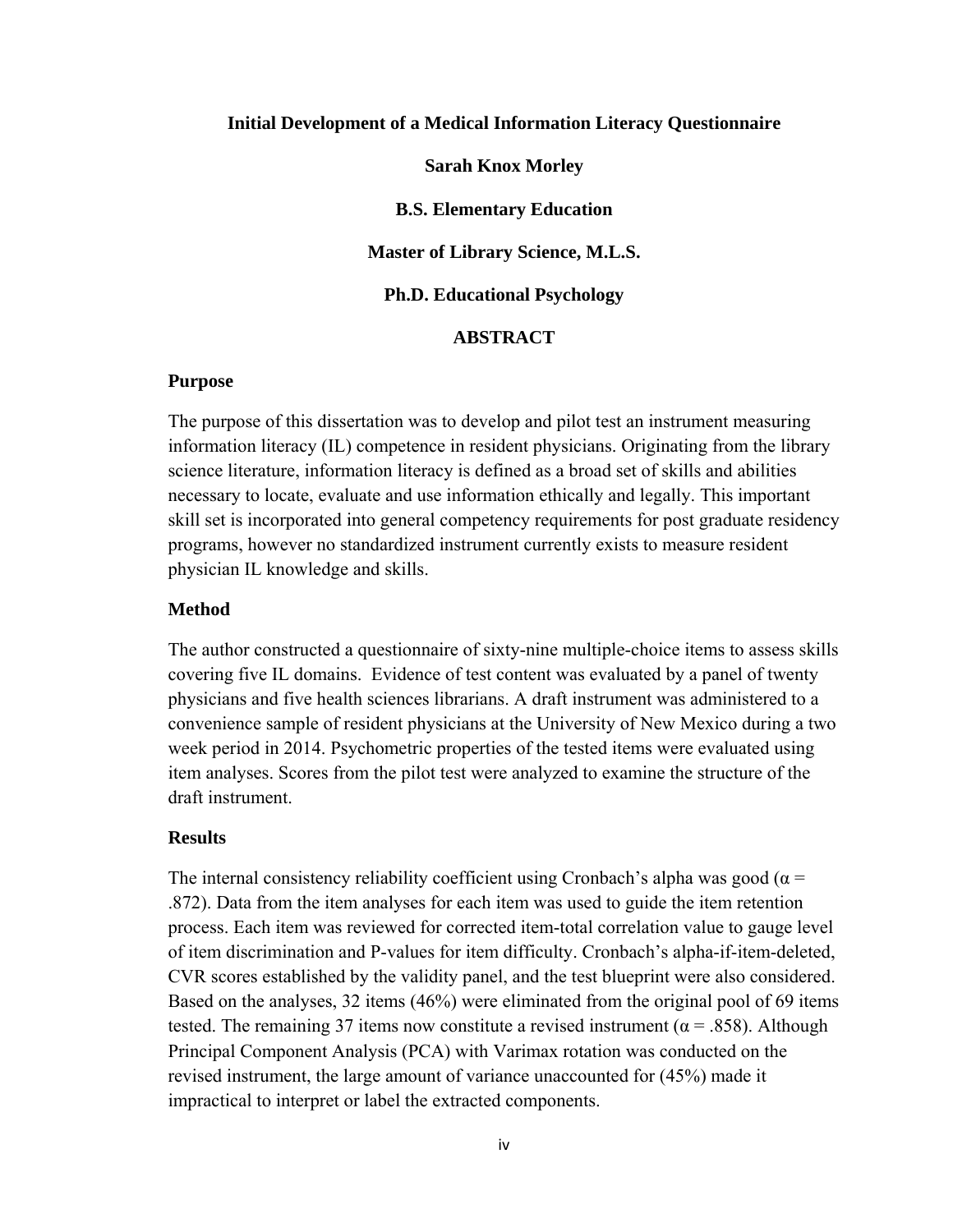**Initial Development of a Medical Information Literacy Questionnaire**

**Sarah Knox Morley**

**B.S. Elementary Education**

**Master of Library Science, M.L.S.**

**Ph.D. Educational Psychology**

## ABSTRACT

### Purpose

The purpose of this dissertation was to develop and pilot test an instrument measuring information literacy (IL) competence in resident physicians. Originating from the library science literature, information literacy is defined as a broad set of skills and abilities necessary to locate, evaluate and use information ethically and legally. This important skill set is incorporated into general competency requirements for post graduate residency programs, however no standardized instrument currently exists to measure resident physician IL knowledge and skills.

### Method

The author constructed a questionnaire of sixty-nine multiple-choice items to assess skills covering five IL domains. Evidence of test content was evaluated by a panel of twenty physicians and five health sciences librarians. A draft instrument was administered to a convenience sample of resident physicians at the University of New Mexico during a two week period in 2014. Psychometric properties of the tested items were evaluated using item analyses. Scores from the pilot test were analyzed to examine the structure of the draft instrument.

### Results

The internal consistency reliability coefficient using Cronbach's alpha was good ($\alpha = .872$). Data from the item analyses for each item was used to guide the item retention process. Each item was reviewed for corrected item-total correlation value to gauge level of item discrimination and P-values for item difficulty. Cronbach's alpha-if-item-deleted, CVR scores established by the validity panel, and the test blueprint were also considered. Based on the analyses, 32 items (46%) were eliminated from the original pool of 69 items tested. The remaining 37 items now constitute a revised instrument ($\alpha = .858$). Although Principal Component Analysis (PCA) with Varimax rotation was conducted on the revised instrument, the large amount of variance unaccounted for (45%) made it impractical to interpret or label the extracted components.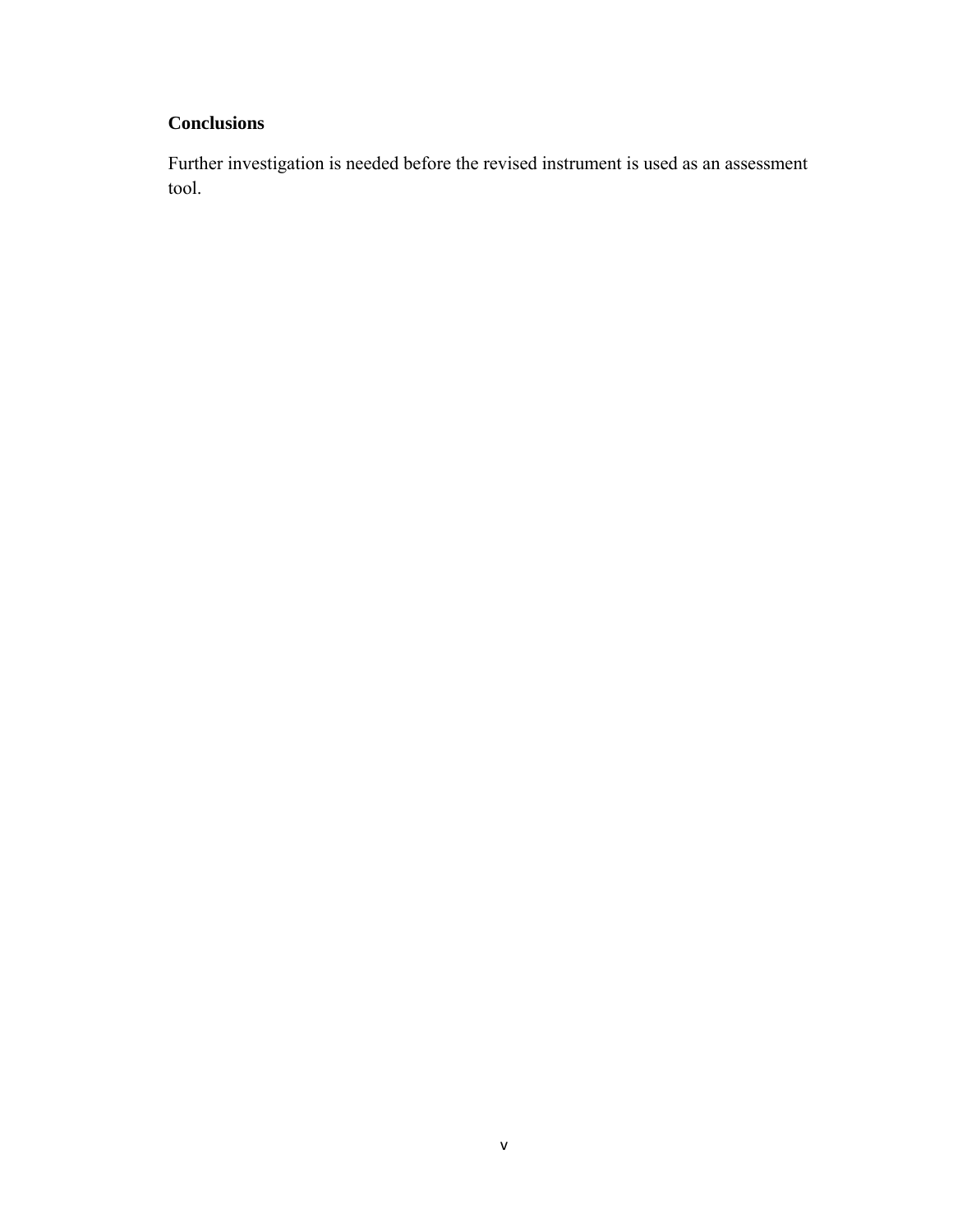**Conclusions**

Further investigation is needed before the revised instrument is used as an assessment tool.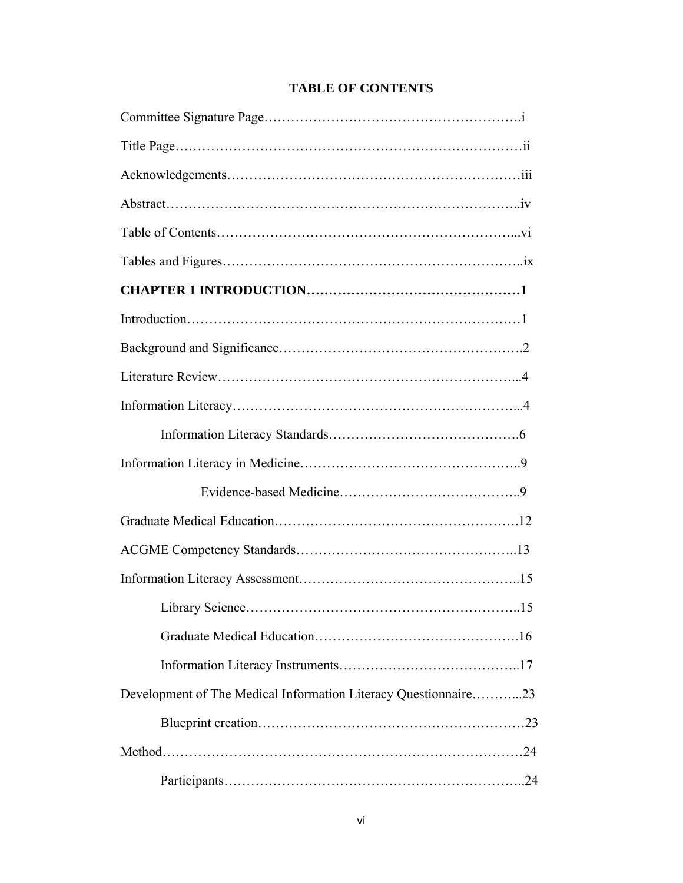# TABLE OF CONTENTS

Committee Signature Page……………………………………………….i

Title Page……………………………………………………………ii

Acknowledgements……………………………………………………iii

Abstract…………………………………………………………………..iv

Table of Contents………………………………………………………...vi

Tables and Figures………………………………………………………..ix

**CHAPTER 1 INTRODUCTION………………………………………1**

Introduction………………………………………………………………1

Background and Significance…………………………………………….2

Literature Review…………………………………………………………...4

Information Literacy………………………………………………………...4

Information Literacy Standards………………………………….6

Information Literacy in Medicine…………………………………………..9

Evidence-based Medicine…………………………………..9

Graduate Medical Education……………………………………………….12

ACGME Competency Standards…………………………………………..13

Information Literacy Assessment…………………………………………..15

Library Science……………………………………………………..15

Graduate Medical Education……………………………………….16

Information Literacy Instruments…………………………………..17

Development of The Medical Information Literacy Questionnaire………...23

Blueprint creation………………………………………………….23

Method……………………………………………………………………24

Participants………………………………………………………..24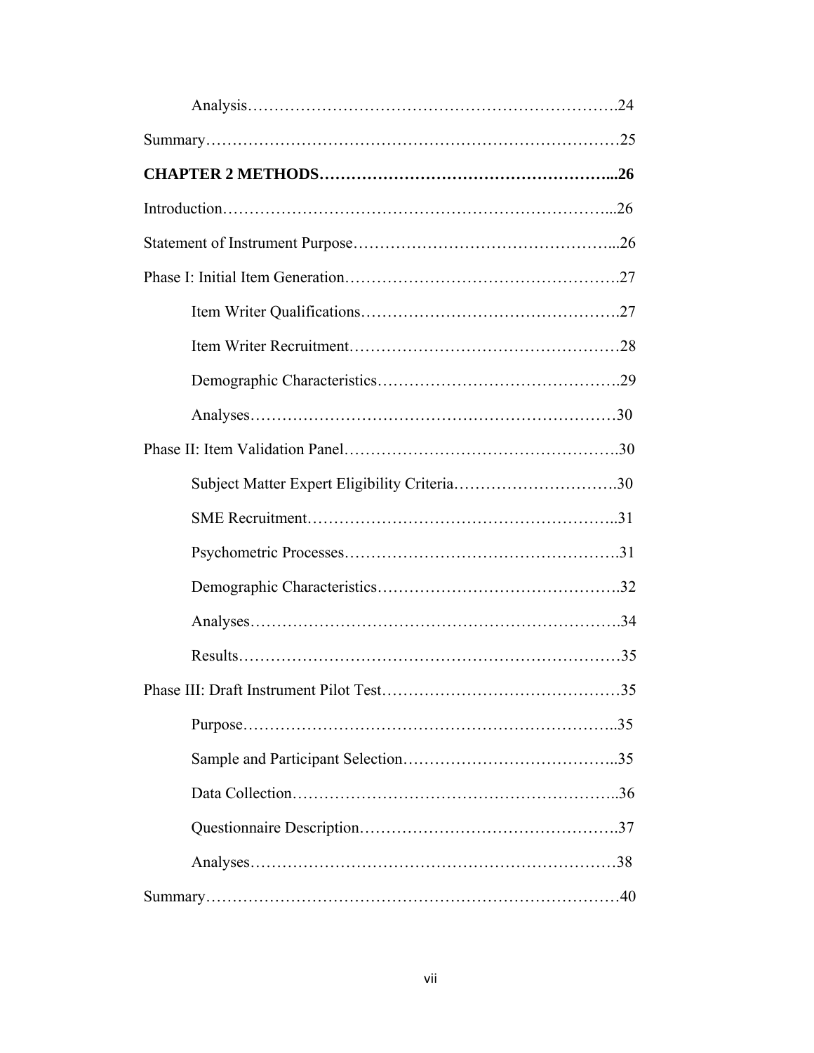Analysis……………………………………………………………….24

Summary…………………………………………………………………25

**CHAPTER 2 METHODS………………………………………………...26**

Introduction……………………………………………………………...26

Statement of Instrument Purpose………………………………………...26

Phase I: Initial Item Generation…………………………………………….27

Item Writer Qualifications………………………………………….27

Item Writer Recruitment……………………………………………28

Demographic Characteristics……………………………………..29

Analyses……………………………………………………………30

Phase II: Item Validation Panel…………………………………………….30

Subject Matter Expert Eligibility Criteria…………………………..30

SME Recruitment………………………………………………..31

Psychometric Processes…………………………………………….31

Demographic Characteristics……………………………………..32

Analyses…………………………………………………………..34

Results……………………………………………………………35

Phase III: Draft Instrument Pilot Test……………………………………35

Purpose…………………………………………………………..35

Sample and Participant Selection………………………………..35

Data Collection…………………………………………………..36

Questionnaire Description……………………………………….37

Analyses……………………………………………………………38

Summary…………………………………………………………………40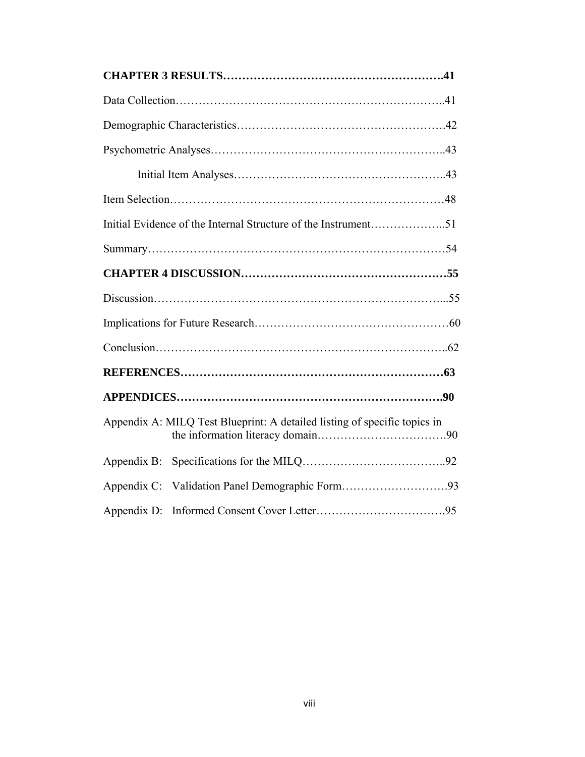**CHAPTER 3 RESULTS……………………………………………………41**

Data Collection……………………………………………………………..41

Demographic Characteristics…………………………………………….42

Psychometric Analyses…………………………………………………..43

Initial Item Analyses………………………………………………..43

Item Selection……………………………………………………………48

Initial Evidence of the Internal Structure of the Instrument………………..51

Summary…………………………………………………………………54

**CHAPTER 4 DISCUSSION……………………………………………55**

Discussion………………………………………………………………...55

Implications for Future Research…………………………………………60

Conclusion………………………………………………………………..62

**REFERENCES…………………………………………………………63**

**APPENDICES………………………………………………………….90**

Appendix A: MILQ Test Blueprint: A detailed listing of specific topics in the information literacy domain…………………………….90

Appendix B: Specifications for the MILQ………………………………..92

Appendix C: Validation Panel Demographic Form………………………93

Appendix D: Informed Consent Cover Letter…………………………….95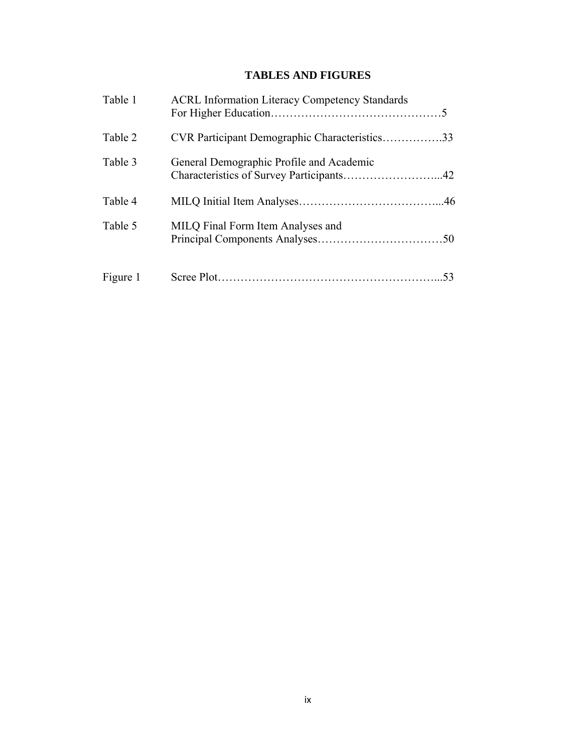# TABLES AND FIGURES

| | | |
|---|---|---|
| Table 1 | ACRL Information Literacy Competency Standards For Higher Education | 5 |
| Table 2 | CVR Participant Demographic Characteristics | 33 |
| Table 3 | General Demographic Profile and Academic Characteristics of Survey Participants | 42 |
| Table 4 | MILQ Initial Item Analyses | 46 |
| Table 5 | MILQ Final Form Item Analyses and Principal Components Analyses | 50 |
| Figure 1 | Scree Plot | 53 |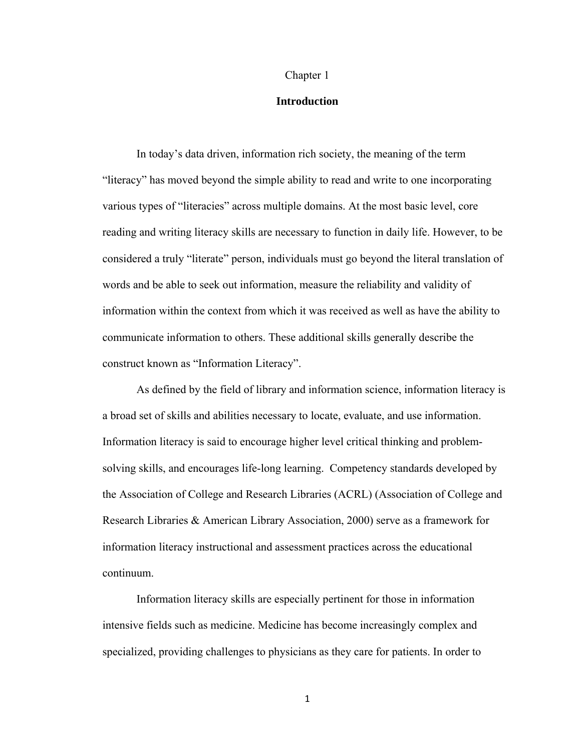Chapter 1

# Introduction

In today's data driven, information rich society, the meaning of the term "literacy" has moved beyond the simple ability to read and write to one incorporating various types of "literacies" across multiple domains. At the most basic level, core reading and writing literacy skills are necessary to function in daily life. However, to be considered a truly "literate" person, individuals must go beyond the literal translation of words and be able to seek out information, measure the reliability and validity of information within the context from which it was received as well as have the ability to communicate information to others. These additional skills generally describe the construct known as "Information Literacy".

As defined by the field of library and information science, information literacy is a broad set of skills and abilities necessary to locate, evaluate, and use information. Information literacy is said to encourage higher level critical thinking and problem-solving skills, and encourages life-long learning. Competency standards developed by the Association of College and Research Libraries (ACRL) (Association of College and Research Libraries & American Library Association, 2000) serve as a framework for information literacy instructional and assessment practices across the educational continuum.

Information literacy skills are especially pertinent for those in information intensive fields such as medicine. Medicine has become increasingly complex and specialized, providing challenges to physicians as they care for patients. In order to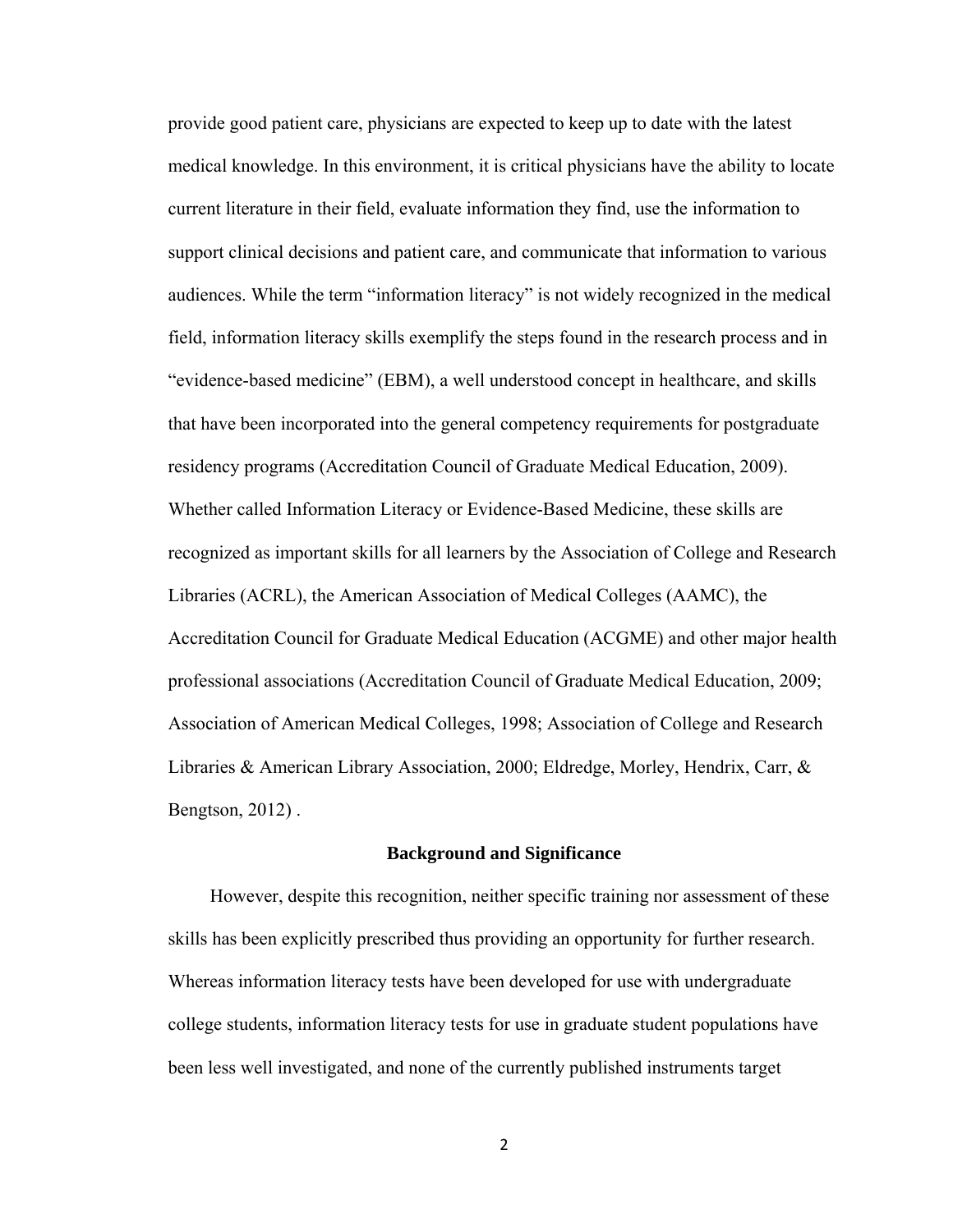provide good patient care, physicians are expected to keep up to date with the latest medical knowledge. In this environment, it is critical physicians have the ability to locate current literature in their field, evaluate information they find, use the information to support clinical decisions and patient care, and communicate that information to various audiences. While the term "information literacy" is not widely recognized in the medical field, information literacy skills exemplify the steps found in the research process and in "evidence-based medicine" (EBM), a well understood concept in healthcare, and skills that have been incorporated into the general competency requirements for postgraduate residency programs (Accreditation Council of Graduate Medical Education, 2009). Whether called Information Literacy or Evidence-Based Medicine, these skills are recognized as important skills for all learners by the Association of College and Research Libraries (ACRL), the American Association of Medical Colleges (AAMC), the Accreditation Council for Graduate Medical Education (ACGME) and other major health professional associations (Accreditation Council of Graduate Medical Education, 2009; Association of American Medical Colleges, 1998; Association of College and Research Libraries & American Library Association, 2000; Eldredge, Morley, Hendrix, Carr, & Bengtson, 2012) .

## Background and Significance

However, despite this recognition, neither specific training nor assessment of these skills has been explicitly prescribed thus providing an opportunity for further research. Whereas information literacy tests have been developed for use with undergraduate college students, information literacy tests for use in graduate student populations have been less well investigated, and none of the currently published instruments target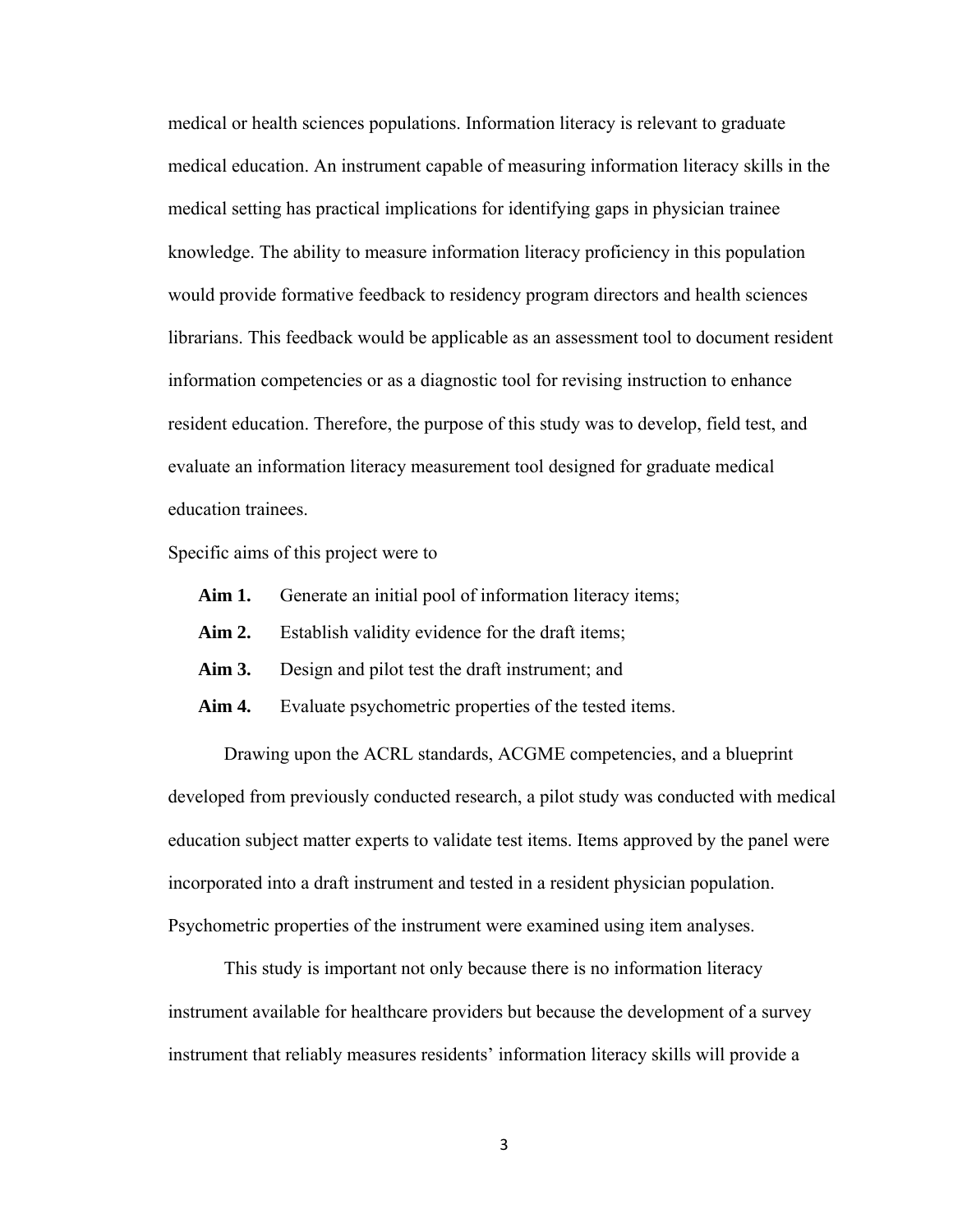medical or health sciences populations. Information literacy is relevant to graduate medical education. An instrument capable of measuring information literacy skills in the medical setting has practical implications for identifying gaps in physician trainee knowledge. The ability to measure information literacy proficiency in this population would provide formative feedback to residency program directors and health sciences librarians. This feedback would be applicable as an assessment tool to document resident information competencies or as a diagnostic tool for revising instruction to enhance resident education. Therefore, the purpose of this study was to develop, field test, and evaluate an information literacy measurement tool designed for graduate medical education trainees.

Specific aims of this project were to

- **Aim 1.** Generate an initial pool of information literacy items;
- **Aim 2.** Establish validity evidence for the draft items;
- **Aim 3.** Design and pilot test the draft instrument; and
- **Aim 4.** Evaluate psychometric properties of the tested items.

Drawing upon the ACRL standards, ACGME competencies, and a blueprint developed from previously conducted research, a pilot study was conducted with medical education subject matter experts to validate test items. Items approved by the panel were incorporated into a draft instrument and tested in a resident physician population. Psychometric properties of the instrument were examined using item analyses.

This study is important not only because there is no information literacy instrument available for healthcare providers but because the development of a survey instrument that reliably measures residents' information literacy skills will provide a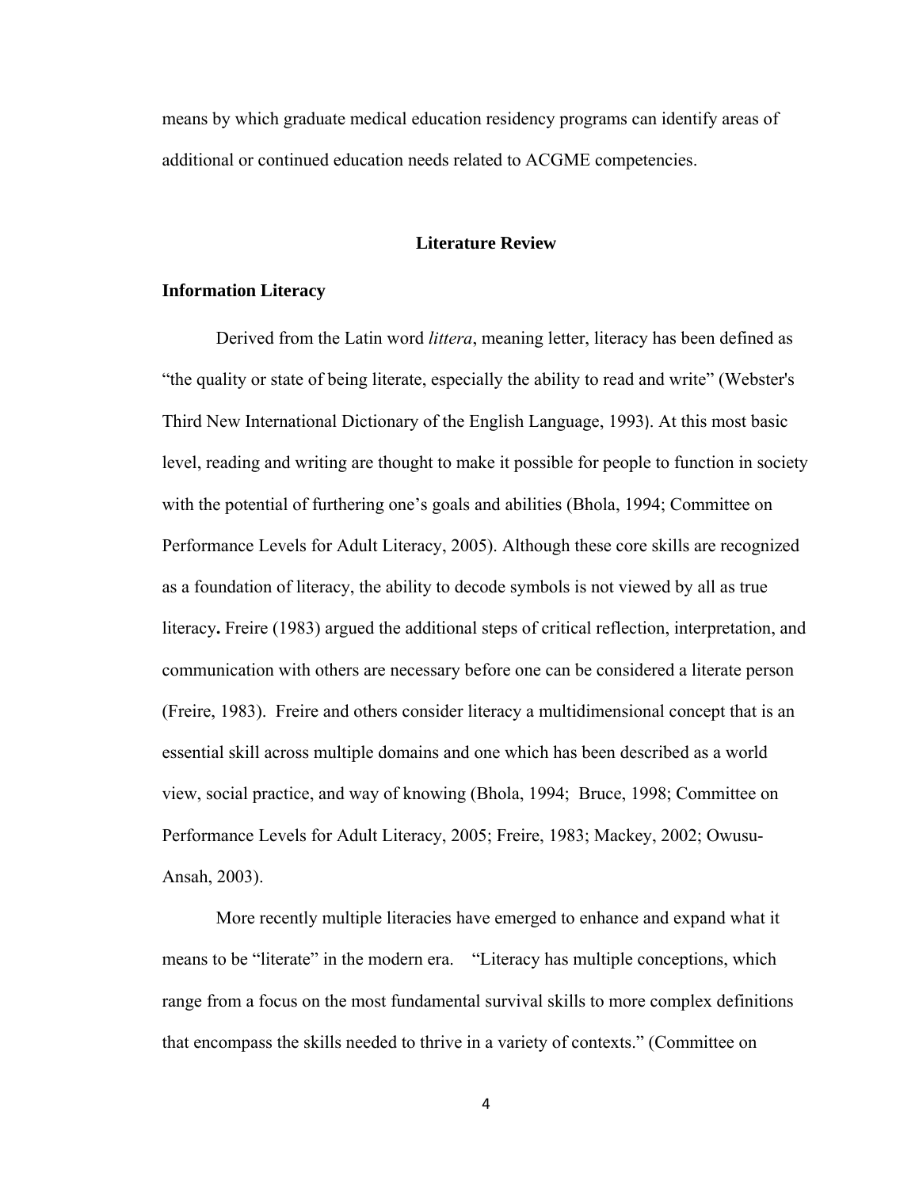means by which graduate medical education residency programs can identify areas of additional or continued education needs related to ACGME competencies.

## Literature Review

### Information Literacy

Derived from the Latin word *littera*, meaning letter, literacy has been defined as "the quality or state of being literate, especially the ability to read and write" (Webster's Third New International Dictionary of the English Language, 1993). At this most basic level, reading and writing are thought to make it possible for people to function in society with the potential of furthering one's goals and abilities (Bhola, 1994; Committee on Performance Levels for Adult Literacy, 2005). Although these core skills are recognized as a foundation of literacy, the ability to decode symbols is not viewed by all as true literacy**.** Freire (1983) argued the additional steps of critical reflection, interpretation, and communication with others are necessary before one can be considered a literate person (Freire, 1983). Freire and others consider literacy a multidimensional concept that is an essential skill across multiple domains and one which has been described as a world view, social practice, and way of knowing (Bhola, 1994; Bruce, 1998; Committee on Performance Levels for Adult Literacy, 2005; Freire, 1983; Mackey, 2002; Owusu-Ansah, 2003).

More recently multiple literacies have emerged to enhance and expand what it means to be "literate" in the modern era. "Literacy has multiple conceptions, which range from a focus on the most fundamental survival skills to more complex definitions that encompass the skills needed to thrive in a variety of contexts." (Committee on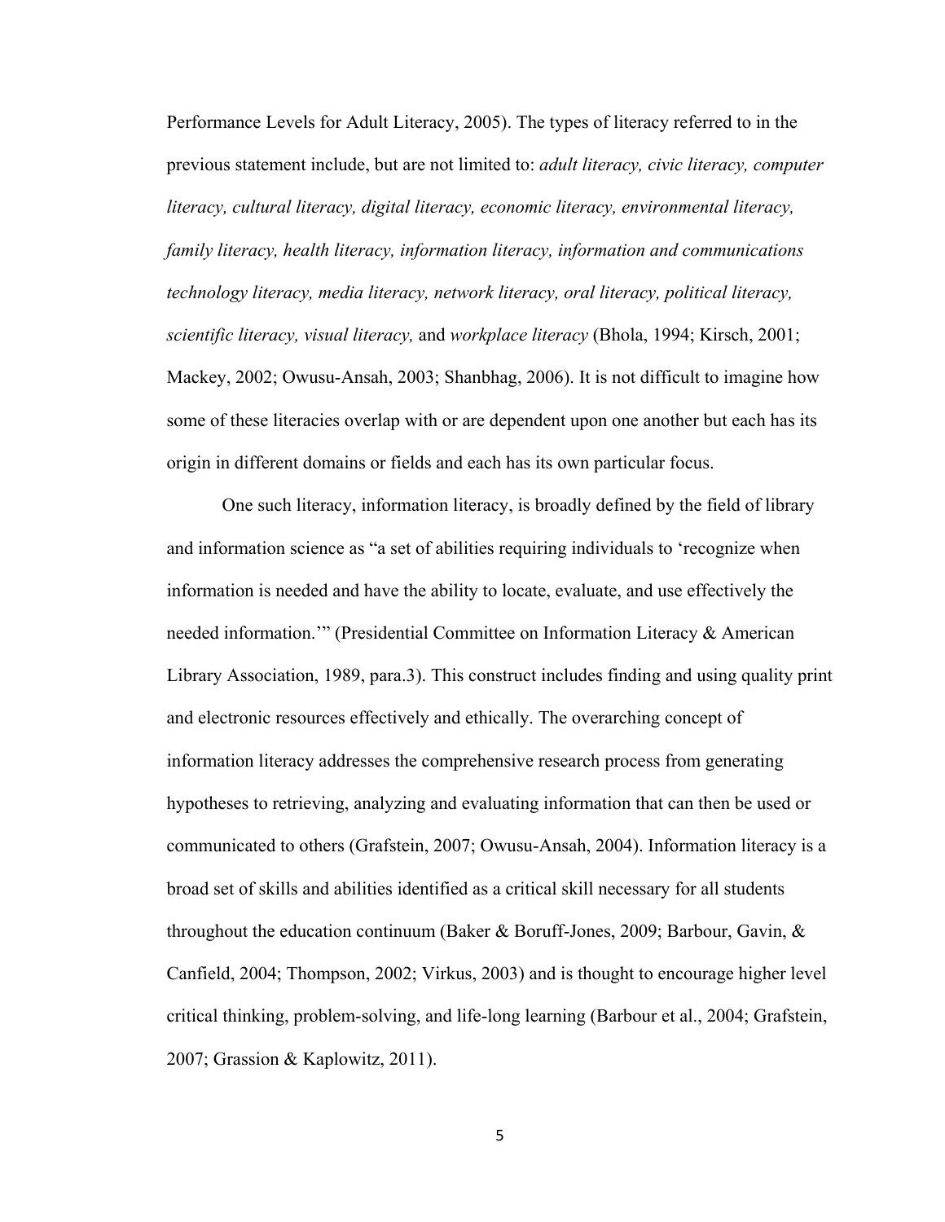Performance Levels for Adult Literacy, 2005). The types of literacy referred to in the previous statement include, but are not limited to: *adult literacy, civic literacy, computer literacy, cultural literacy, digital literacy, economic literacy, environmental literacy, family literacy, health literacy, information literacy, information and communications technology literacy, media literacy, network literacy, oral literacy, political literacy, scientific literacy, visual literacy,* and *workplace literacy* (Bhola, 1994; Kirsch, 2001; Mackey, 2002; Owusu-Ansah, 2003; Shanbhag, 2006). It is not difficult to imagine how some of these literacies overlap with or are dependent upon one another but each has its origin in different domains or fields and each has its own particular focus.

One such literacy, information literacy, is broadly defined by the field of library and information science as "a set of abilities requiring individuals to 'recognize when information is needed and have the ability to locate, evaluate, and use effectively the needed information.'" (Presidential Committee on Information Literacy & American Library Association, 1989, para.3). This construct includes finding and using quality print and electronic resources effectively and ethically. The overarching concept of information literacy addresses the comprehensive research process from generating hypotheses to retrieving, analyzing and evaluating information that can then be used or communicated to others (Grafstein, 2007; Owusu-Ansah, 2004). Information literacy is a broad set of skills and abilities identified as a critical skill necessary for all students throughout the education continuum (Baker & Boruff-Jones, 2009; Barbour, Gavin, & Canfield, 2004; Thompson, 2002; Virkus, 2003) and is thought to encourage higher level critical thinking, problem-solving, and life-long learning (Barbour et al., 2004; Grafstein, 2007; Grassion & Kaplowitz, 2011).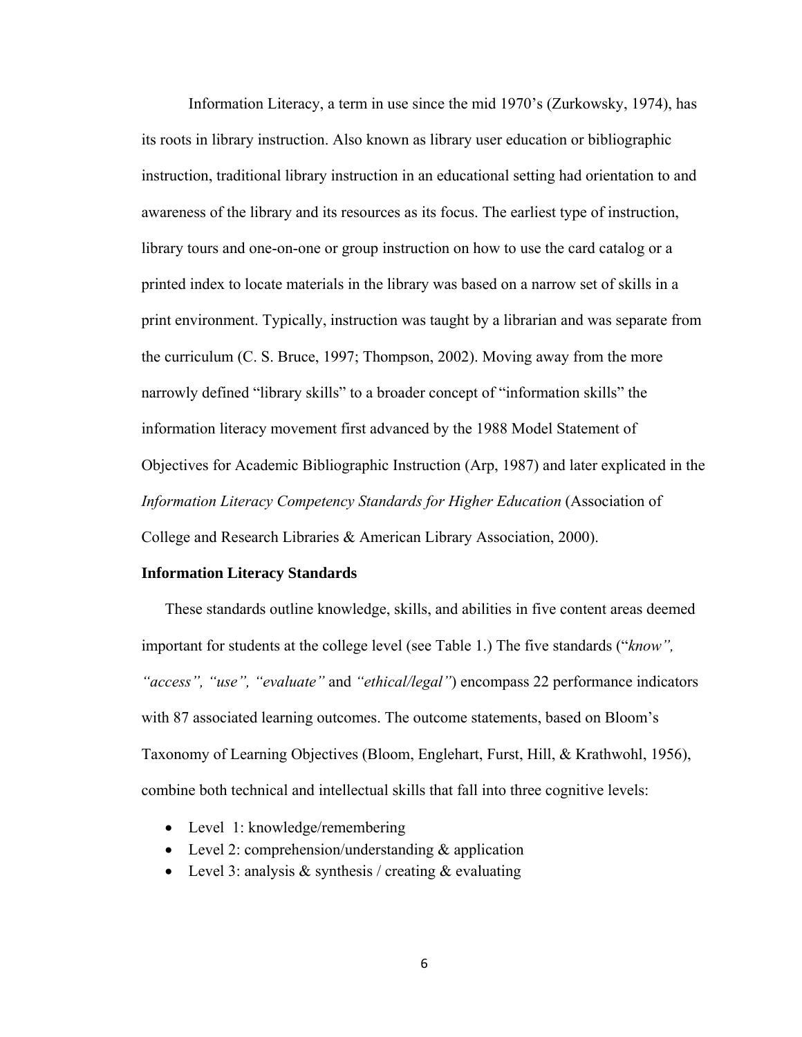Information Literacy, a term in use since the mid 1970's (Zurkowsky, 1974), has its roots in library instruction. Also known as library user education or bibliographic instruction, traditional library instruction in an educational setting had orientation to and awareness of the library and its resources as its focus. The earliest type of instruction, library tours and one-on-one or group instruction on how to use the card catalog or a printed index to locate materials in the library was based on a narrow set of skills in a print environment. Typically, instruction was taught by a librarian and was separate from the curriculum (C. S. Bruce, 1997; Thompson, 2002). Moving away from the more narrowly defined "library skills" to a broader concept of "information skills" the information literacy movement first advanced by the 1988 Model Statement of Objectives for Academic Bibliographic Instruction (Arp, 1987) and later explicated in the *Information Literacy Competency Standards for Higher Education* (Association of College and Research Libraries & American Library Association, 2000).

### Information Literacy Standards

These standards outline knowledge, skills, and abilities in five content areas deemed important for students at the college level (see Table 1.) The five standards ("*know", "access", "use", "evaluate"* and *"ethical/legal"*) encompass 22 performance indicators with 87 associated learning outcomes. The outcome statements, based on Bloom's Taxonomy of Learning Objectives (Bloom, Englehart, Furst, Hill, & Krathwohl, 1956), combine both technical and intellectual skills that fall into three cognitive levels:

- Level 1: knowledge/remembering
- Level 2: comprehension/understanding & application
- Level 3: analysis & synthesis / creating & evaluating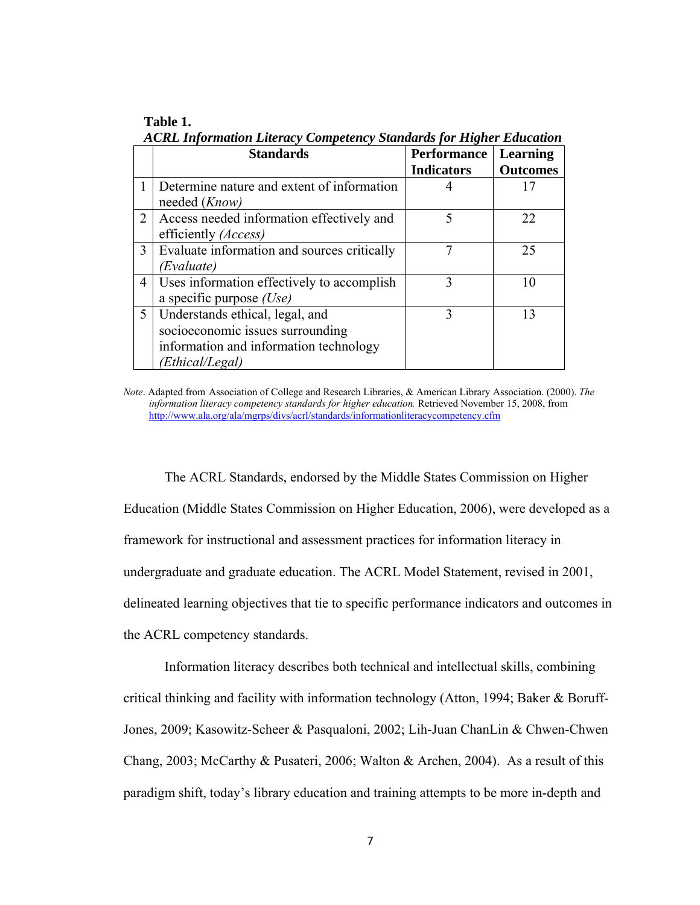**Table 1.**
*ACRL Information Literacy Competency Standards for Higher Education*

| | Standards | Performance Indicators | Learning Outcomes |
|---|---|---|---|
| 1 | Determine nature and extent of information needed (*Know)* | 4 | 17 |
| 2 | Access needed information effectively and efficiently *(Access)* | 5 | 22 |
| 3 | Evaluate information and sources critically *(Evaluate)* | 7 | 25 |
| 4 | Uses information effectively to accomplish a specific purpose *(Use)* | 3 | 10 |
| 5 | Understands ethical, legal, and socioeconomic issues surrounding information and information technology *(Ethical/Legal)* | 3 | 13 |

*Note*. Adapted from Association of College and Research Libraries, & American Library Association. (2000). *The information literacy competency standards for higher education.* Retrieved November 15, 2008, from http://www.ala.org/ala/mgrps/divs/acrl/standards/informationliteracycompetency.cfm

The ACRL Standards, endorsed by the Middle States Commission on Higher Education (Middle States Commission on Higher Education, 2006), were developed as a framework for instructional and assessment practices for information literacy in undergraduate and graduate education. The ACRL Model Statement, revised in 2001, delineated learning objectives that tie to specific performance indicators and outcomes in the ACRL competency standards.

Information literacy describes both technical and intellectual skills, combining critical thinking and facility with information technology (Atton, 1994; Baker & Boruff-Jones, 2009; Kasowitz-Scheer & Pasqualoni, 2002; Lih-Juan ChanLin & Chwen-Chwen Chang, 2003; McCarthy & Pusateri, 2006; Walton & Archen, 2004). As a result of this paradigm shift, today's library education and training attempts to be more in-depth and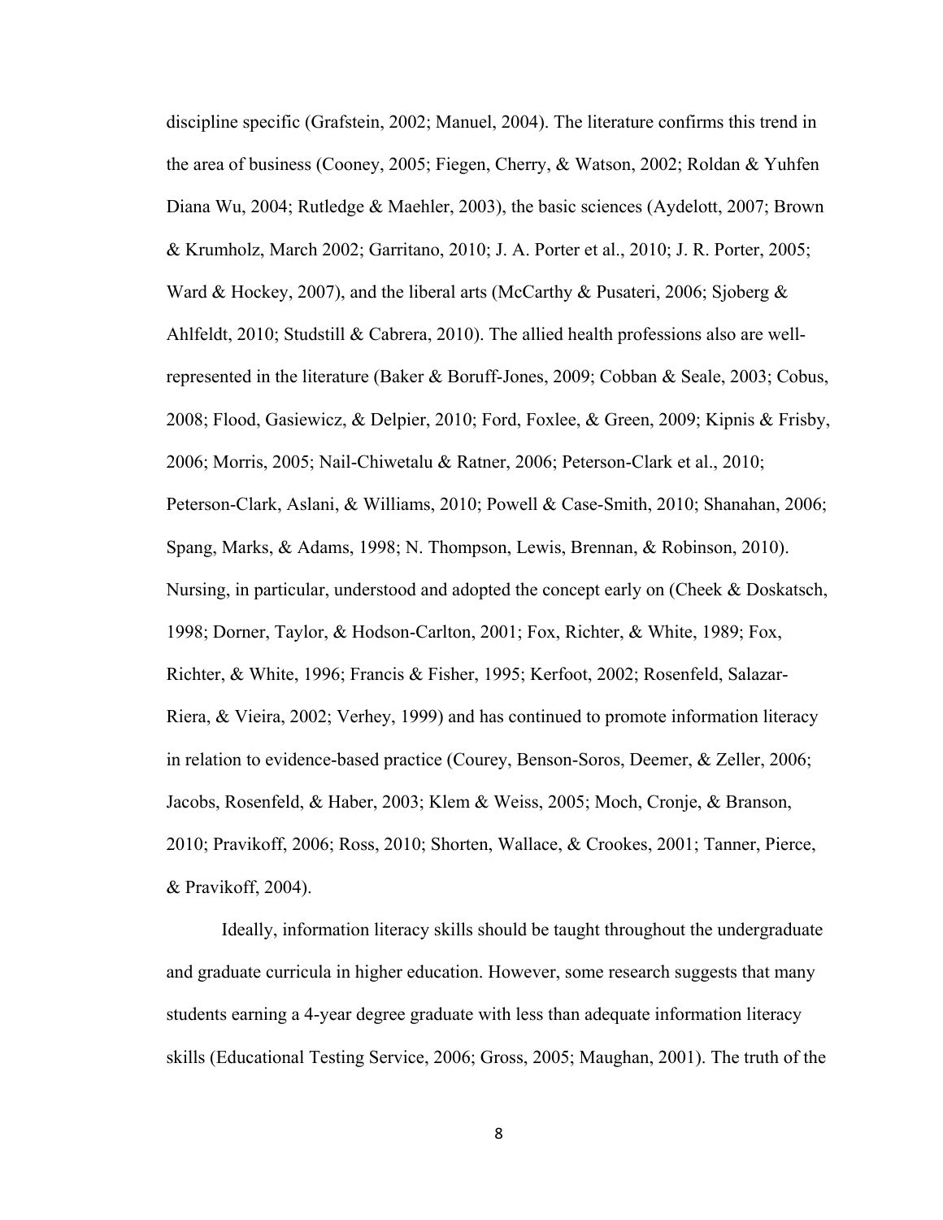discipline specific (Grafstein, 2002; Manuel, 2004). The literature confirms this trend in the area of business (Cooney, 2005; Fiegen, Cherry, & Watson, 2002; Roldan & Yuhfen Diana Wu, 2004; Rutledge & Maehler, 2003), the basic sciences (Aydelott, 2007; Brown & Krumholz, March 2002; Garritano, 2010; J. A. Porter et al., 2010; J. R. Porter, 2005; Ward & Hockey, 2007), and the liberal arts (McCarthy & Pusateri, 2006; Sjoberg & Ahlfeldt, 2010; Studstill & Cabrera, 2010). The allied health professions also are well-represented in the literature (Baker & Boruff-Jones, 2009; Cobban & Seale, 2003; Cobus, 2008; Flood, Gasiewicz, & Delpier, 2010; Ford, Foxlee, & Green, 2009; Kipnis & Frisby, 2006; Morris, 2005; Nail-Chiwetalu & Ratner, 2006; Peterson-Clark et al., 2010; Peterson-Clark, Aslani, & Williams, 2010; Powell & Case-Smith, 2010; Shanahan, 2006; Spang, Marks, & Adams, 1998; N. Thompson, Lewis, Brennan, & Robinson, 2010). Nursing, in particular, understood and adopted the concept early on (Cheek & Doskatsch, 1998; Dorner, Taylor, & Hodson-Carlton, 2001; Fox, Richter, & White, 1989; Fox, Richter, & White, 1996; Francis & Fisher, 1995; Kerfoot, 2002; Rosenfeld, Salazar-Riera, & Vieira, 2002; Verhey, 1999) and has continued to promote information literacy in relation to evidence-based practice (Courey, Benson-Soros, Deemer, & Zeller, 2006; Jacobs, Rosenfeld, & Haber, 2003; Klem & Weiss, 2005; Moch, Cronje, & Branson, 2010; Pravikoff, 2006; Ross, 2010; Shorten, Wallace, & Crookes, 2001; Tanner, Pierce, & Pravikoff, 2004).

Ideally, information literacy skills should be taught throughout the undergraduate and graduate curricula in higher education. However, some research suggests that many students earning a 4-year degree graduate with less than adequate information literacy skills (Educational Testing Service, 2006; Gross, 2005; Maughan, 2001). The truth of the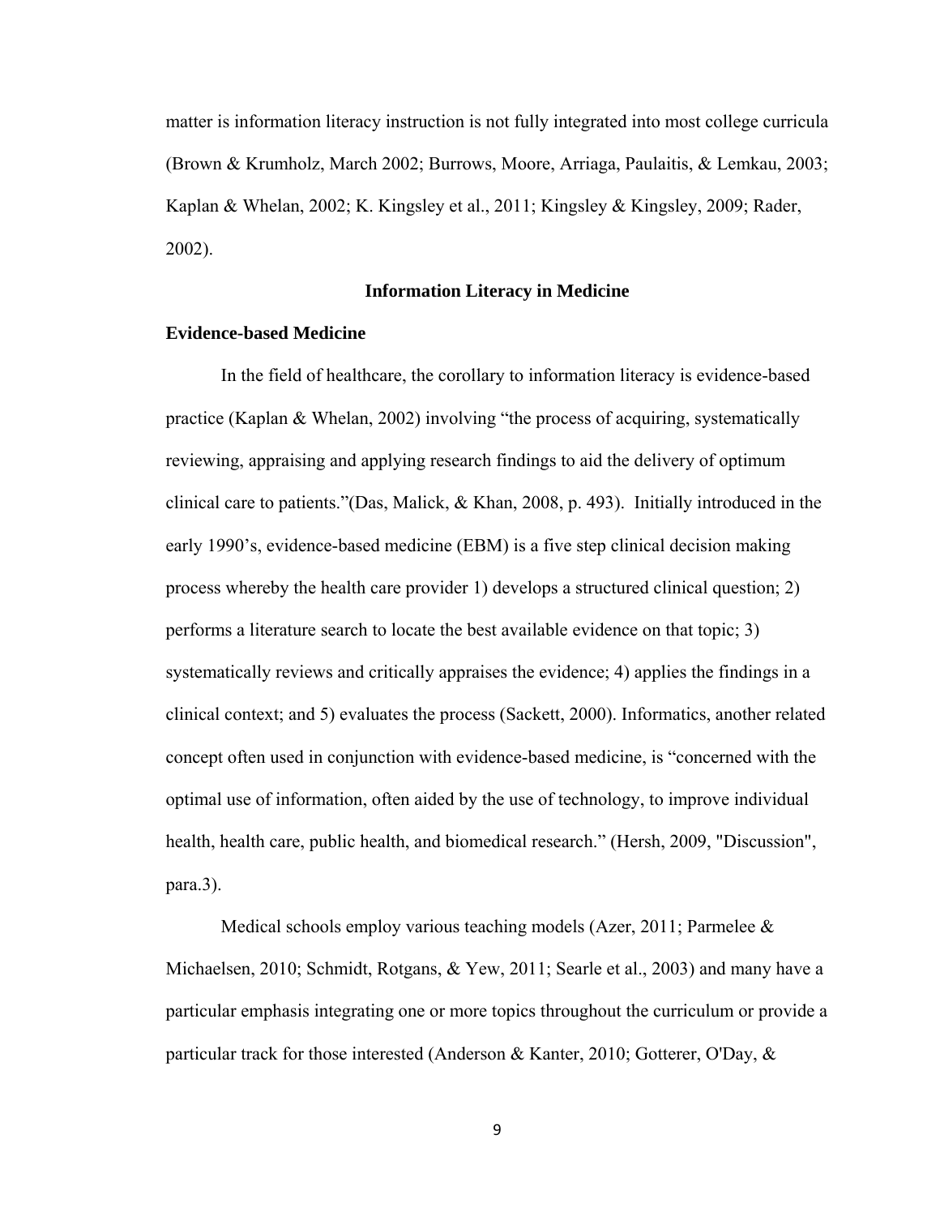matter is information literacy instruction is not fully integrated into most college curricula (Brown & Krumholz, March 2002; Burrows, Moore, Arriaga, Paulaitis, & Lemkau, 2003; Kaplan & Whelan, 2002; K. Kingsley et al., 2011; Kingsley & Kingsley, 2009; Rader, 2002).

## Information Literacy in Medicine

### Evidence-based Medicine

In the field of healthcare, the corollary to information literacy is evidence-based practice (Kaplan & Whelan, 2002) involving "the process of acquiring, systematically reviewing, appraising and applying research findings to aid the delivery of optimum clinical care to patients."(Das, Malick, & Khan, 2008, p. 493). Initially introduced in the early 1990's, evidence-based medicine (EBM) is a five step clinical decision making process whereby the health care provider 1) develops a structured clinical question; 2) performs a literature search to locate the best available evidence on that topic; 3) systematically reviews and critically appraises the evidence; 4) applies the findings in a clinical context; and 5) evaluates the process (Sackett, 2000). Informatics, another related concept often used in conjunction with evidence-based medicine, is "concerned with the optimal use of information, often aided by the use of technology, to improve individual health, health care, public health, and biomedical research." (Hersh, 2009, "Discussion", para.3).

Medical schools employ various teaching models (Azer, 2011; Parmelee & Michaelsen, 2010; Schmidt, Rotgans, & Yew, 2011; Searle et al., 2003) and many have a particular emphasis integrating one or more topics throughout the curriculum or provide a particular track for those interested (Anderson & Kanter, 2010; Gotterer, O'Day, &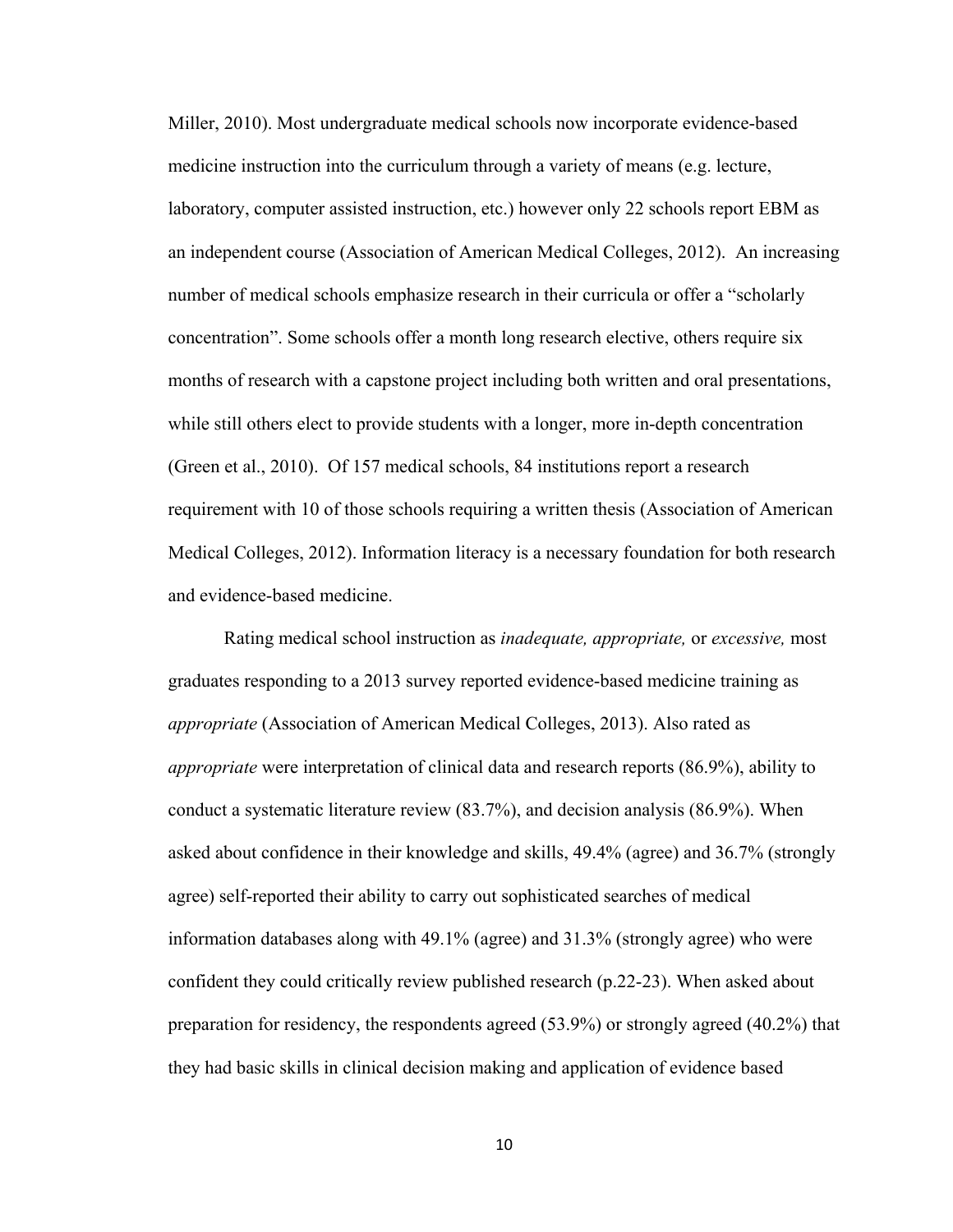Miller, 2010). Most undergraduate medical schools now incorporate evidence-based medicine instruction into the curriculum through a variety of means (e.g. lecture, laboratory, computer assisted instruction, etc.) however only 22 schools report EBM as an independent course (Association of American Medical Colleges, 2012). An increasing number of medical schools emphasize research in their curricula or offer a "scholarly concentration". Some schools offer a month long research elective, others require six months of research with a capstone project including both written and oral presentations, while still others elect to provide students with a longer, more in-depth concentration (Green et al., 2010). Of 157 medical schools, 84 institutions report a research requirement with 10 of those schools requiring a written thesis (Association of American Medical Colleges, 2012). Information literacy is a necessary foundation for both research and evidence-based medicine.

Rating medical school instruction as *inadequate, appropriate,* or *excessive,* most graduates responding to a 2013 survey reported evidence-based medicine training as *appropriate* (Association of American Medical Colleges, 2013). Also rated as *appropriate* were interpretation of clinical data and research reports (86.9%), ability to conduct a systematic literature review (83.7%), and decision analysis (86.9%). When asked about confidence in their knowledge and skills, 49.4% (agree) and 36.7% (strongly agree) self-reported their ability to carry out sophisticated searches of medical information databases along with 49.1% (agree) and 31.3% (strongly agree) who were confident they could critically review published research (p.22-23). When asked about preparation for residency, the respondents agreed (53.9%) or strongly agreed (40.2%) that they had basic skills in clinical decision making and application of evidence based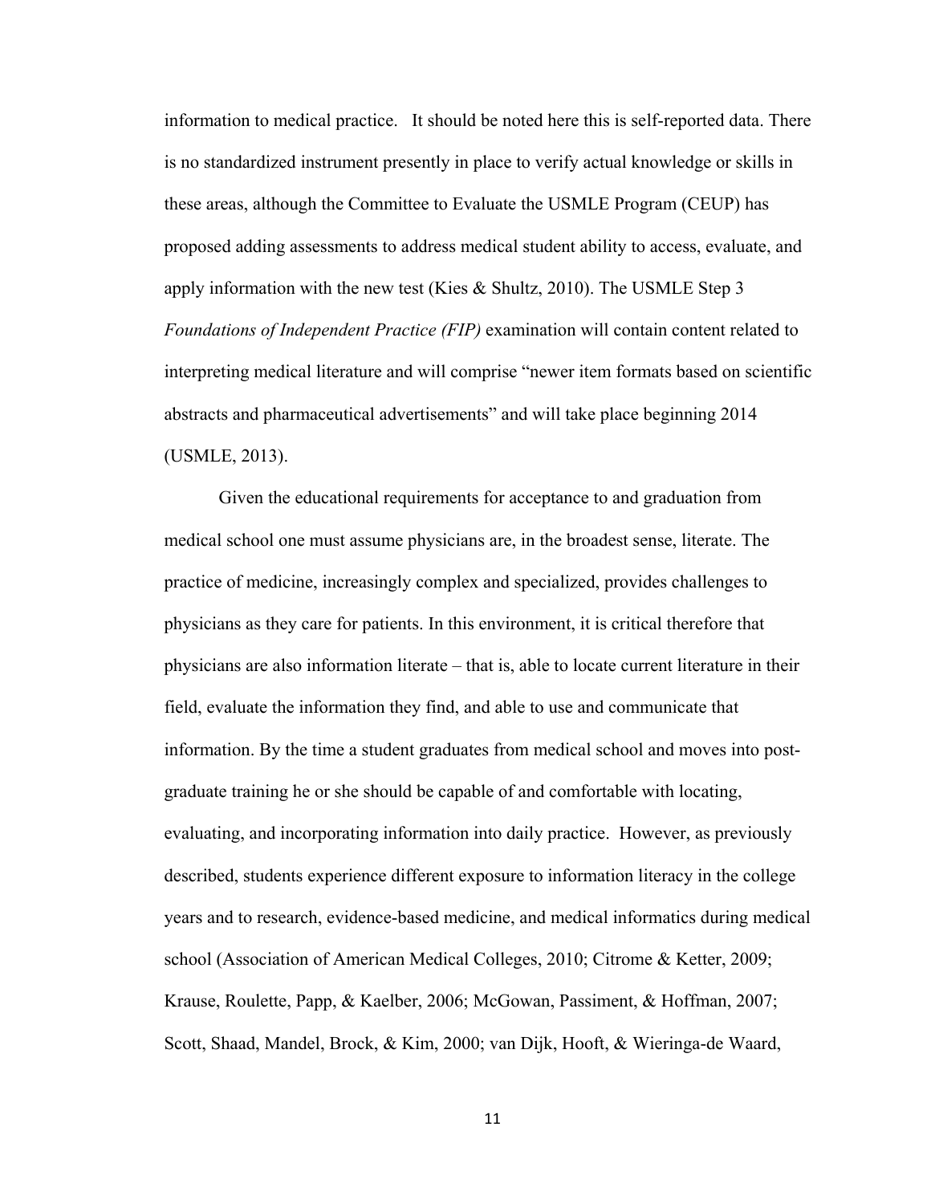information to medical practice. It should be noted here this is self-reported data. There is no standardized instrument presently in place to verify actual knowledge or skills in these areas, although the Committee to Evaluate the USMLE Program (CEUP) has proposed adding assessments to address medical student ability to access, evaluate, and apply information with the new test (Kies & Shultz, 2010). The USMLE Step 3 *Foundations of Independent Practice (FIP)* examination will contain content related to interpreting medical literature and will comprise "newer item formats based on scientific abstracts and pharmaceutical advertisements" and will take place beginning 2014 (USMLE, 2013).

Given the educational requirements for acceptance to and graduation from medical school one must assume physicians are, in the broadest sense, literate. The practice of medicine, increasingly complex and specialized, provides challenges to physicians as they care for patients. In this environment, it is critical therefore that physicians are also information literate – that is, able to locate current literature in their field, evaluate the information they find, and able to use and communicate that information. By the time a student graduates from medical school and moves into post-graduate training he or she should be capable of and comfortable with locating, evaluating, and incorporating information into daily practice. However, as previously described, students experience different exposure to information literacy in the college years and to research, evidence-based medicine, and medical informatics during medical school (Association of American Medical Colleges, 2010; Citrome & Ketter, 2009; Krause, Roulette, Papp, & Kaelber, 2006; McGowan, Passiment, & Hoffman, 2007; Scott, Shaad, Mandel, Brock, & Kim, 2000; van Dijk, Hooft, & Wieringa-de Waard,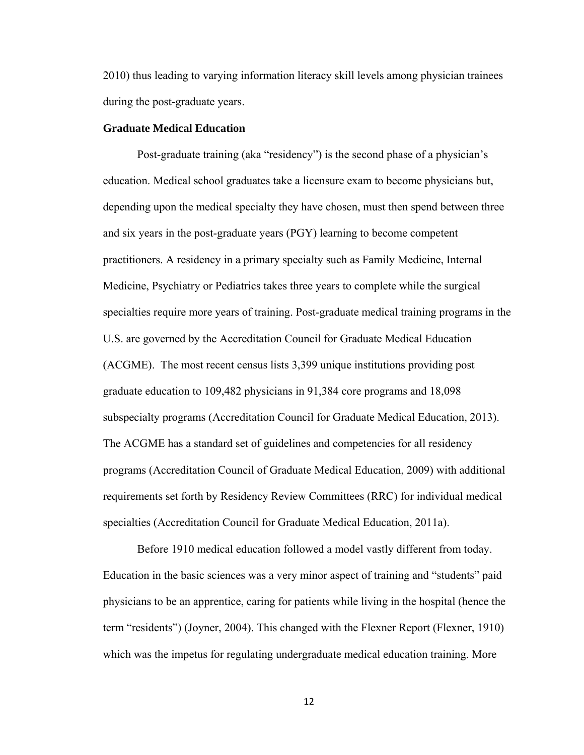2010) thus leading to varying information literacy skill levels among physician trainees during the post-graduate years.

**Graduate Medical Education**

Post-graduate training (aka "residency") is the second phase of a physician's education. Medical school graduates take a licensure exam to become physicians but, depending upon the medical specialty they have chosen, must then spend between three and six years in the post-graduate years (PGY) learning to become competent practitioners. A residency in a primary specialty such as Family Medicine, Internal Medicine, Psychiatry or Pediatrics takes three years to complete while the surgical specialties require more years of training. Post-graduate medical training programs in the U.S. are governed by the Accreditation Council for Graduate Medical Education (ACGME). The most recent census lists 3,399 unique institutions providing post graduate education to 109,482 physicians in 91,384 core programs and 18,098 subspecialty programs (Accreditation Council for Graduate Medical Education, 2013). The ACGME has a standard set of guidelines and competencies for all residency programs (Accreditation Council of Graduate Medical Education, 2009) with additional requirements set forth by Residency Review Committees (RRC) for individual medical specialties (Accreditation Council for Graduate Medical Education, 2011a).

Before 1910 medical education followed a model vastly different from today. Education in the basic sciences was a very minor aspect of training and "students" paid physicians to be an apprentice, caring for patients while living in the hospital (hence the term "residents") (Joyner, 2004). This changed with the Flexner Report (Flexner, 1910) which was the impetus for regulating undergraduate medical education training. More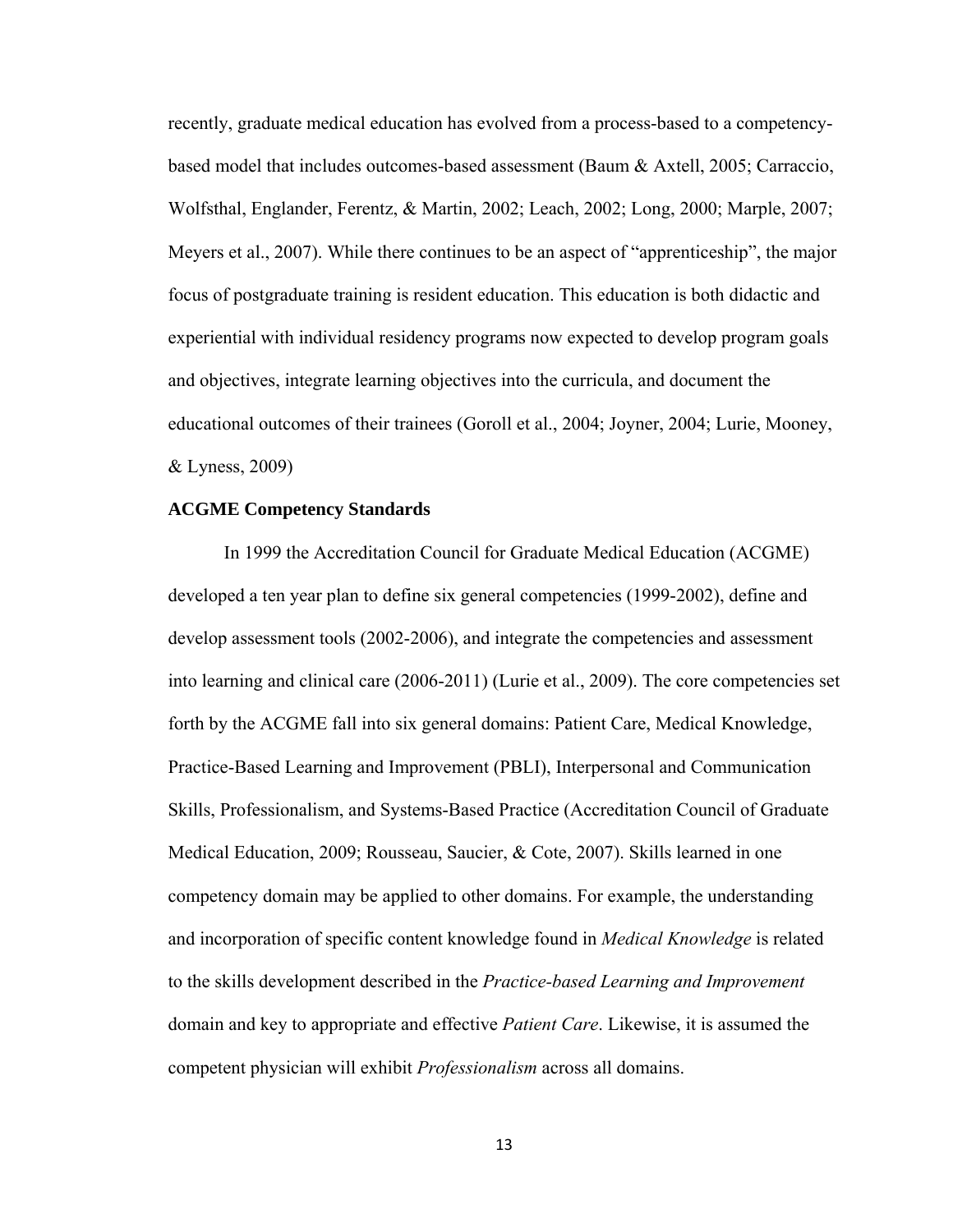recently, graduate medical education has evolved from a process-based to a competency-based model that includes outcomes-based assessment (Baum & Axtell, 2005; Carraccio, Wolfsthal, Englander, Ferentz, & Martin, 2002; Leach, 2002; Long, 2000; Marple, 2007; Meyers et al., 2007). While there continues to be an aspect of "apprenticeship", the major focus of postgraduate training is resident education. This education is both didactic and experiential with individual residency programs now expected to develop program goals and objectives, integrate learning objectives into the curricula, and document the educational outcomes of their trainees (Goroll et al., 2004; Joyner, 2004; Lurie, Mooney, & Lyness, 2009)

**ACGME Competency Standards**

In 1999 the Accreditation Council for Graduate Medical Education (ACGME) developed a ten year plan to define six general competencies (1999-2002), define and develop assessment tools (2002-2006), and integrate the competencies and assessment into learning and clinical care (2006-2011) (Lurie et al., 2009). The core competencies set forth by the ACGME fall into six general domains: Patient Care, Medical Knowledge, Practice-Based Learning and Improvement (PBLI), Interpersonal and Communication Skills, Professionalism, and Systems-Based Practice (Accreditation Council of Graduate Medical Education, 2009; Rousseau, Saucier, & Cote, 2007). Skills learned in one competency domain may be applied to other domains. For example, the understanding and incorporation of specific content knowledge found in *Medical Knowledge* is related to the skills development described in the *Practice-based Learning and Improvement* domain and key to appropriate and effective *Patient Care*. Likewise, it is assumed the competent physician will exhibit *Professionalism* across all domains.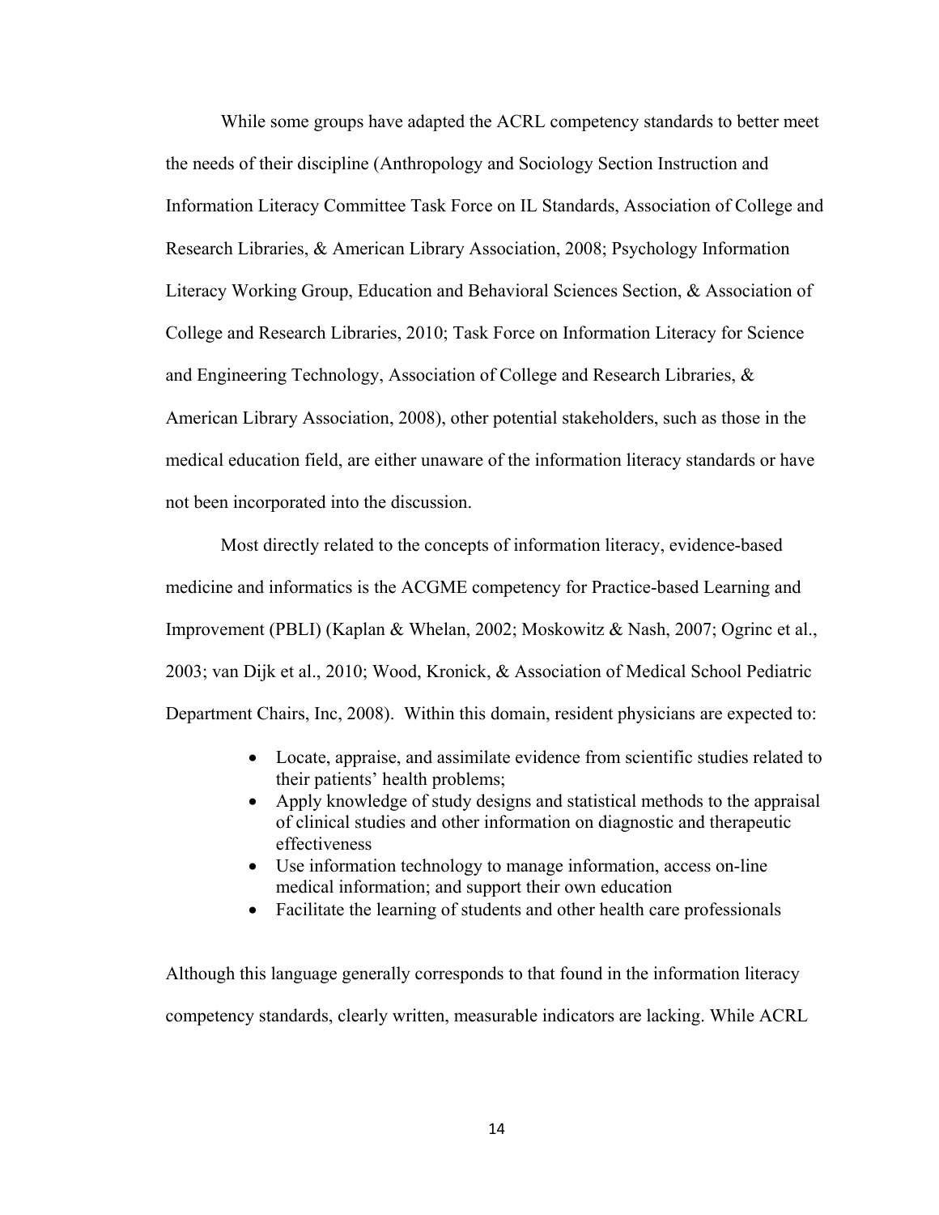While some groups have adapted the ACRL competency standards to better meet the needs of their discipline (Anthropology and Sociology Section Instruction and Information Literacy Committee Task Force on IL Standards, Association of College and Research Libraries, & American Library Association, 2008; Psychology Information Literacy Working Group, Education and Behavioral Sciences Section, & Association of College and Research Libraries, 2010; Task Force on Information Literacy for Science and Engineering Technology, Association of College and Research Libraries, & American Library Association, 2008), other potential stakeholders, such as those in the medical education field, are either unaware of the information literacy standards or have not been incorporated into the discussion.

Most directly related to the concepts of information literacy, evidence-based medicine and informatics is the ACGME competency for Practice-based Learning and Improvement (PBLI) (Kaplan & Whelan, 2002; Moskowitz & Nash, 2007; Ogrinc et al., 2003; van Dijk et al., 2010; Wood, Kronick, & Association of Medical School Pediatric Department Chairs, Inc, 2008). Within this domain, resident physicians are expected to:

- Locate, appraise, and assimilate evidence from scientific studies related to their patients' health problems;
- Apply knowledge of study designs and statistical methods to the appraisal of clinical studies and other information on diagnostic and therapeutic effectiveness
- Use information technology to manage information, access on-line medical information; and support their own education
- Facilitate the learning of students and other health care professionals

Although this language generally corresponds to that found in the information literacy competency standards, clearly written, measurable indicators are lacking. While ACRL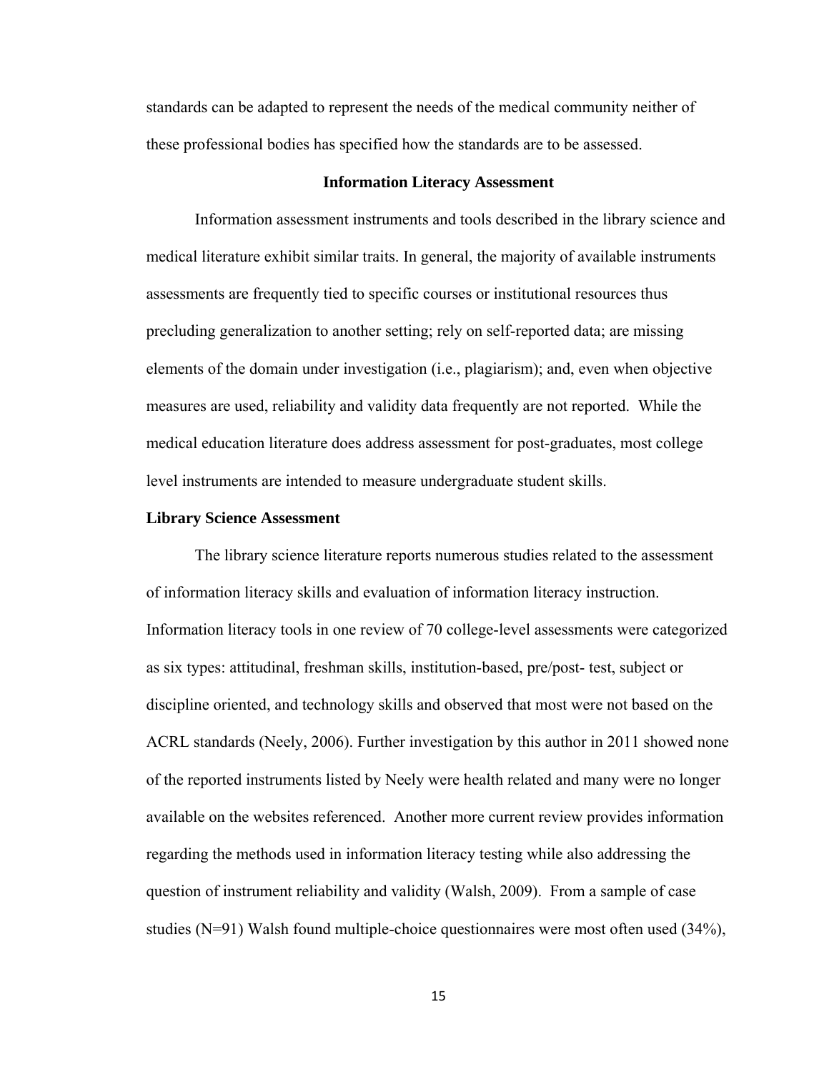standards can be adapted to represent the needs of the medical community neither of these professional bodies has specified how the standards are to be assessed.

## Information Literacy Assessment

Information assessment instruments and tools described in the library science and medical literature exhibit similar traits. In general, the majority of available instruments assessments are frequently tied to specific courses or institutional resources thus precluding generalization to another setting; rely on self-reported data; are missing elements of the domain under investigation (i.e., plagiarism); and, even when objective measures are used, reliability and validity data frequently are not reported. While the medical education literature does address assessment for post-graduates, most college level instruments are intended to measure undergraduate student skills.

### Library Science Assessment

The library science literature reports numerous studies related to the assessment of information literacy skills and evaluation of information literacy instruction. Information literacy tools in one review of 70 college-level assessments were categorized as six types: attitudinal, freshman skills, institution-based, pre/post- test, subject or discipline oriented, and technology skills and observed that most were not based on the ACRL standards (Neely, 2006). Further investigation by this author in 2011 showed none of the reported instruments listed by Neely were health related and many were no longer available on the websites referenced. Another more current review provides information regarding the methods used in information literacy testing while also addressing the question of instrument reliability and validity (Walsh, 2009). From a sample of case studies (N=91) Walsh found multiple-choice questionnaires were most often used (34%),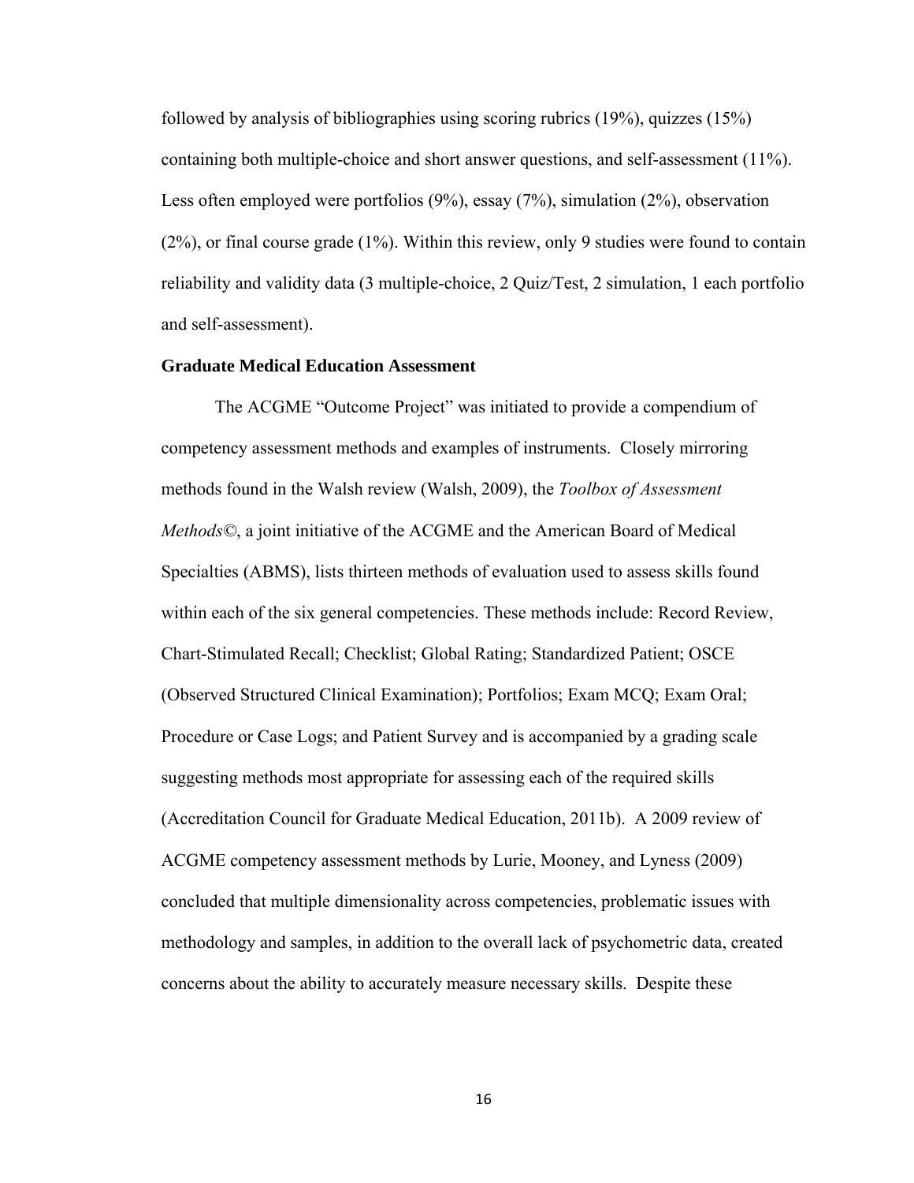followed by analysis of bibliographies using scoring rubrics (19%), quizzes (15%) containing both multiple-choice and short answer questions, and self-assessment (11%). Less often employed were portfolios (9%), essay (7%), simulation (2%), observation (2%), or final course grade (1%). Within this review, only 9 studies were found to contain reliability and validity data (3 multiple-choice, 2 Quiz/Test, 2 simulation, 1 each portfolio and self-assessment).

### Graduate Medical Education Assessment

The ACGME "Outcome Project" was initiated to provide a compendium of competency assessment methods and examples of instruments. Closely mirroring methods found in the Walsh review (Walsh, 2009), the *Toolbox of Assessment Methods©*, a joint initiative of the ACGME and the American Board of Medical Specialties (ABMS), lists thirteen methods of evaluation used to assess skills found within each of the six general competencies. These methods include: Record Review, Chart-Stimulated Recall; Checklist; Global Rating; Standardized Patient; OSCE (Observed Structured Clinical Examination); Portfolios; Exam MCQ; Exam Oral; Procedure or Case Logs; and Patient Survey and is accompanied by a grading scale suggesting methods most appropriate for assessing each of the required skills (Accreditation Council for Graduate Medical Education, 2011b). A 2009 review of ACGME competency assessment methods by Lurie, Mooney, and Lyness (2009) concluded that multiple dimensionality across competencies, problematic issues with methodology and samples, in addition to the overall lack of psychometric data, created concerns about the ability to accurately measure necessary skills. Despite these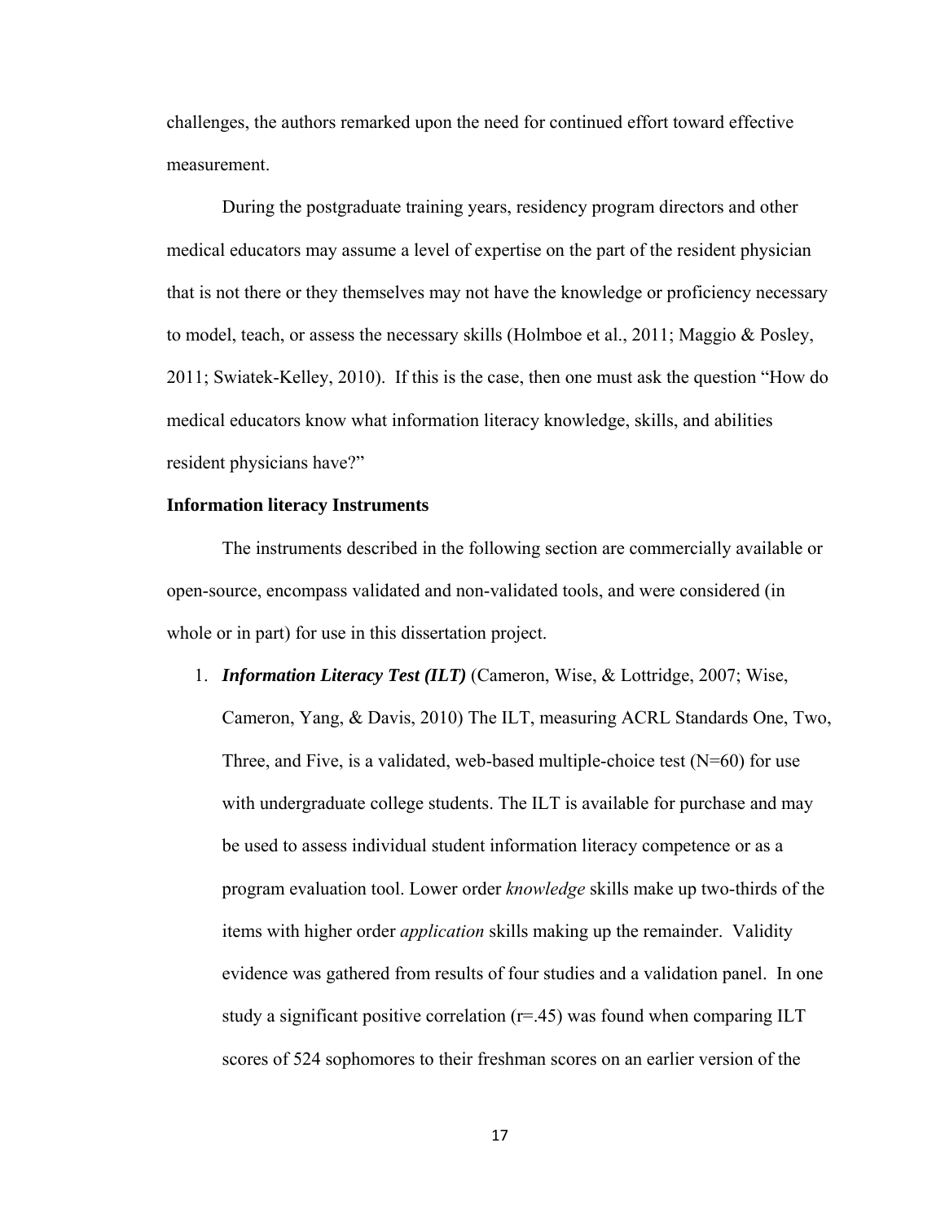challenges, the authors remarked upon the need for continued effort toward effective measurement.

During the postgraduate training years, residency program directors and other medical educators may assume a level of expertise on the part of the resident physician that is not there or they themselves may not have the knowledge or proficiency necessary to model, teach, or assess the necessary skills (Holmboe et al., 2011; Maggio & Posley, 2011; Swiatek-Kelley, 2010). If this is the case, then one must ask the question "How do medical educators know what information literacy knowledge, skills, and abilities resident physicians have?"

**Information literacy Instruments**

The instruments described in the following section are commercially available or open-source, encompass validated and non-validated tools, and were considered (in whole or in part) for use in this dissertation project.

1. ***Information Literacy Test (ILT)*** (Cameron, Wise, & Lottridge, 2007; Wise, Cameron, Yang, & Davis, 2010) The ILT, measuring ACRL Standards One, Two, Three, and Five, is a validated, web-based multiple-choice test (N=60) for use with undergraduate college students. The ILT is available for purchase and may be used to assess individual student information literacy competence or as a program evaluation tool. Lower order *knowledge* skills make up two-thirds of the items with higher order *application* skills making up the remainder. Validity evidence was gathered from results of four studies and a validation panel. In one study a significant positive correlation (r=.45) was found when comparing ILT scores of 524 sophomores to their freshman scores on an earlier version of the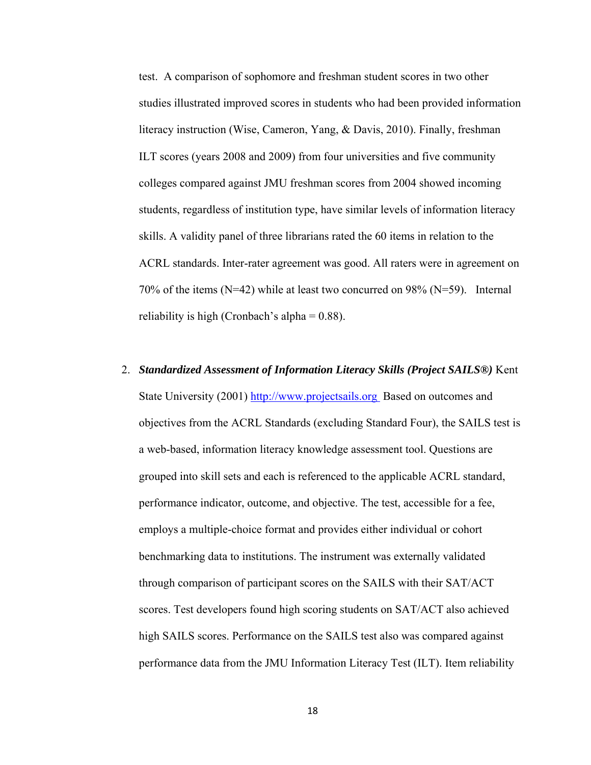test. A comparison of sophomore and freshman student scores in two other studies illustrated improved scores in students who had been provided information literacy instruction (Wise, Cameron, Yang, & Davis, 2010). Finally, freshman ILT scores (years 2008 and 2009) from four universities and five community colleges compared against JMU freshman scores from 2004 showed incoming students, regardless of institution type, have similar levels of information literacy skills. A validity panel of three librarians rated the 60 items in relation to the ACRL standards. Inter-rater agreement was good. All raters were in agreement on 70% of the items (N=42) while at least two concurred on 98% (N=59). Internal reliability is high (Cronbach's alpha = 0.88).

2. ***Standardized Assessment of Information Literacy Skills (Project SAILS®)*** Kent State University (2001) http://www.projectsails.org Based on outcomes and objectives from the ACRL Standards (excluding Standard Four), the SAILS test is a web-based, information literacy knowledge assessment tool. Questions are grouped into skill sets and each is referenced to the applicable ACRL standard, performance indicator, outcome, and objective. The test, accessible for a fee, employs a multiple-choice format and provides either individual or cohort benchmarking data to institutions. The instrument was externally validated through comparison of participant scores on the SAILS with their SAT/ACT scores. Test developers found high scoring students on SAT/ACT also achieved high SAILS scores. Performance on the SAILS test also was compared against performance data from the JMU Information Literacy Test (ILT). Item reliability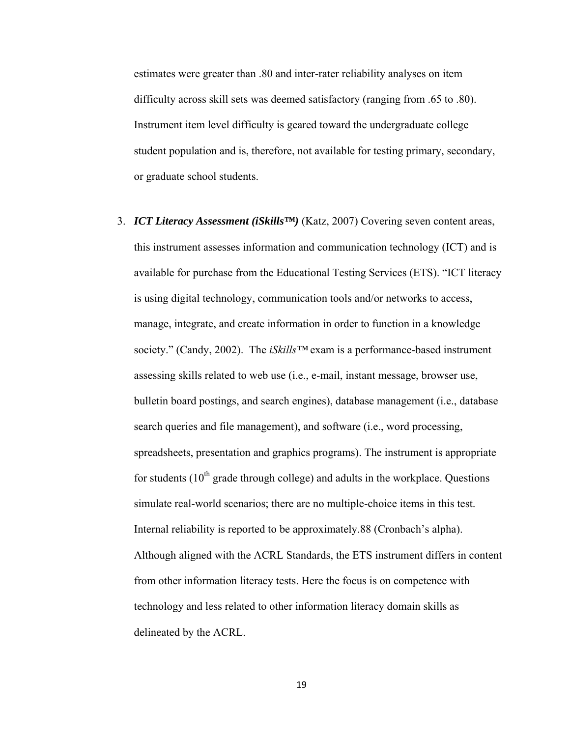estimates were greater than .80 and inter-rater reliability analyses on item difficulty across skill sets was deemed satisfactory (ranging from .65 to .80). Instrument item level difficulty is geared toward the undergraduate college student population and is, therefore, not available for testing primary, secondary, or graduate school students.

3. ***ICT Literacy Assessment (iSkills™)*** (Katz, 2007) Covering seven content areas, this instrument assesses information and communication technology (ICT) and is available for purchase from the Educational Testing Services (ETS). "ICT literacy is using digital technology, communication tools and/or networks to access, manage, integrate, and create information in order to function in a knowledge society." (Candy, 2002). The *iSkills™* exam is a performance-based instrument assessing skills related to web use (i.e., e-mail, instant message, browser use, bulletin board postings, and search engines), database management (i.e., database search queries and file management), and software (i.e., word processing, spreadsheets, presentation and graphics programs). The instrument is appropriate for students (10$^{th}$ grade through college) and adults in the workplace. Questions simulate real-world scenarios; there are no multiple-choice items in this test. Internal reliability is reported to be approximately.88 (Cronbach's alpha). Although aligned with the ACRL Standards, the ETS instrument differs in content from other information literacy tests. Here the focus is on competence with technology and less related to other information literacy domain skills as delineated by the ACRL.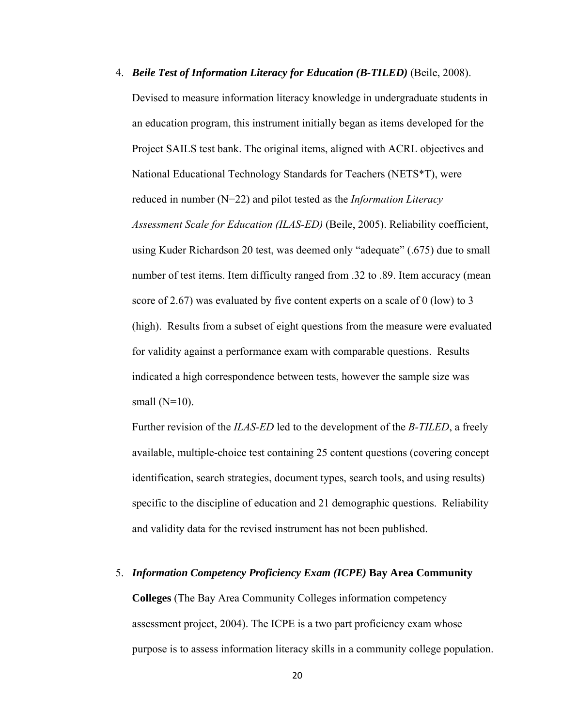4. ***Beile Test of Information Literacy for Education (B-TILED)*** (Beile, 2008). Devised to measure information literacy knowledge in undergraduate students in an education program, this instrument initially began as items developed for the Project SAILS test bank. The original items, aligned with ACRL objectives and National Educational Technology Standards for Teachers (NETS*T), were reduced in number (N=22) and pilot tested as the *Information Literacy Assessment Scale for Education (ILAS-ED)* (Beile, 2005). Reliability coefficient, using Kuder Richardson 20 test, was deemed only "adequate" (.675) due to small number of test items. Item difficulty ranged from .32 to .89. Item accuracy (mean score of 2.67) was evaluated by five content experts on a scale of 0 (low) to 3 (high). Results from a subset of eight questions from the measure were evaluated for validity against a performance exam with comparable questions. Results indicated a high correspondence between tests, however the sample size was small (N=10).

   Further revision of the *ILAS-ED* led to the development of the *B-TILED*, a freely available, multiple-choice test containing 25 content questions (covering concept identification, search strategies, document types, search tools, and using results) specific to the discipline of education and 21 demographic questions. Reliability and validity data for the revised instrument has not been published.

5. ***Information Competency Proficiency Exam (ICPE)*** **Bay Area Community Colleges** (The Bay Area Community Colleges information competency assessment project, 2004). The ICPE is a two part proficiency exam whose purpose is to assess information literacy skills in a community college population.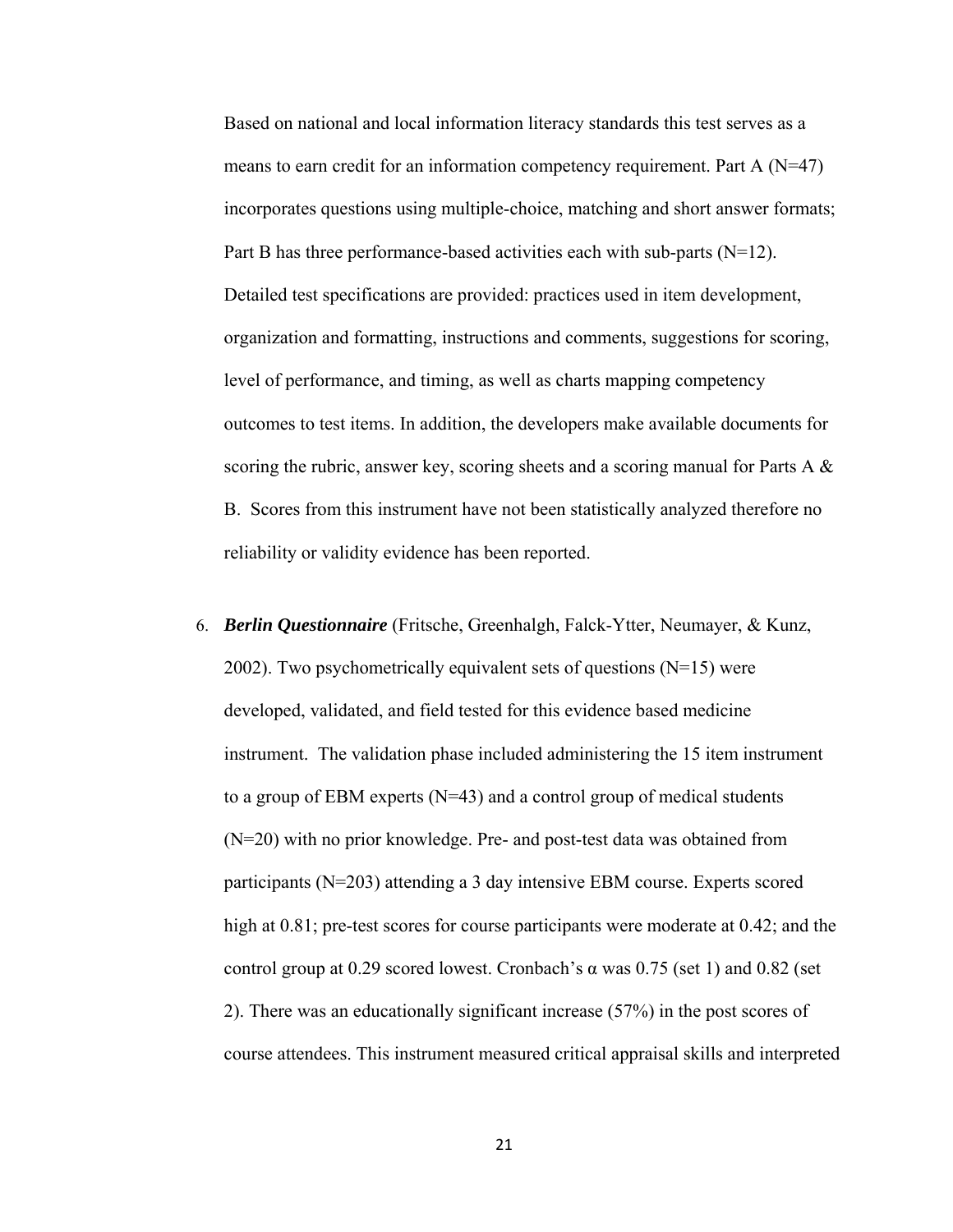Based on national and local information literacy standards this test serves as a means to earn credit for an information competency requirement. Part A (N=47) incorporates questions using multiple-choice, matching and short answer formats; Part B has three performance-based activities each with sub-parts (N=12). Detailed test specifications are provided: practices used in item development, organization and formatting, instructions and comments, suggestions for scoring, level of performance, and timing, as well as charts mapping competency outcomes to test items. In addition, the developers make available documents for scoring the rubric, answer key, scoring sheets and a scoring manual for Parts A & B. Scores from this instrument have not been statistically analyzed therefore no reliability or validity evidence has been reported.

6. ***Berlin Questionnaire*** (Fritsche, Greenhalgh, Falck-Ytter, Neumayer, & Kunz, 2002). Two psychometrically equivalent sets of questions (N=15) were developed, validated, and field tested for this evidence based medicine instrument. The validation phase included administering the 15 item instrument to a group of EBM experts (N=43) and a control group of medical students (N=20) with no prior knowledge. Pre- and post-test data was obtained from participants (N=203) attending a 3 day intensive EBM course. Experts scored high at 0.81; pre-test scores for course participants were moderate at 0.42; and the control group at 0.29 scored lowest. Cronbach's $\alpha$ was 0.75 (set 1) and 0.82 (set 2). There was an educationally significant increase (57%) in the post scores of course attendees. This instrument measured critical appraisal skills and interpreted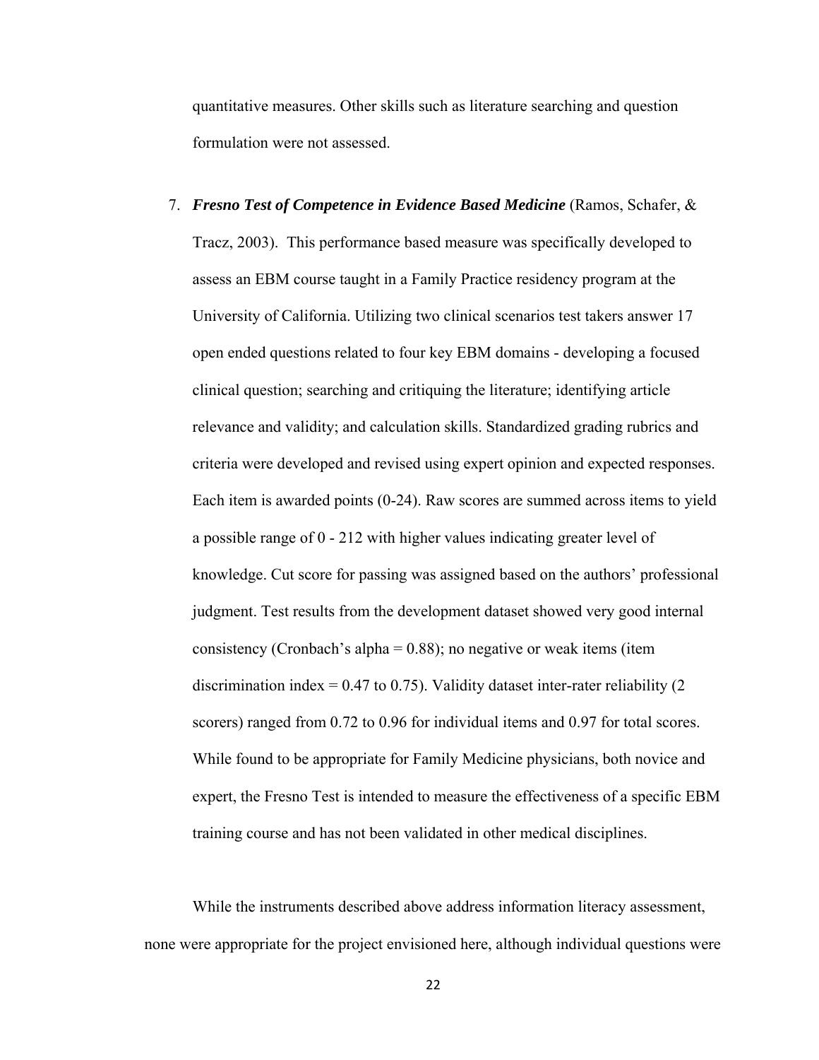quantitative measures. Other skills such as literature searching and question formulation were not assessed.

7. ***Fresno Test of Competence in Evidence Based Medicine*** (Ramos, Schafer, & Tracz, 2003). This performance based measure was specifically developed to assess an EBM course taught in a Family Practice residency program at the University of California. Utilizing two clinical scenarios test takers answer 17 open ended questions related to four key EBM domains - developing a focused clinical question; searching and critiquing the literature; identifying article relevance and validity; and calculation skills. Standardized grading rubrics and criteria were developed and revised using expert opinion and expected responses. Each item is awarded points (0-24). Raw scores are summed across items to yield a possible range of 0 - 212 with higher values indicating greater level of knowledge. Cut score for passing was assigned based on the authors' professional judgment. Test results from the development dataset showed very good internal consistency (Cronbach's alpha = 0.88); no negative or weak items (item discrimination index = 0.47 to 0.75). Validity dataset inter-rater reliability (2 scorers) ranged from 0.72 to 0.96 for individual items and 0.97 for total scores. While found to be appropriate for Family Medicine physicians, both novice and expert, the Fresno Test is intended to measure the effectiveness of a specific EBM training course and has not been validated in other medical disciplines.

While the instruments described above address information literacy assessment, none were appropriate for the project envisioned here, although individual questions were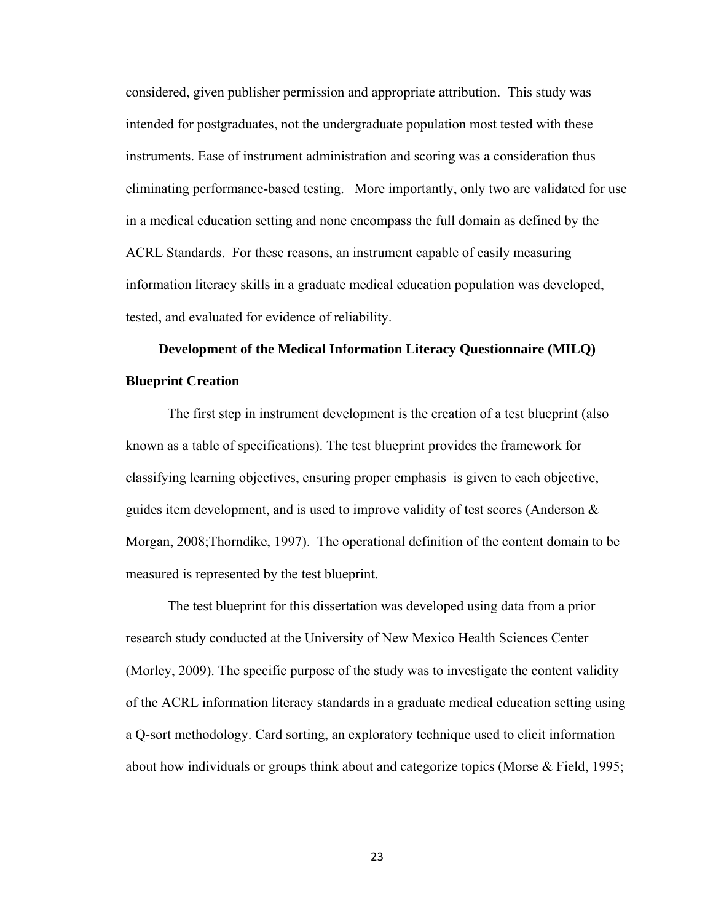considered, given publisher permission and appropriate attribution. This study was intended for postgraduates, not the undergraduate population most tested with these instruments. Ease of instrument administration and scoring was a consideration thus eliminating performance-based testing. More importantly, only two are validated for use in a medical education setting and none encompass the full domain as defined by the ACRL Standards. For these reasons, an instrument capable of easily measuring information literacy skills in a graduate medical education population was developed, tested, and evaluated for evidence of reliability.

## Development of the Medical Information Literacy Questionnaire (MILQ)

### Blueprint Creation

The first step in instrument development is the creation of a test blueprint (also known as a table of specifications). The test blueprint provides the framework for classifying learning objectives, ensuring proper emphasis is given to each objective, guides item development, and is used to improve validity of test scores (Anderson & Morgan, 2008;Thorndike, 1997). The operational definition of the content domain to be measured is represented by the test blueprint.

The test blueprint for this dissertation was developed using data from a prior research study conducted at the University of New Mexico Health Sciences Center (Morley, 2009). The specific purpose of the study was to investigate the content validity of the ACRL information literacy standards in a graduate medical education setting using a Q-sort methodology. Card sorting, an exploratory technique used to elicit information about how individuals or groups think about and categorize topics (Morse & Field, 1995;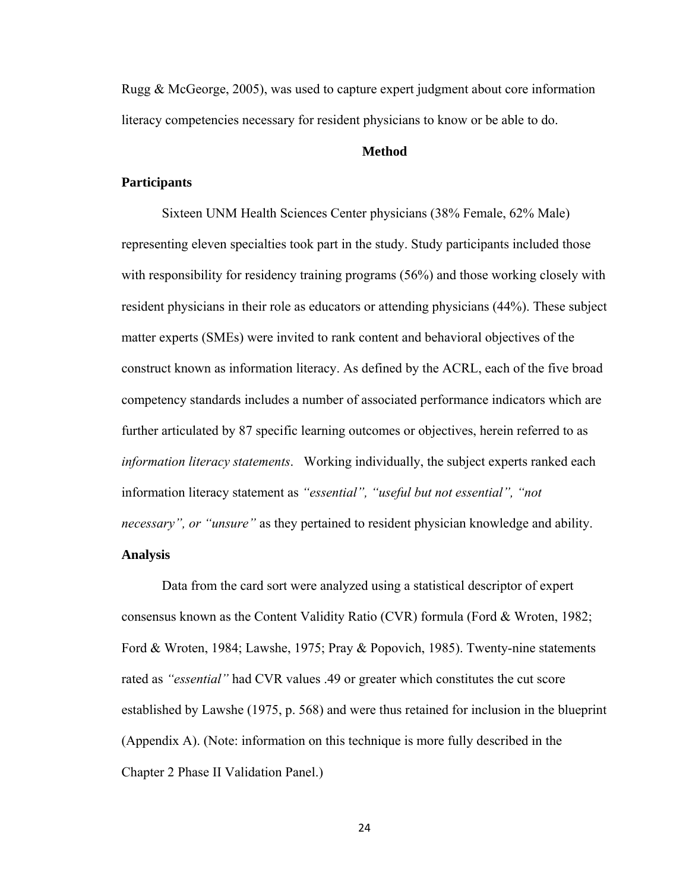Rugg & McGeorge, 2005), was used to capture expert judgment about core information literacy competencies necessary for resident physicians to know or be able to do.

## Method

### Participants

Sixteen UNM Health Sciences Center physicians (38% Female, 62% Male) representing eleven specialties took part in the study. Study participants included those with responsibility for residency training programs (56%) and those working closely with resident physicians in their role as educators or attending physicians (44%). These subject matter experts (SMEs) were invited to rank content and behavioral objectives of the construct known as information literacy. As defined by the ACRL, each of the five broad competency standards includes a number of associated performance indicators which are further articulated by 87 specific learning outcomes or objectives, herein referred to as *information literacy statements*. Working individually, the subject experts ranked each information literacy statement as *"essential", "useful but not essential", "not necessary", or "unsure"* as they pertained to resident physician knowledge and ability.

### Analysis

Data from the card sort were analyzed using a statistical descriptor of expert consensus known as the Content Validity Ratio (CVR) formula (Ford & Wroten, 1982; Ford & Wroten, 1984; Lawshe, 1975; Pray & Popovich, 1985). Twenty-nine statements rated as *"essential"* had CVR values .49 or greater which constitutes the cut score established by Lawshe (1975, p. 568) and were thus retained for inclusion in the blueprint (Appendix A). (Note: information on this technique is more fully described in the Chapter 2 Phase II Validation Panel.)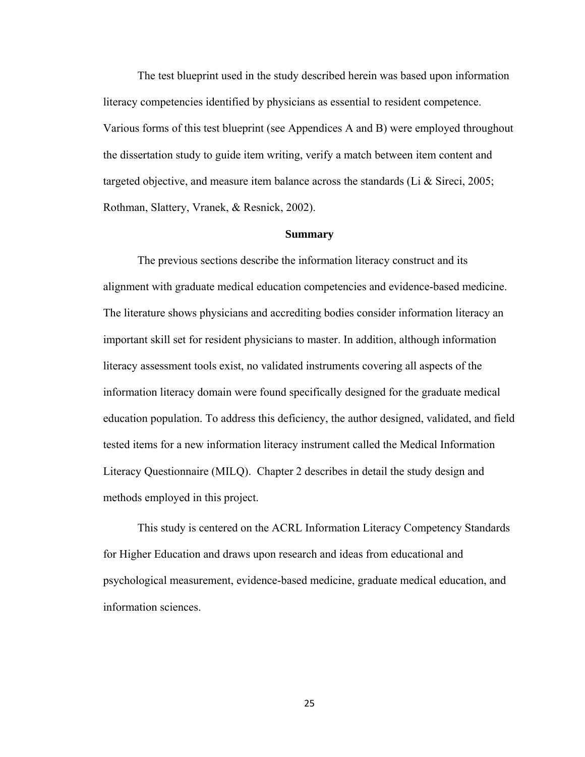The test blueprint used in the study described herein was based upon information literacy competencies identified by physicians as essential to resident competence. Various forms of this test blueprint (see Appendices A and B) were employed throughout the dissertation study to guide item writing, verify a match between item content and targeted objective, and measure item balance across the standards (Li & Sireci, 2005; Rothman, Slattery, Vranek, & Resnick, 2002).

## Summary

The previous sections describe the information literacy construct and its alignment with graduate medical education competencies and evidence-based medicine. The literature shows physicians and accrediting bodies consider information literacy an important skill set for resident physicians to master. In addition, although information literacy assessment tools exist, no validated instruments covering all aspects of the information literacy domain were found specifically designed for the graduate medical education population. To address this deficiency, the author designed, validated, and field tested items for a new information literacy instrument called the Medical Information Literacy Questionnaire (MILQ). Chapter 2 describes in detail the study design and methods employed in this project.

This study is centered on the ACRL Information Literacy Competency Standards for Higher Education and draws upon research and ideas from educational and psychological measurement, evidence-based medicine, graduate medical education, and information sciences.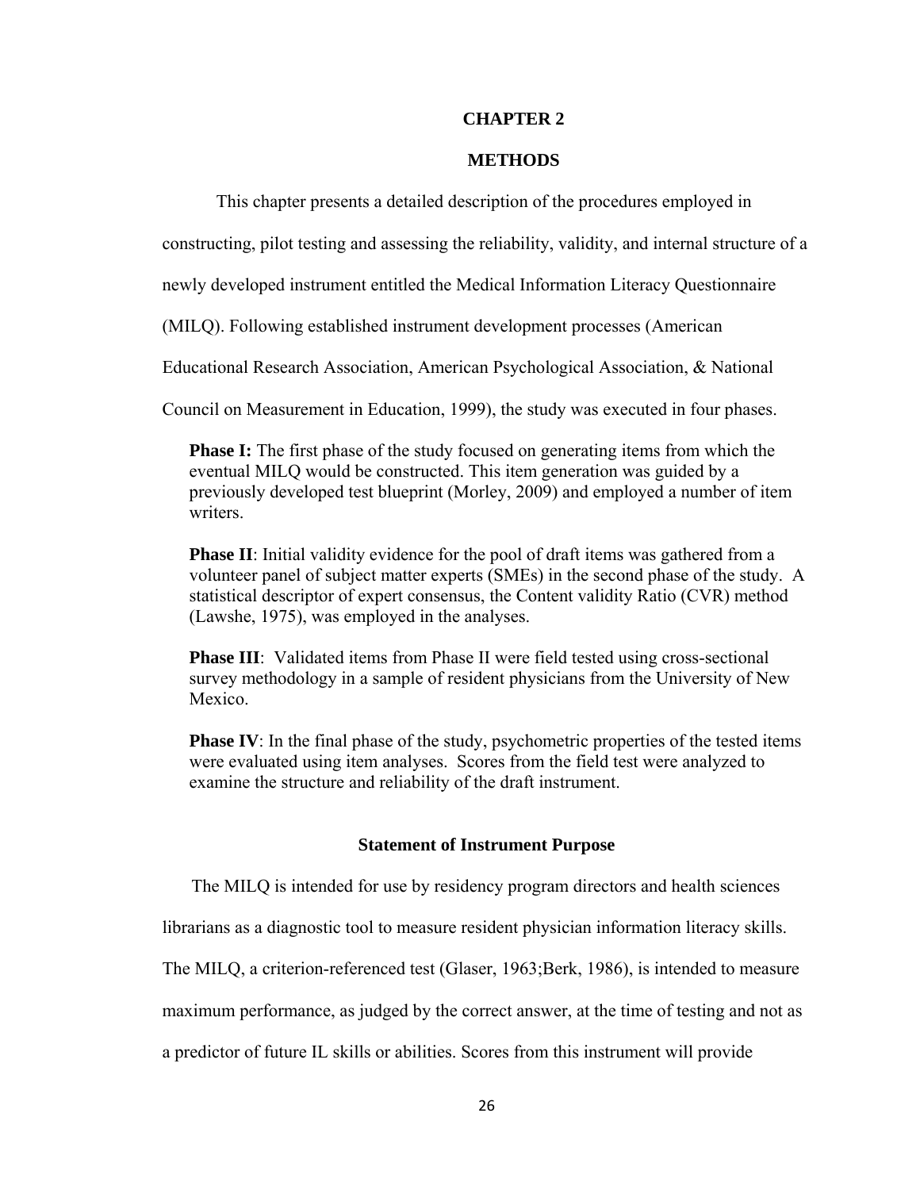# CHAPTER 2

# METHODS

This chapter presents a detailed description of the procedures employed in constructing, pilot testing and assessing the reliability, validity, and internal structure of a newly developed instrument entitled the Medical Information Literacy Questionnaire (MILQ). Following established instrument development processes (American Educational Research Association, American Psychological Association, & National Council on Measurement in Education, 1999), the study was executed in four phases.

> **Phase I:** The first phase of the study focused on generating items from which the eventual MILQ would be constructed. This item generation was guided by a previously developed test blueprint (Morley, 2009) and employed a number of item writers.
>
> **Phase II**: Initial validity evidence for the pool of draft items was gathered from a volunteer panel of subject matter experts (SMEs) in the second phase of the study. A statistical descriptor of expert consensus, the Content validity Ratio (CVR) method (Lawshe, 1975), was employed in the analyses.
>
> **Phase III**: Validated items from Phase II were field tested using cross-sectional survey methodology in a sample of resident physicians from the University of New Mexico.
>
> **Phase IV**: In the final phase of the study, psychometric properties of the tested items were evaluated using item analyses. Scores from the field test were analyzed to examine the structure and reliability of the draft instrument.

## Statement of Instrument Purpose

The MILQ is intended for use by residency program directors and health sciences librarians as a diagnostic tool to measure resident physician information literacy skills. The MILQ, a criterion-referenced test (Glaser, 1963;Berk, 1986), is intended to measure maximum performance, as judged by the correct answer, at the time of testing and not as a predictor of future IL skills or abilities. Scores from this instrument will provide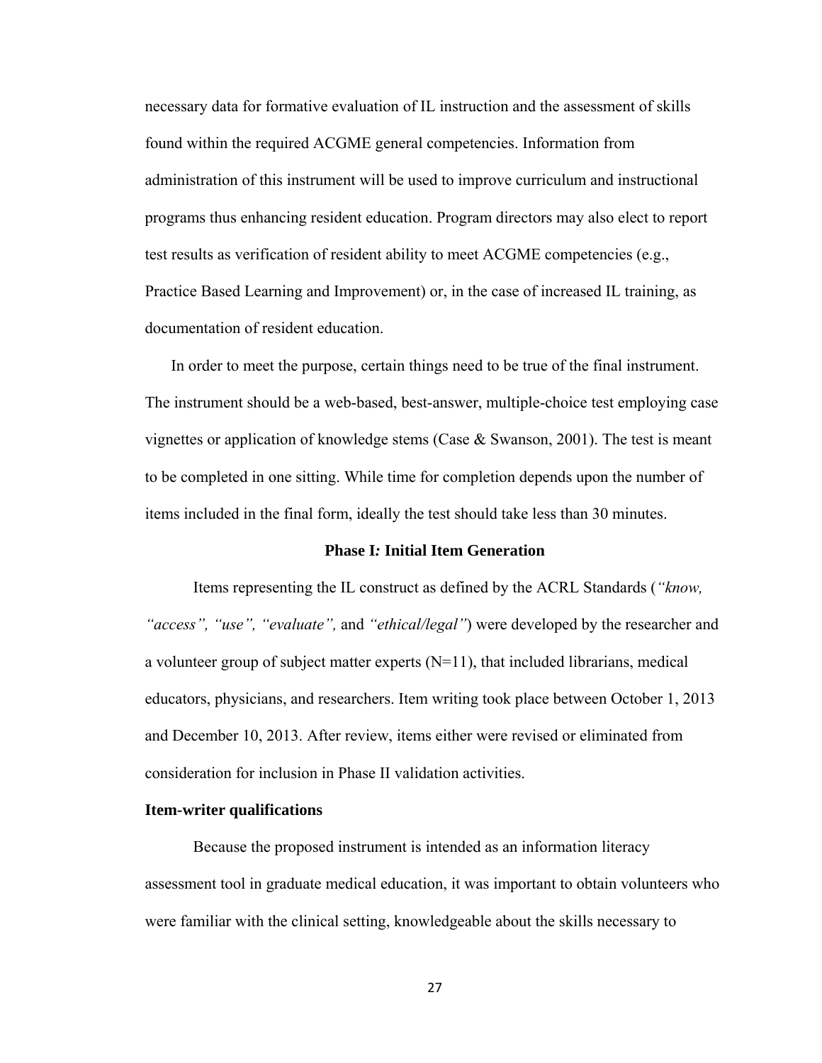necessary data for formative evaluation of IL instruction and the assessment of skills found within the required ACGME general competencies. Information from administration of this instrument will be used to improve curriculum and instructional programs thus enhancing resident education. Program directors may also elect to report test results as verification of resident ability to meet ACGME competencies (e.g., Practice Based Learning and Improvement) or, in the case of increased IL training, as documentation of resident education.

In order to meet the purpose, certain things need to be true of the final instrument. The instrument should be a web-based, best-answer, multiple-choice test employing case vignettes or application of knowledge stems (Case & Swanson, 2001). The test is meant to be completed in one sitting. While time for completion depends upon the number of items included in the final form, ideally the test should take less than 30 minutes.

## Phase I*:* Initial Item Generation

Items representing the IL construct as defined by the ACRL Standards (*"know, "access", "use", "evaluate",* and *"ethical/legal"*) were developed by the researcher and a volunteer group of subject matter experts (N=11), that included librarians, medical educators, physicians, and researchers. Item writing took place between October 1, 2013 and December 10, 2013. After review, items either were revised or eliminated from consideration for inclusion in Phase II validation activities.

### Item-writer qualifications

Because the proposed instrument is intended as an information literacy assessment tool in graduate medical education, it was important to obtain volunteers who were familiar with the clinical setting, knowledgeable about the skills necessary to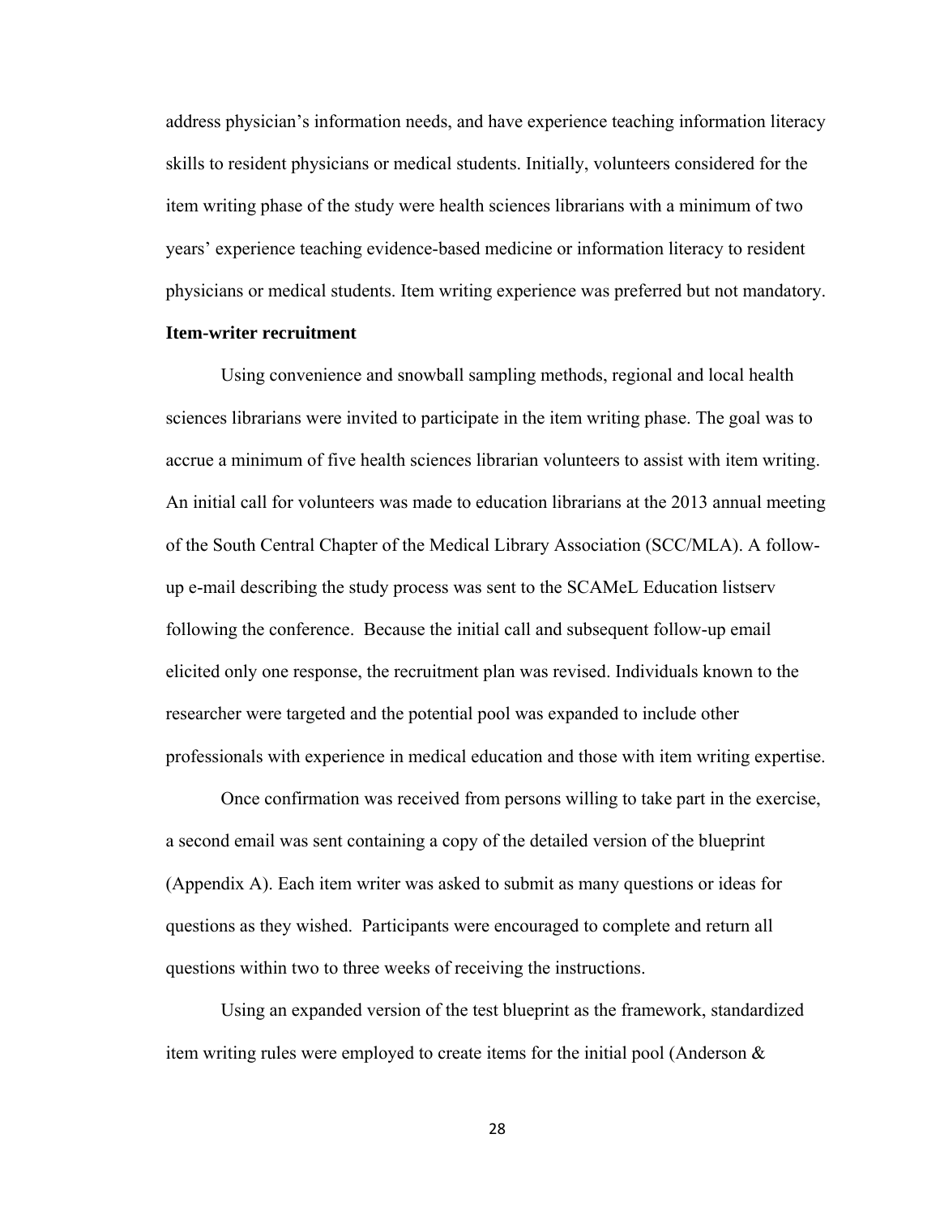address physician's information needs, and have experience teaching information literacy skills to resident physicians or medical students. Initially, volunteers considered for the item writing phase of the study were health sciences librarians with a minimum of two years' experience teaching evidence-based medicine or information literacy to resident physicians or medical students. Item writing experience was preferred but not mandatory.

**Item-writer recruitment**

Using convenience and snowball sampling methods, regional and local health sciences librarians were invited to participate in the item writing phase. The goal was to accrue a minimum of five health sciences librarian volunteers to assist with item writing. An initial call for volunteers was made to education librarians at the 2013 annual meeting of the South Central Chapter of the Medical Library Association (SCC/MLA). A follow-up e-mail describing the study process was sent to the SCAMeL Education listserv following the conference. Because the initial call and subsequent follow-up email elicited only one response, the recruitment plan was revised. Individuals known to the researcher were targeted and the potential pool was expanded to include other professionals with experience in medical education and those with item writing expertise.

Once confirmation was received from persons willing to take part in the exercise, a second email was sent containing a copy of the detailed version of the blueprint (Appendix A). Each item writer was asked to submit as many questions or ideas for questions as they wished. Participants were encouraged to complete and return all questions within two to three weeks of receiving the instructions.

Using an expanded version of the test blueprint as the framework, standardized item writing rules were employed to create items for the initial pool (Anderson &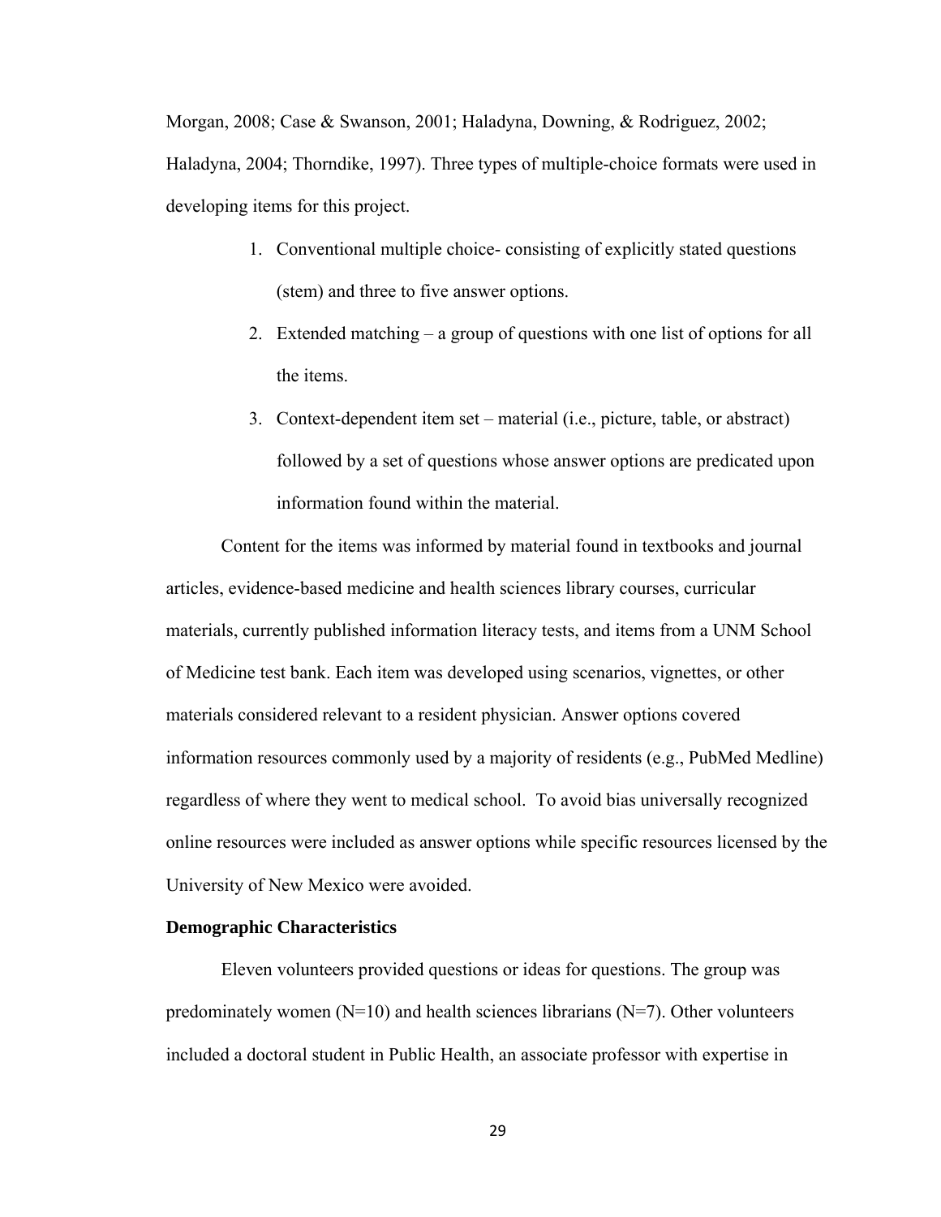Morgan, 2008; Case & Swanson, 2001; Haladyna, Downing, & Rodriguez, 2002; Haladyna, 2004; Thorndike, 1997). Three types of multiple-choice formats were used in developing items for this project.

1. Conventional multiple choice- consisting of explicitly stated questions (stem) and three to five answer options.
2. Extended matching – a group of questions with one list of options for all the items.
3. Context-dependent item set – material (i.e., picture, table, or abstract) followed by a set of questions whose answer options are predicated upon information found within the material.

Content for the items was informed by material found in textbooks and journal articles, evidence-based medicine and health sciences library courses, curricular materials, currently published information literacy tests, and items from a UNM School of Medicine test bank. Each item was developed using scenarios, vignettes, or other materials considered relevant to a resident physician. Answer options covered information resources commonly used by a majority of residents (e.g., PubMed Medline) regardless of where they went to medical school. To avoid bias universally recognized online resources were included as answer options while specific resources licensed by the University of New Mexico were avoided.

**Demographic Characteristics**

Eleven volunteers provided questions or ideas for questions. The group was predominately women (N=10) and health sciences librarians (N=7). Other volunteers included a doctoral student in Public Health, an associate professor with expertise in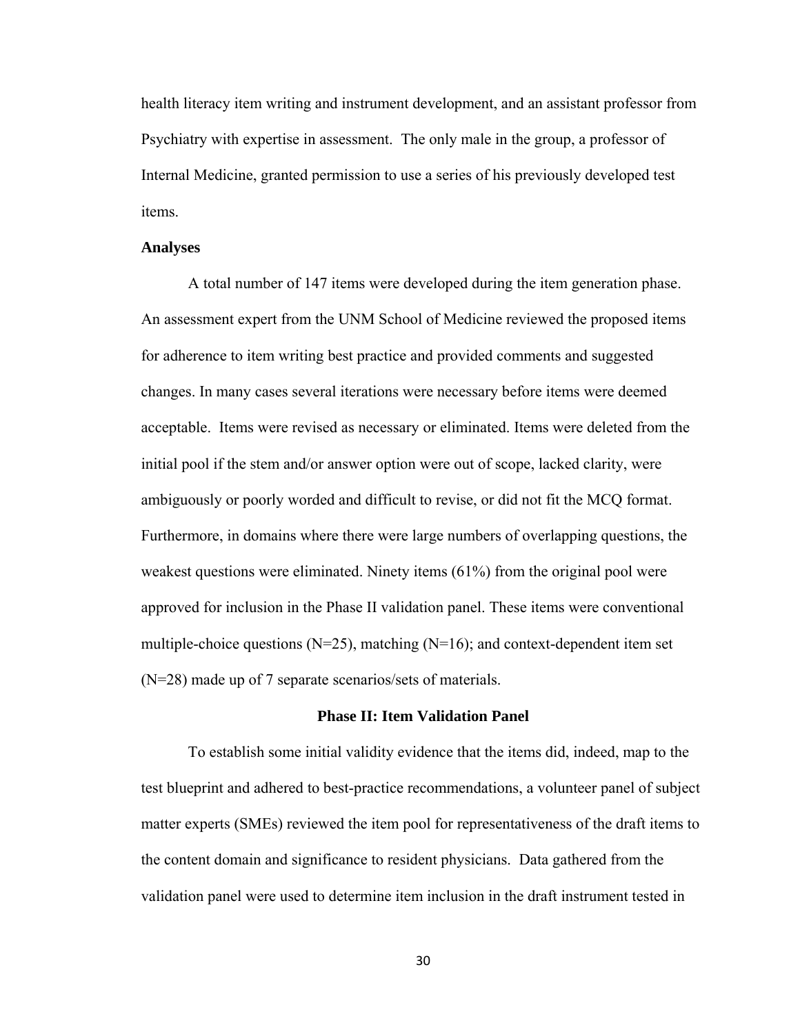health literacy item writing and instrument development, and an assistant professor from Psychiatry with expertise in assessment. The only male in the group, a professor of Internal Medicine, granted permission to use a series of his previously developed test items.

**Analyses**

A total number of 147 items were developed during the item generation phase. An assessment expert from the UNM School of Medicine reviewed the proposed items for adherence to item writing best practice and provided comments and suggested changes. In many cases several iterations were necessary before items were deemed acceptable. Items were revised as necessary or eliminated. Items were deleted from the initial pool if the stem and/or answer option were out of scope, lacked clarity, were ambiguously or poorly worded and difficult to revise, or did not fit the MCQ format. Furthermore, in domains where there were large numbers of overlapping questions, the weakest questions were eliminated. Ninety items (61%) from the original pool were approved for inclusion in the Phase II validation panel. These items were conventional multiple-choice questions (N=25), matching (N=16); and context-dependent item set (N=28) made up of 7 separate scenarios/sets of materials.

## Phase II: Item Validation Panel

To establish some initial validity evidence that the items did, indeed, map to the test blueprint and adhered to best-practice recommendations, a volunteer panel of subject matter experts (SMEs) reviewed the item pool for representativeness of the draft items to the content domain and significance to resident physicians. Data gathered from the validation panel were used to determine item inclusion in the draft instrument tested in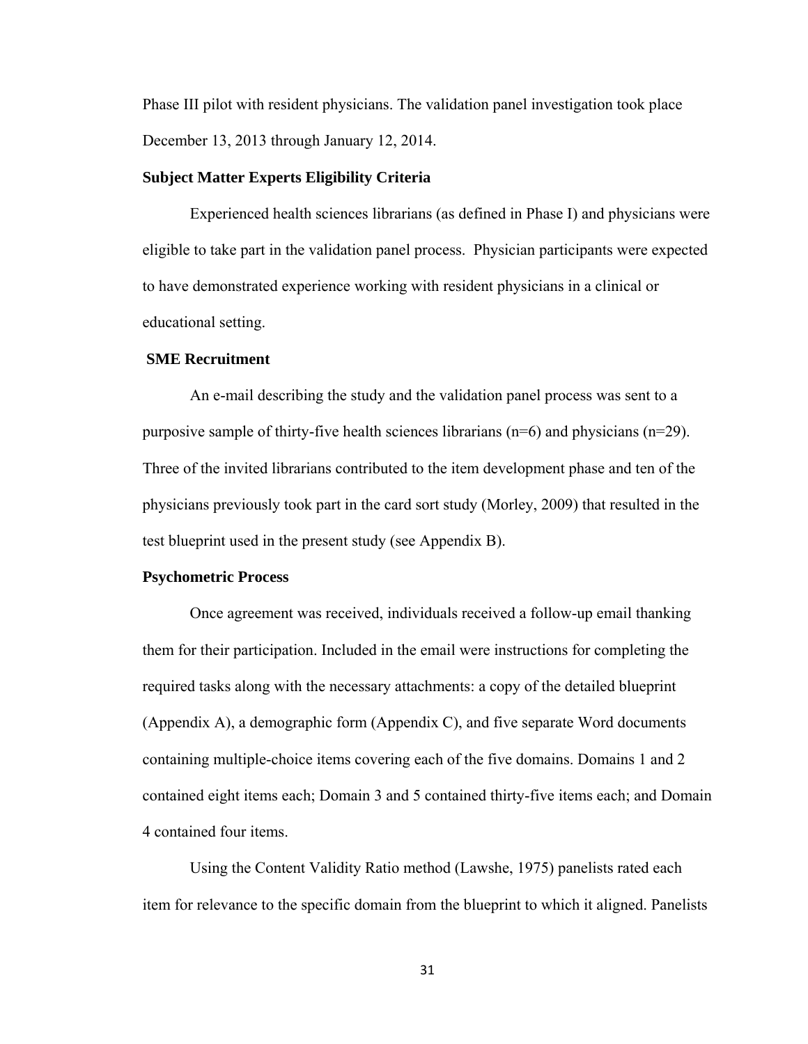Phase III pilot with resident physicians. The validation panel investigation took place December 13, 2013 through January 12, 2014.

### Subject Matter Experts Eligibility Criteria

Experienced health sciences librarians (as defined in Phase I) and physicians were eligible to take part in the validation panel process. Physician participants were expected to have demonstrated experience working with resident physicians in a clinical or educational setting.

### SME Recruitment

An e-mail describing the study and the validation panel process was sent to a purposive sample of thirty-five health sciences librarians (n=6) and physicians (n=29). Three of the invited librarians contributed to the item development phase and ten of the physicians previously took part in the card sort study (Morley, 2009) that resulted in the test blueprint used in the present study (see Appendix B).

### Psychometric Process

Once agreement was received, individuals received a follow-up email thanking them for their participation. Included in the email were instructions for completing the required tasks along with the necessary attachments: a copy of the detailed blueprint (Appendix A), a demographic form (Appendix C), and five separate Word documents containing multiple-choice items covering each of the five domains. Domains 1 and 2 contained eight items each; Domain 3 and 5 contained thirty-five items each; and Domain 4 contained four items.

Using the Content Validity Ratio method (Lawshe, 1975) panelists rated each item for relevance to the specific domain from the blueprint to which it aligned. Panelists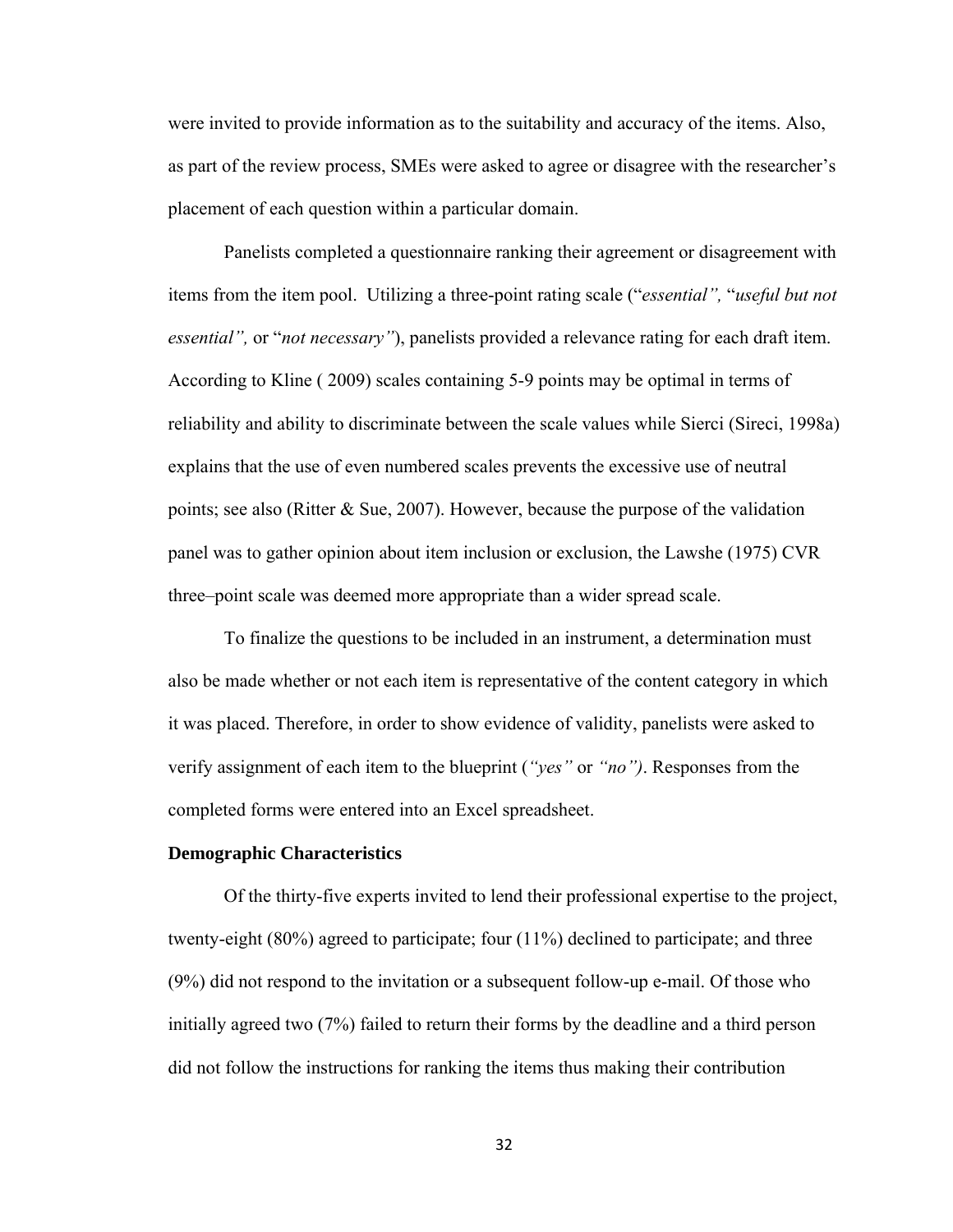were invited to provide information as to the suitability and accuracy of the items. Also, as part of the review process, SMEs were asked to agree or disagree with the researcher's placement of each question within a particular domain.

Panelists completed a questionnaire ranking their agreement or disagreement with items from the item pool. Utilizing a three-point rating scale ("*essential",* "*useful but not essential",* or "*not necessary"*), panelists provided a relevance rating for each draft item. According to Kline ( 2009) scales containing 5-9 points may be optimal in terms of reliability and ability to discriminate between the scale values while Sierci (Sireci, 1998a) explains that the use of even numbered scales prevents the excessive use of neutral points; see also (Ritter & Sue, 2007). However, because the purpose of the validation panel was to gather opinion about item inclusion or exclusion, the Lawshe (1975) CVR three–point scale was deemed more appropriate than a wider spread scale.

To finalize the questions to be included in an instrument, a determination must also be made whether or not each item is representative of the content category in which it was placed. Therefore, in order to show evidence of validity, panelists were asked to verify assignment of each item to the blueprint (*"yes"* or *"no")*. Responses from the completed forms were entered into an Excel spreadsheet.

**Demographic Characteristics**

Of the thirty-five experts invited to lend their professional expertise to the project, twenty-eight (80%) agreed to participate; four (11%) declined to participate; and three (9%) did not respond to the invitation or a subsequent follow-up e-mail. Of those who initially agreed two (7%) failed to return their forms by the deadline and a third person did not follow the instructions for ranking the items thus making their contribution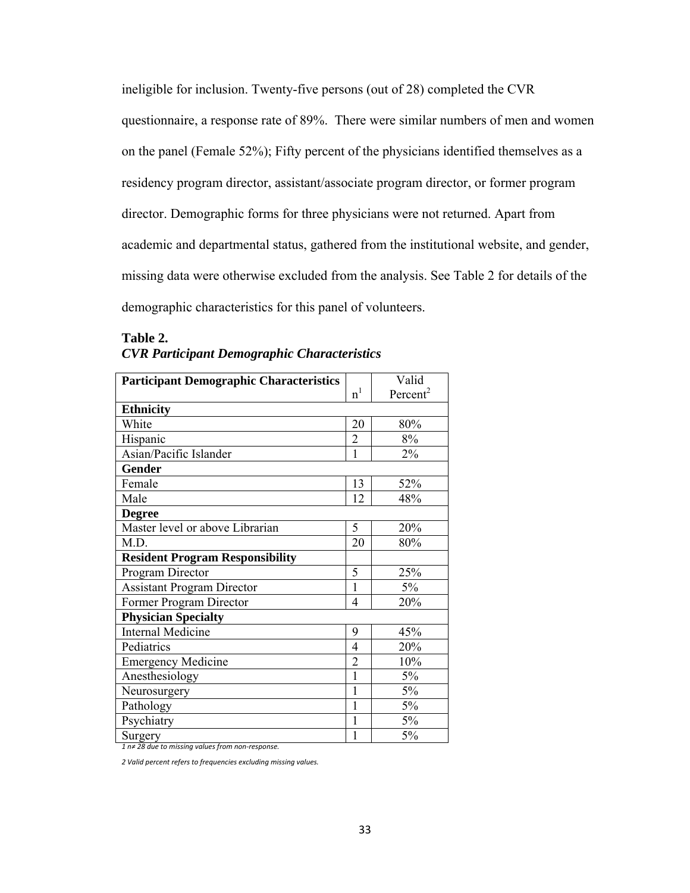ineligible for inclusion. Twenty-five persons (out of 28) completed the CVR questionnaire, a response rate of 89%. There were similar numbers of men and women on the panel (Female 52%); Fifty percent of the physicians identified themselves as a residency program director, assistant/associate program director, or former program director. Demographic forms for three physicians were not returned. Apart from academic and departmental status, gathered from the institutional website, and gender, missing data were otherwise excluded from the analysis. See Table 2 for details of the demographic characteristics for this panel of volunteers.

**Table 2.**
***CVR Participant Demographic Characteristics***

| **Participant Demographic Characteristics** | n[1] | Valid Percent[2] |
|---|---|---|
| **Ethnicity** | | |
| White | 20 | 80% |
| Hispanic | 2 | 8% |
| Asian/Pacific Islander | 1 | 2% |
| **Gender** | | |
| Female | 13 | 52% |
| Male | 12 | 48% |
| **Degree** | | |
| Master level or above Librarian | 5 | 20% |
| M.D. | 20 | 80% |
| **Resident Program Responsibility** | | |
| Program Director | 5 | 25% |
| Assistant Program Director | 1 | 5% |
| Former Program Director | 4 | 20% |
| **Physician Specialty** | | |
| Internal Medicine | 9 | 45% |
| Pediatrics | 4 | 20% |
| Emergency Medicine | 2 | 10% |
| Anesthesiology | 1 | 5% |
| Neurosurgery | 1 | 5% |
| Pathology | 1 | 5% |
| Psychiatry | 1 | 5% |
| Surgery | 1 | 5% |

*1 n≠ 28 due to missing values from non-response.*

*2 Valid percent refers to frequencies excluding missing values.*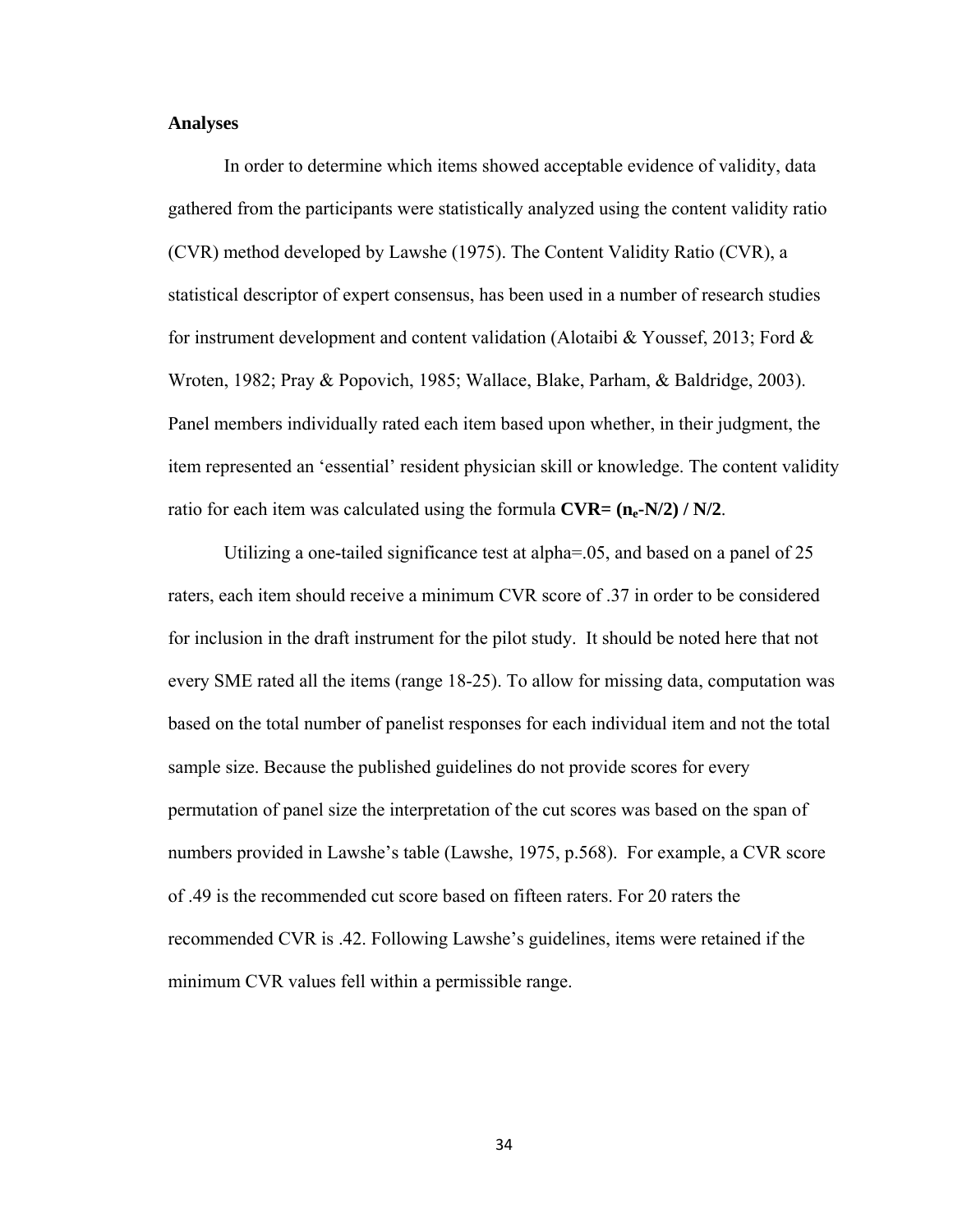**Analyses**

In order to determine which items showed acceptable evidence of validity, data gathered from the participants were statistically analyzed using the content validity ratio (CVR) method developed by Lawshe (1975). The Content Validity Ratio (CVR), a statistical descriptor of expert consensus, has been used in a number of research studies for instrument development and content validation (Alotaibi & Youssef, 2013; Ford & Wroten, 1982; Pray & Popovich, 1985; Wallace, Blake, Parham, & Baldridge, 2003). Panel members individually rated each item based upon whether, in their judgment, the item represented an 'essential' resident physician skill or knowledge. The content validity ratio for each item was calculated using the formula $\mathbf{CVR = (n_e - N/2) / N/2}$.

Utilizing a one-tailed significance test at alpha=.05, and based on a panel of 25 raters, each item should receive a minimum CVR score of .37 in order to be considered for inclusion in the draft instrument for the pilot study. It should be noted here that not every SME rated all the items (range 18-25). To allow for missing data, computation was based on the total number of panelist responses for each individual item and not the total sample size. Because the published guidelines do not provide scores for every permutation of panel size the interpretation of the cut scores was based on the span of numbers provided in Lawshe's table (Lawshe, 1975, p.568). For example, a CVR score of .49 is the recommended cut score based on fifteen raters. For 20 raters the recommended CVR is .42. Following Lawshe's guidelines, items were retained if the minimum CVR values fell within a permissible range.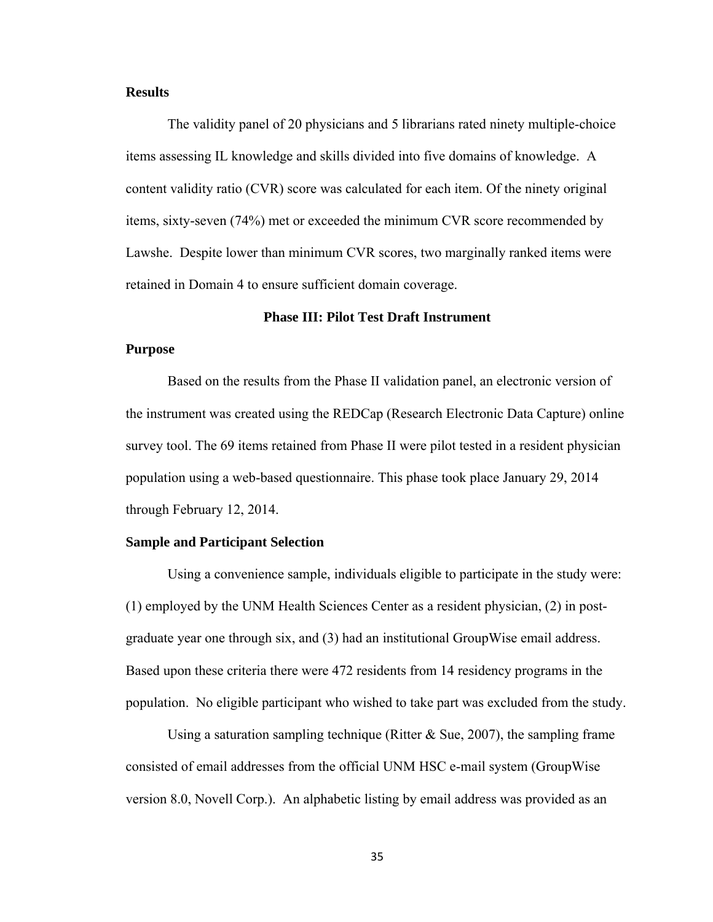**Results**

The validity panel of 20 physicians and 5 librarians rated ninety multiple-choice items assessing IL knowledge and skills divided into five domains of knowledge. A content validity ratio (CVR) score was calculated for each item. Of the ninety original items, sixty-seven (74%) met or exceeded the minimum CVR score recommended by Lawshe. Despite lower than minimum CVR scores, two marginally ranked items were retained in Domain 4 to ensure sufficient domain coverage.

## Phase III: Pilot Test Draft Instrument

**Purpose**

Based on the results from the Phase II validation panel, an electronic version of the instrument was created using the REDCap (Research Electronic Data Capture) online survey tool. The 69 items retained from Phase II were pilot tested in a resident physician population using a web-based questionnaire. This phase took place January 29, 2014 through February 12, 2014.

**Sample and Participant Selection**

Using a convenience sample, individuals eligible to participate in the study were: (1) employed by the UNM Health Sciences Center as a resident physician, (2) in post-graduate year one through six, and (3) had an institutional GroupWise email address. Based upon these criteria there were 472 residents from 14 residency programs in the population. No eligible participant who wished to take part was excluded from the study.

Using a saturation sampling technique (Ritter & Sue, 2007), the sampling frame consisted of email addresses from the official UNM HSC e-mail system (GroupWise version 8.0, Novell Corp.). An alphabetic listing by email address was provided as an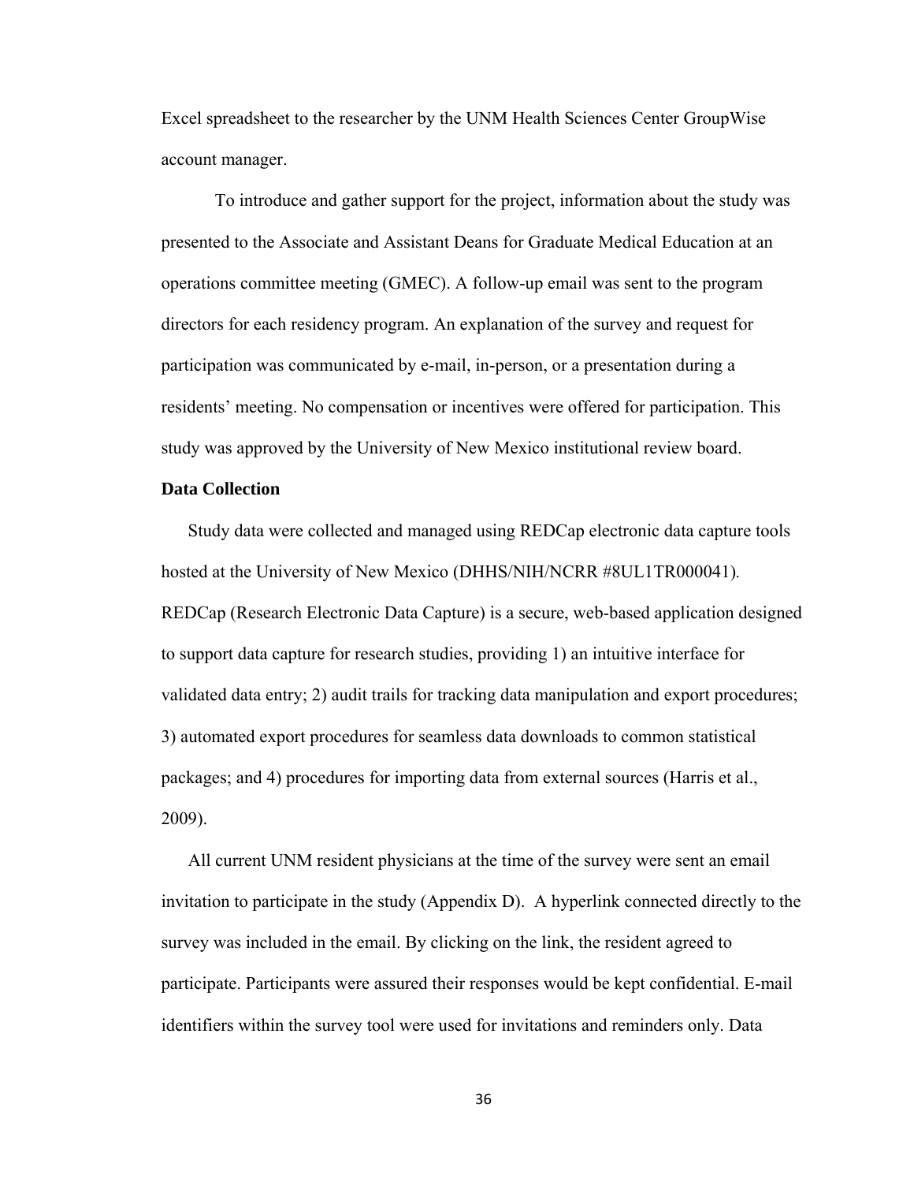Excel spreadsheet to the researcher by the UNM Health Sciences Center GroupWise account manager.

To introduce and gather support for the project, information about the study was presented to the Associate and Assistant Deans for Graduate Medical Education at an operations committee meeting (GMEC). A follow-up email was sent to the program directors for each residency program. An explanation of the survey and request for participation was communicated by e-mail, in-person, or a presentation during a residents' meeting. No compensation or incentives were offered for participation. This study was approved by the University of New Mexico institutional review board.

**Data Collection**

Study data were collected and managed using REDCap electronic data capture tools hosted at the University of New Mexico (DHHS/NIH/NCRR #8UL1TR000041). REDCap (Research Electronic Data Capture) is a secure, web-based application designed to support data capture for research studies, providing 1) an intuitive interface for validated data entry; 2) audit trails for tracking data manipulation and export procedures; 3) automated export procedures for seamless data downloads to common statistical packages; and 4) procedures for importing data from external sources (Harris et al., 2009).

All current UNM resident physicians at the time of the survey were sent an email invitation to participate in the study (Appendix D). A hyperlink connected directly to the survey was included in the email. By clicking on the link, the resident agreed to participate. Participants were assured their responses would be kept confidential. E-mail identifiers within the survey tool were used for invitations and reminders only. Data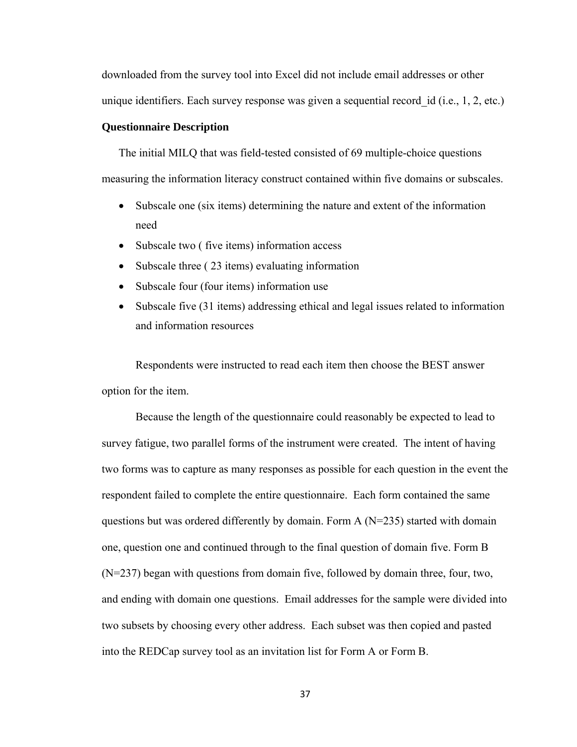downloaded from the survey tool into Excel did not include email addresses or other unique identifiers. Each survey response was given a sequential record_id (i.e., 1, 2, etc.)

**Questionnaire Description**

The initial MILQ that was field-tested consisted of 69 multiple-choice questions measuring the information literacy construct contained within five domains or subscales.

- Subscale one (six items) determining the nature and extent of the information need
- Subscale two ( five items) information access
- Subscale three ( 23 items) evaluating information
- Subscale four (four items) information use
- Subscale five (31 items) addressing ethical and legal issues related to information and information resources

Respondents were instructed to read each item then choose the BEST answer option for the item.

Because the length of the questionnaire could reasonably be expected to lead to survey fatigue, two parallel forms of the instrument were created. The intent of having two forms was to capture as many responses as possible for each question in the event the respondent failed to complete the entire questionnaire. Each form contained the same questions but was ordered differently by domain. Form A (N=235) started with domain one, question one and continued through to the final question of domain five. Form B (N=237) began with questions from domain five, followed by domain three, four, two, and ending with domain one questions. Email addresses for the sample were divided into two subsets by choosing every other address. Each subset was then copied and pasted into the REDCap survey tool as an invitation list for Form A or Form B.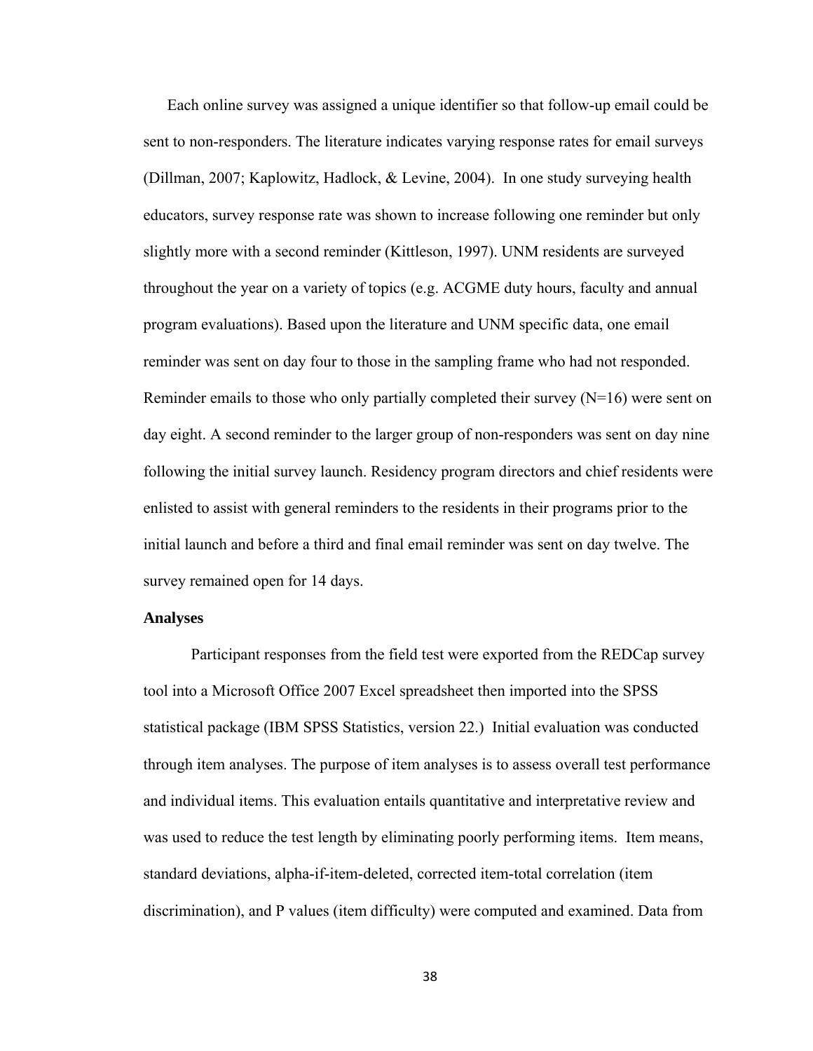Each online survey was assigned a unique identifier so that follow-up email could be sent to non-responders. The literature indicates varying response rates for email surveys (Dillman, 2007; Kaplowitz, Hadlock, & Levine, 2004). In one study surveying health educators, survey response rate was shown to increase following one reminder but only slightly more with a second reminder (Kittleson, 1997). UNM residents are surveyed throughout the year on a variety of topics (e.g. ACGME duty hours, faculty and annual program evaluations). Based upon the literature and UNM specific data, one email reminder was sent on day four to those in the sampling frame who had not responded. Reminder emails to those who only partially completed their survey (N=16) were sent on day eight. A second reminder to the larger group of non-responders was sent on day nine following the initial survey launch. Residency program directors and chief residents were enlisted to assist with general reminders to the residents in their programs prior to the initial launch and before a third and final email reminder was sent on day twelve. The survey remained open for 14 days.

### Analyses

Participant responses from the field test were exported from the REDCap survey tool into a Microsoft Office 2007 Excel spreadsheet then imported into the SPSS statistical package (IBM SPSS Statistics, version 22.) Initial evaluation was conducted through item analyses. The purpose of item analyses is to assess overall test performance and individual items. This evaluation entails quantitative and interpretative review and was used to reduce the test length by eliminating poorly performing items. Item means, standard deviations, alpha-if-item-deleted, corrected item-total correlation (item discrimination), and P values (item difficulty) were computed and examined. Data from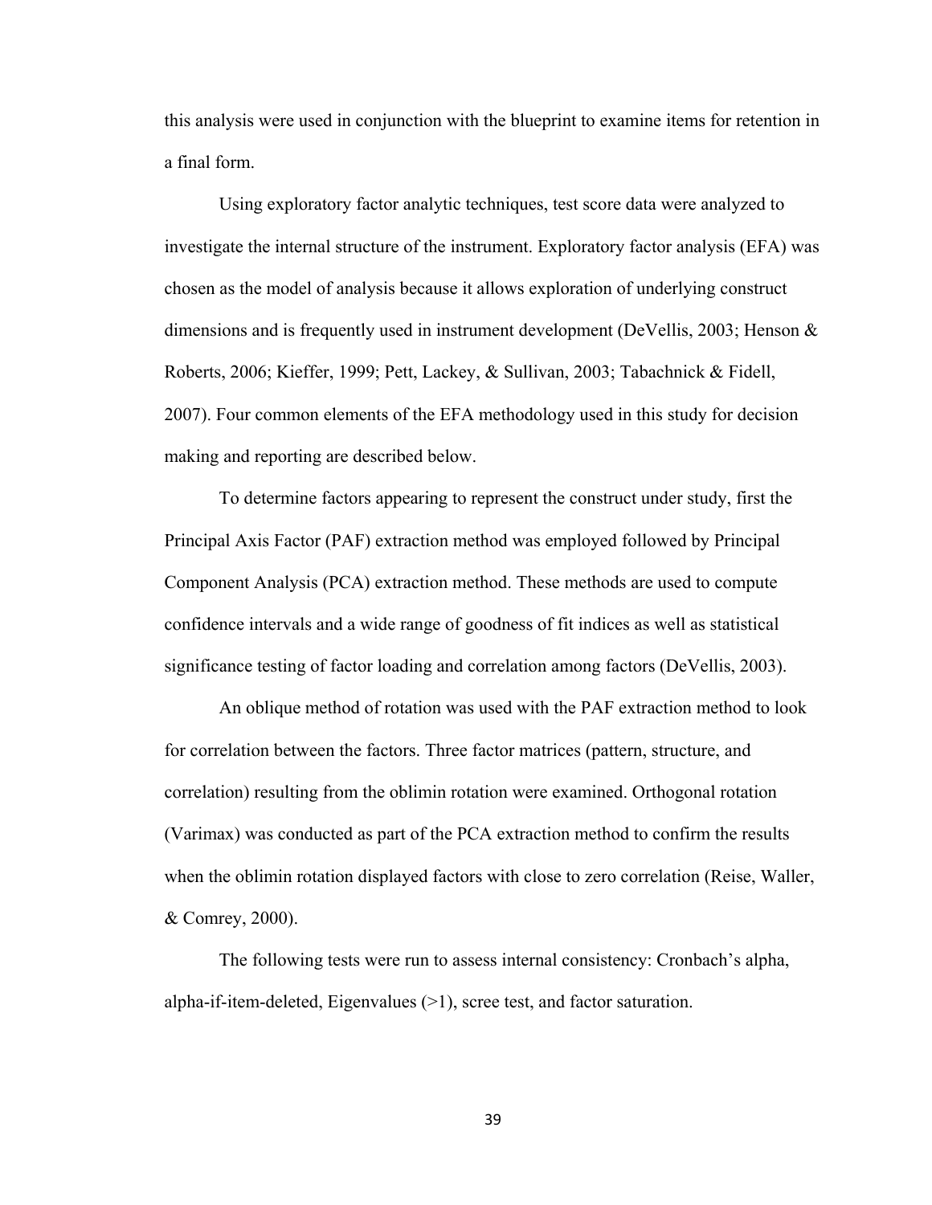this analysis were used in conjunction with the blueprint to examine items for retention in a final form.

Using exploratory factor analytic techniques, test score data were analyzed to investigate the internal structure of the instrument. Exploratory factor analysis (EFA) was chosen as the model of analysis because it allows exploration of underlying construct dimensions and is frequently used in instrument development (DeVellis, 2003; Henson & Roberts, 2006; Kieffer, 1999; Pett, Lackey, & Sullivan, 2003; Tabachnick & Fidell, 2007). Four common elements of the EFA methodology used in this study for decision making and reporting are described below.

To determine factors appearing to represent the construct under study, first the Principal Axis Factor (PAF) extraction method was employed followed by Principal Component Analysis (PCA) extraction method. These methods are used to compute confidence intervals and a wide range of goodness of fit indices as well as statistical significance testing of factor loading and correlation among factors (DeVellis, 2003).

An oblique method of rotation was used with the PAF extraction method to look for correlation between the factors. Three factor matrices (pattern, structure, and correlation) resulting from the oblimin rotation were examined. Orthogonal rotation (Varimax) was conducted as part of the PCA extraction method to confirm the results when the oblimin rotation displayed factors with close to zero correlation (Reise, Waller, & Comrey, 2000).

The following tests were run to assess internal consistency: Cronbach's alpha, alpha-if-item-deleted, Eigenvalues (>1), scree test, and factor saturation.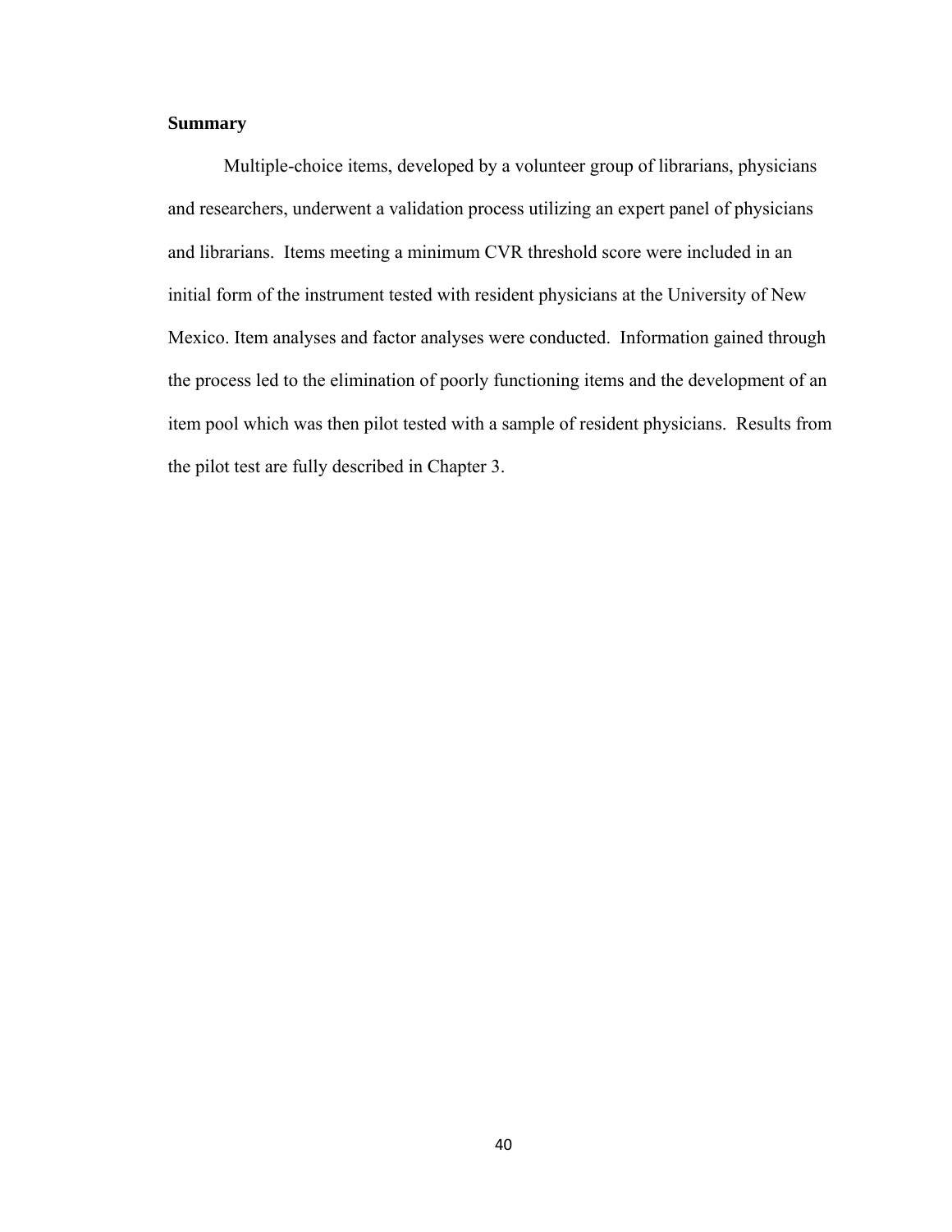### Summary

Multiple-choice items, developed by a volunteer group of librarians, physicians and researchers, underwent a validation process utilizing an expert panel of physicians and librarians. Items meeting a minimum CVR threshold score were included in an initial form of the instrument tested with resident physicians at the University of New Mexico. Item analyses and factor analyses were conducted. Information gained through the process led to the elimination of poorly functioning items and the development of an item pool which was then pilot tested with a sample of resident physicians. Results from the pilot test are fully described in Chapter 3.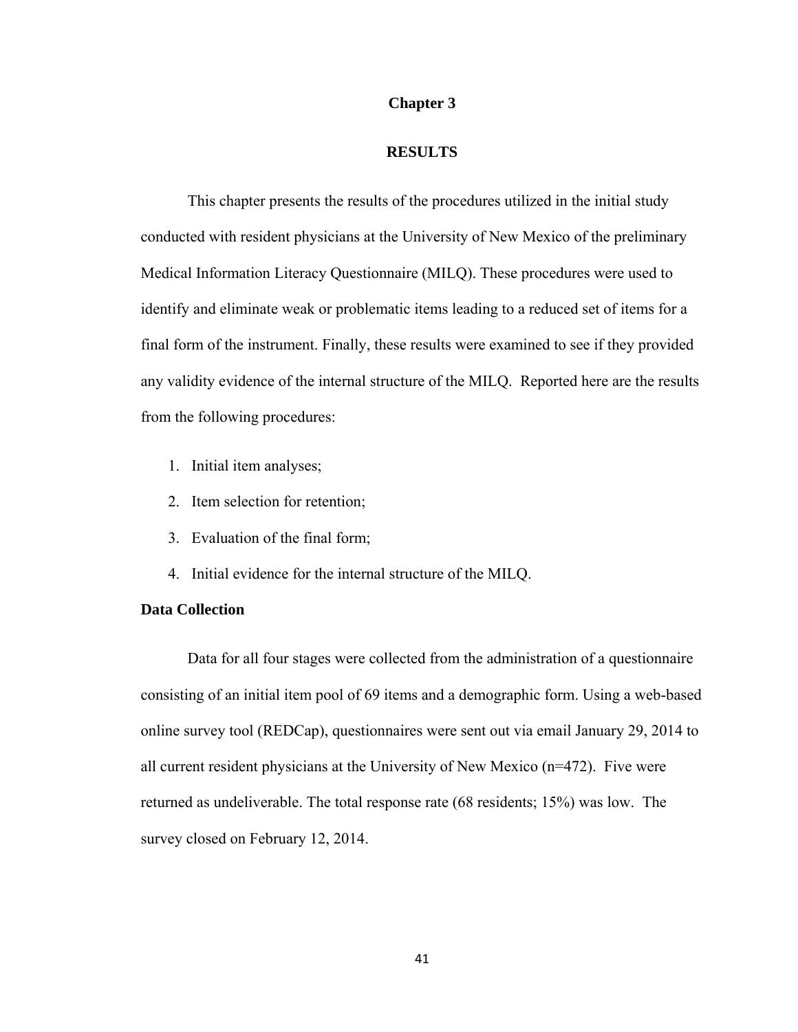# Chapter 3

## RESULTS

This chapter presents the results of the procedures utilized in the initial study conducted with resident physicians at the University of New Mexico of the preliminary Medical Information Literacy Questionnaire (MILQ). These procedures were used to identify and eliminate weak or problematic items leading to a reduced set of items for a final form of the instrument. Finally, these results were examined to see if they provided any validity evidence of the internal structure of the MILQ. Reported here are the results from the following procedures:

1. Initial item analyses;
2. Item selection for retention;
3. Evaluation of the final form;
4. Initial evidence for the internal structure of the MILQ.

### Data Collection

Data for all four stages were collected from the administration of a questionnaire consisting of an initial item pool of 69 items and a demographic form. Using a web-based online survey tool (REDCap), questionnaires were sent out via email January 29, 2014 to all current resident physicians at the University of New Mexico (n=472). Five were returned as undeliverable. The total response rate (68 residents; 15%) was low. The survey closed on February 12, 2014.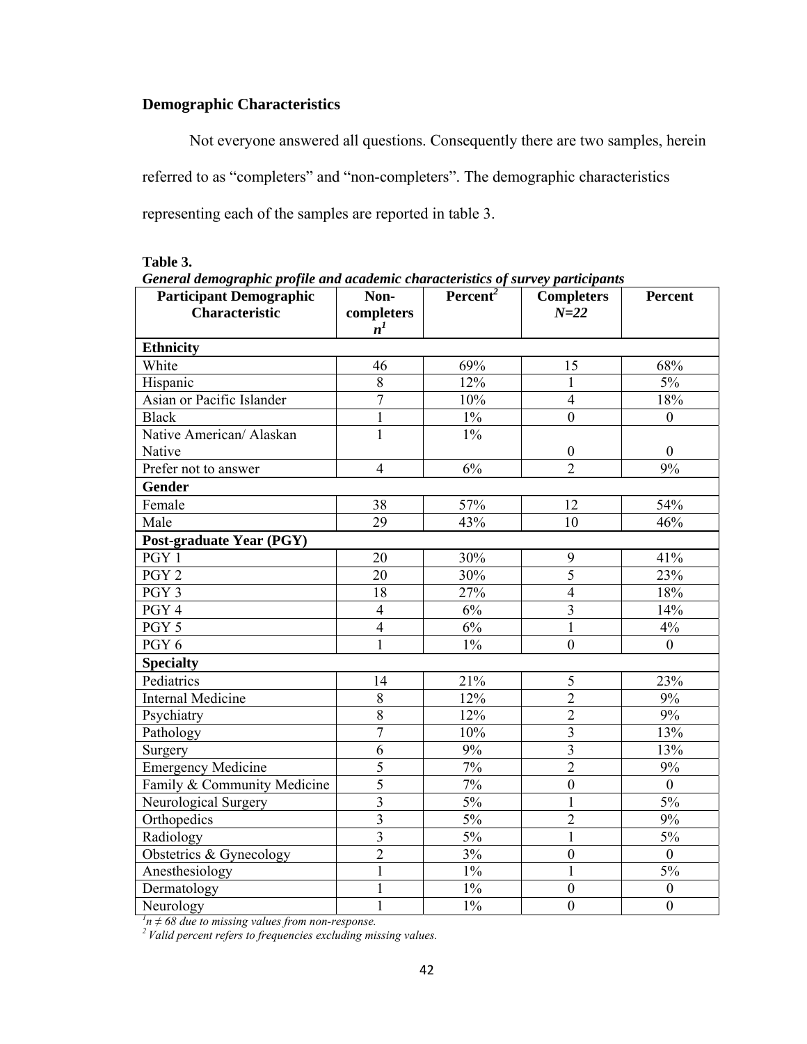## Demographic Characteristics

Not everyone answered all questions. Consequently there are two samples, herein referred to as "completers" and "non-completers". The demographic characteristics representing each of the samples are reported in table 3.

**Table 3.**
***General demographic profile and academic characteristics of survey participants***

| Participant Demographic Characteristic | Non-completers $n^1$ | Percent[2] | Completers $N=22$ | Percent |
|---|---|---|---|---|
| **Ethnicity** | | | | |
| White | 46 | 69% | 15 | 68% |
| Hispanic | 8 | 12% | 1 | 5% |
| Asian or Pacific Islander | 7 | 10% | 4 | 18% |
| Black | 1 | 1% | 0 | 0 |
| Native American/ Alaskan Native | 1 | 1% | 0 | 0 |
| Prefer not to answer | 4 | 6% | 2 | 9% |
| **Gender** | | | | |
| Female | 38 | 57% | 12 | 54% |
| Male | 29 | 43% | 10 | 46% |
| **Post-graduate Year (PGY)** | | | | |
| PGY 1 | 20 | 30% | 9 | 41% |
| PGY 2 | 20 | 30% | 5 | 23% |
| PGY 3 | 18 | 27% | 4 | 18% |
| PGY 4 | 4 | 6% | 3 | 14% |
| PGY 5 | 4 | 6% | 1 | 4% |
| PGY 6 | 1 | 1% | 0 | 0 |
| **Specialty** | | | | |
| Pediatrics | 14 | 21% | 5 | 23% |
| Internal Medicine | 8 | 12% | 2 | 9% |
| Psychiatry | 8 | 12% | 2 | 9% |
| Pathology | 7 | 10% | 3 | 13% |
| Surgery | 6 | 9% | 3 | 13% |
| Emergency Medicine | 5 | 7% | 2 | 9% |
| Family & Community Medicine | 5 | 7% | 0 | 0 |
| Neurological Surgery | 3 | 5% | 1 | 5% |
| Orthopedics | 3 | 5% | 2 | 9% |
| Radiology | 3 | 5% | 1 | 5% |
| Obstetrics & Gynecology | 2 | 3% | 0 | 0 |
| Anesthesiology | 1 | 1% | 1 | 5% |
| Dermatology | 1 | 1% | 0 | 0 |
| Neurology | 1 | 1% | 0 | 0 |

*[1] $n \neq 68$ due to missing values from non-response.*
*[2] Valid percent refers to frequencies excluding missing values.*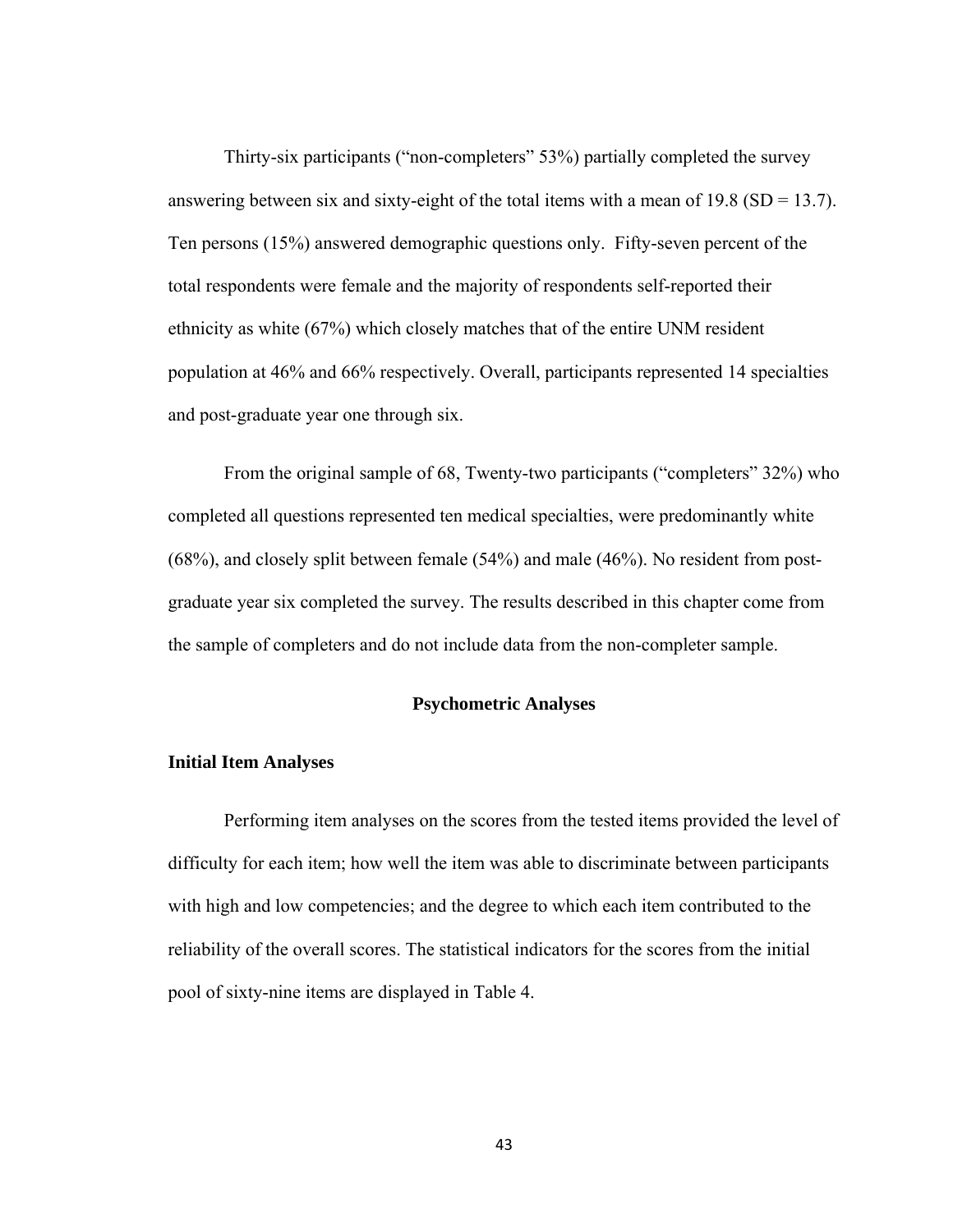Thirty-six participants ("non-completers" 53%) partially completed the survey answering between six and sixty-eight of the total items with a mean of 19.8 (SD = 13.7). Ten persons (15%) answered demographic questions only. Fifty-seven percent of the total respondents were female and the majority of respondents self-reported their ethnicity as white (67%) which closely matches that of the entire UNM resident population at 46% and 66% respectively. Overall, participants represented 14 specialties and post-graduate year one through six.

From the original sample of 68, Twenty-two participants ("completers" 32%) who completed all questions represented ten medical specialties, were predominantly white (68%), and closely split between female (54%) and male (46%). No resident from post-graduate year six completed the survey. The results described in this chapter come from the sample of completers and do not include data from the non-completer sample.

## Psychometric Analyses

### Initial Item Analyses

Performing item analyses on the scores from the tested items provided the level of difficulty for each item; how well the item was able to discriminate between participants with high and low competencies; and the degree to which each item contributed to the reliability of the overall scores. The statistical indicators for the scores from the initial pool of sixty-nine items are displayed in Table 4.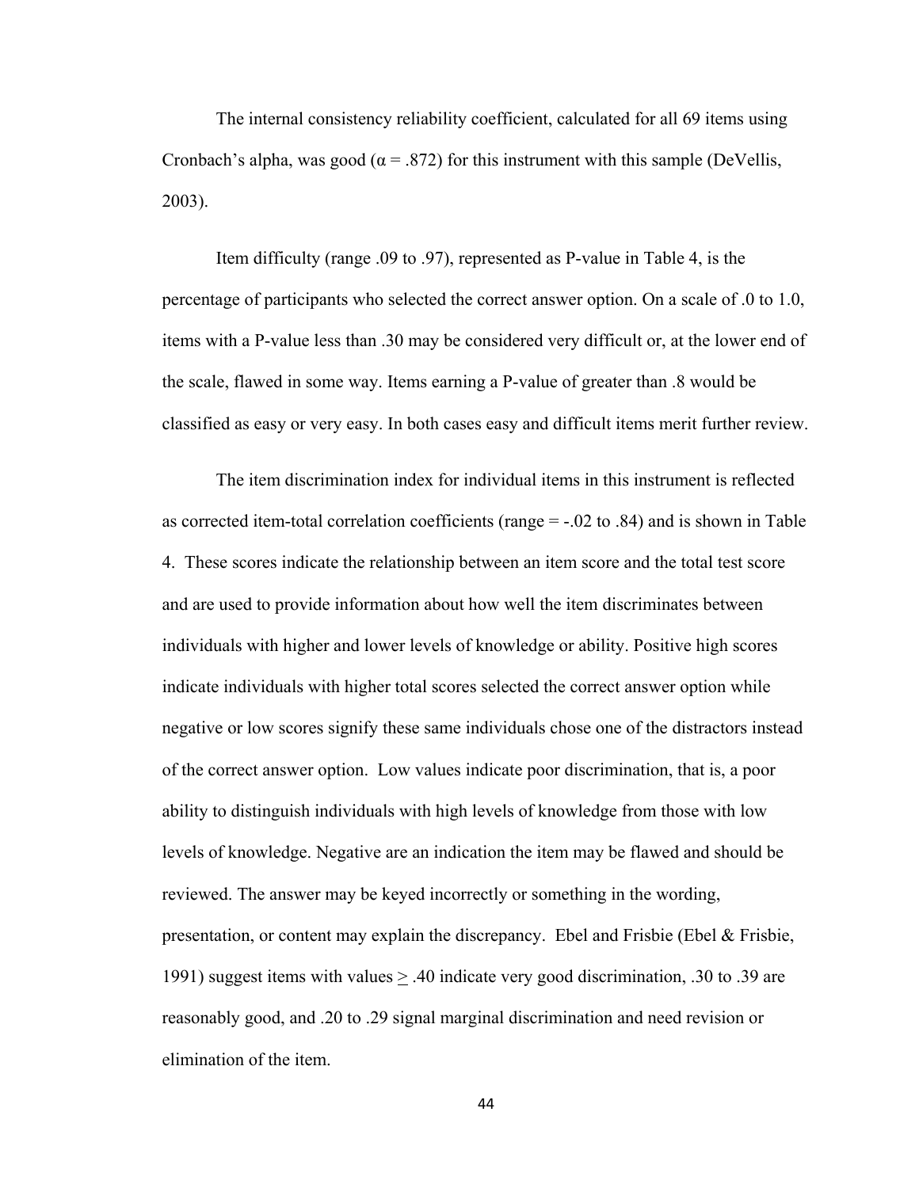The internal consistency reliability coefficient, calculated for all 69 items using Cronbach's alpha, was good ($\alpha = .872$) for this instrument with this sample (DeVellis, 2003).

Item difficulty (range .09 to .97), represented as P-value in Table 4, is the percentage of participants who selected the correct answer option. On a scale of .0 to 1.0, items with a P-value less than .30 may be considered very difficult or, at the lower end of the scale, flawed in some way. Items earning a P-value of greater than .8 would be classified as easy or very easy. In both cases easy and difficult items merit further review.

The item discrimination index for individual items in this instrument is reflected as corrected item-total correlation coefficients (range = -.02 to .84) and is shown in Table 4. These scores indicate the relationship between an item score and the total test score and are used to provide information about how well the item discriminates between individuals with higher and lower levels of knowledge or ability. Positive high scores indicate individuals with higher total scores selected the correct answer option while negative or low scores signify these same individuals chose one of the distractors instead of the correct answer option. Low values indicate poor discrimination, that is, a poor ability to distinguish individuals with high levels of knowledge from those with low levels of knowledge. Negative are an indication the item may be flawed and should be reviewed. The answer may be keyed incorrectly or something in the wording, presentation, or content may explain the discrepancy. Ebel and Frisbie (Ebel & Frisbie, 1991) suggest items with values $\geq .40$ indicate very good discrimination, .30 to .39 are reasonably good, and .20 to .29 signal marginal discrimination and need revision or elimination of the item.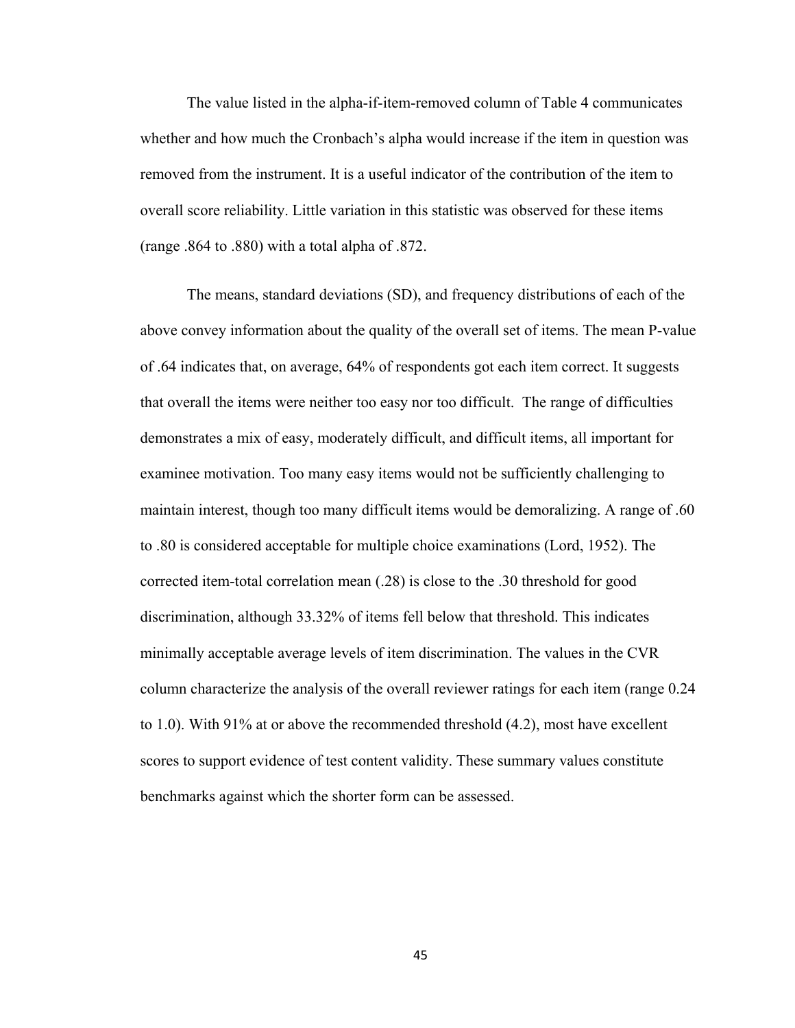The value listed in the alpha-if-item-removed column of Table 4 communicates whether and how much the Cronbach's alpha would increase if the item in question was removed from the instrument. It is a useful indicator of the contribution of the item to overall score reliability. Little variation in this statistic was observed for these items (range .864 to .880) with a total alpha of .872.

The means, standard deviations (SD), and frequency distributions of each of the above convey information about the quality of the overall set of items. The mean P-value of .64 indicates that, on average, 64% of respondents got each item correct. It suggests that overall the items were neither too easy nor too difficult. The range of difficulties demonstrates a mix of easy, moderately difficult, and difficult items, all important for examinee motivation. Too many easy items would not be sufficiently challenging to maintain interest, though too many difficult items would be demoralizing. A range of .60 to .80 is considered acceptable for multiple choice examinations (Lord, 1952). The corrected item-total correlation mean (.28) is close to the .30 threshold for good discrimination, although 33.32% of items fell below that threshold. This indicates minimally acceptable average levels of item discrimination. The values in the CVR column characterize the analysis of the overall reviewer ratings for each item (range 0.24 to 1.0). With 91% at or above the recommended threshold (4.2), most have excellent scores to support evidence of test content validity. These summary values constitute benchmarks against which the shorter form can be assessed.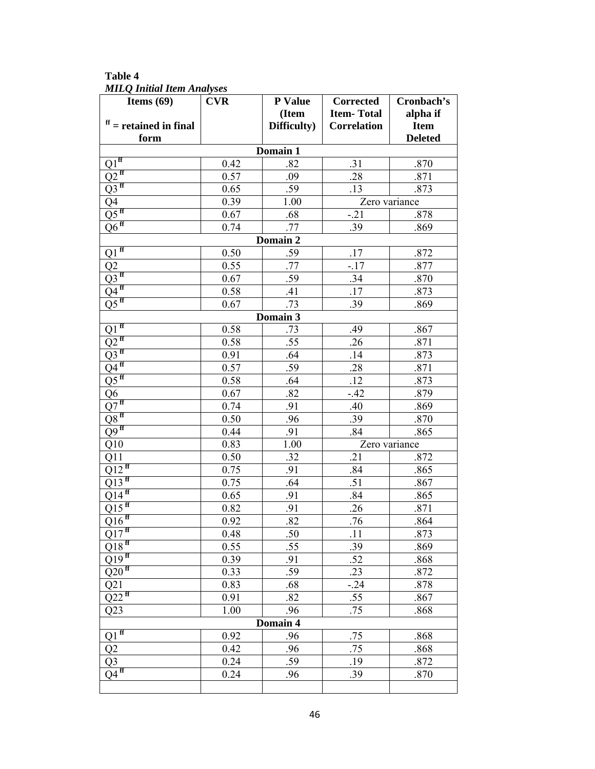**Table 4**
*MILQ Initial Item Analyses*

| Items (69)<br>ff = retained in final form | CVR | P Value (Item Difficulty) | Corrected Item- Total Correlation | Cronbach's alpha if Item Deleted |
|---|---|---|---|---|
| **Domain 1** | | | | |
| Q1 ff | 0.42 | .82 | .31 | .870 |
| Q2 ff | 0.57 | .09 | .28 | .871 |
| Q3 ff | 0.65 | .59 | .13 | .873 |
| Q4 | 0.39 | 1.00 | Zero variance | |
| Q5 ff | 0.67 | .68 | -.21 | .878 |
| Q6 ff | 0.74 | .77 | .39 | .869 |
| **Domain 2** | | | | |
| Q1 ff | 0.50 | .59 | .17 | .872 |
| Q2 | 0.55 | .77 | -.17 | .877 |
| Q3 ff | 0.67 | .59 | .34 | .870 |
| Q4 ff | 0.58 | .41 | .17 | .873 |
| Q5 ff | 0.67 | .73 | .39 | .869 |
| **Domain 3** | | | | |
| Q1 ff | 0.58 | .73 | .49 | .867 |
| Q2 ff | 0.58 | .55 | .26 | .871 |
| Q3 ff | 0.91 | .64 | .14 | .873 |
| Q4 ff | 0.57 | .59 | .28 | .871 |
| Q5 ff | 0.58 | .64 | .12 | .873 |
| Q6 | 0.67 | .82 | -.42 | .879 |
| Q7 ff | 0.74 | .91 | .40 | .869 |
| Q8 ff | 0.50 | .96 | .39 | .870 |
| Q9 ff | 0.44 | .91 | .84 | .865 |
| Q10 | 0.83 | 1.00 | Zero variance | |
| Q11 | 0.50 | .32 | .21 | .872 |
| Q12 ff | 0.75 | .91 | .84 | .865 |
| Q13 ff | 0.75 | .64 | .51 | .867 |
| Q14 ff | 0.65 | .91 | .84 | .865 |
| Q15 ff | 0.82 | .91 | .26 | .871 |
| Q16 ff | 0.92 | .82 | .76 | .864 |
| Q17 ff | 0.48 | .50 | .11 | .873 |
| Q18 ff | 0.55 | .55 | .39 | .869 |
| Q19 ff | 0.39 | .91 | .52 | .868 |
| Q20 ff | 0.33 | .59 | .23 | .872 |
| Q21 | 0.83 | .68 | -.24 | .878 |
| Q22 ff | 0.91 | .82 | .55 | .867 |
| Q23 | 1.00 | .96 | .75 | .868 |
| **Domain 4** | | | | |
| Q1 ff | 0.92 | .96 | .75 | .868 |
| Q2 | 0.42 | .96 | .75 | .868 |
| Q3 | 0.24 | .59 | .19 | .872 |
| Q4 ff | 0.24 | .96 | .39 | .870 |
| | | | | |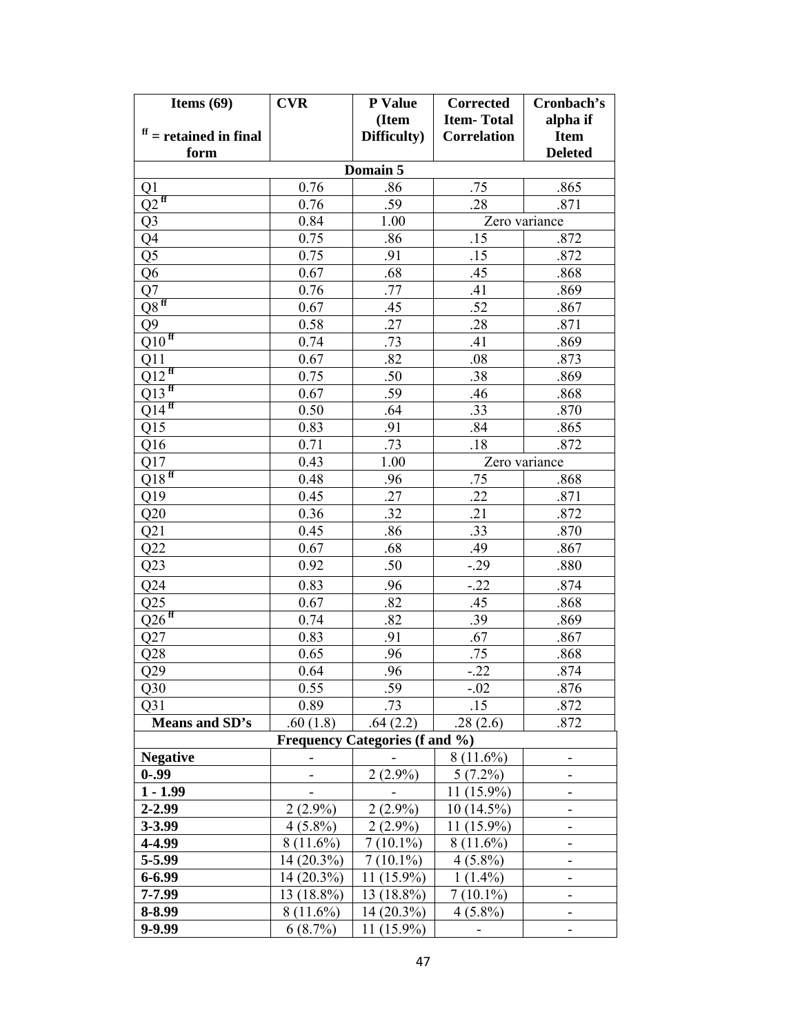| Items (69) ff = retained in final form | CVR | P Value (Item Difficulty) | Corrected Item- Total Correlation | Cronbach's alpha if Item Deleted |
|---|---|---|---|---|
| **Domain 5** | | | | |
| Q1 | 0.76 | .86 | .75 | .865 |
| Q2 ff | 0.76 | .59 | .28 | .871 |
| Q3 | 0.84 | 1.00 | Zero variance | |
| Q4 | 0.75 | .86 | .15 | .872 |
| Q5 | 0.75 | .91 | .15 | .872 |
| Q6 | 0.67 | .68 | .45 | .868 |
| Q7 | 0.76 | .77 | .41 | .869 |
| Q8 ff | 0.67 | .45 | .52 | .867 |
| Q9 | 0.58 | .27 | .28 | .871 |
| Q10 ff | 0.74 | .73 | .41 | .869 |
| Q11 | 0.67 | .82 | .08 | .873 |
| Q12 ff | 0.75 | .50 | .38 | .869 |
| Q13 ff | 0.67 | .59 | .46 | .868 |
| Q14 ff | 0.50 | .64 | .33 | .870 |
| Q15 | 0.83 | .91 | .84 | .865 |
| Q16 | 0.71 | .73 | .18 | .872 |
| Q17 | 0.43 | 1.00 | Zero variance | |
| Q18 ff | 0.48 | .96 | .75 | .868 |
| Q19 | 0.45 | .27 | .22 | .871 |
| Q20 | 0.36 | .32 | .21 | .872 |
| Q21 | 0.45 | .86 | .33 | .870 |
| Q22 | 0.67 | .68 | .49 | .867 |
| Q23 | 0.92 | .50 | -.29 | .880 |
| Q24 | 0.83 | .96 | -.22 | .874 |
| Q25 | 0.67 | .82 | .45 | .868 |
| Q26 ff | 0.74 | .82 | .39 | .869 |
| Q27 | 0.83 | .91 | .67 | .867 |
| Q28 | 0.65 | .96 | .75 | .868 |
| Q29 | 0.64 | .96 | -.22 | .874 |
| Q30 | 0.55 | .59 | -.02 | .876 |
| Q31 | 0.89 | .73 | .15 | .872 |
| **Means and SD's** | .60 (1.8) | .64 (2.2) | .28 (2.6) | .872 |
| **Frequency Categories (f and %)** | | | | |
| **Negative** | - | - | 8 (11.6%) | - |
| **0-.99** | - | 2 (2.9%) | 5 (7.2%) | - |
| **1 - 1.99** | - | - | 11 (15.9%) | - |
| **2-2.99** | 2 (2.9%) | 2 (2.9%) | 10 (14.5%) | - |
| **3-3.99** | 4 (5.8%) | 2 (2.9%) | 11 (15.9%) | - |
| **4-4.99** | 8 (11.6%) | 7 (10.1%) | 8 (11.6%) | - |
| **5-5.99** | 14 (20.3%) | 7 (10.1%) | 4 (5.8%) | - |
| **6-6.99** | 14 (20.3%) | 11 (15.9%) | 1 (1.4%) | - |
| **7-7.99** | 13 (18.8%) | 13 (18.8%) | 7 (10.1%) | - |
| **8-8.99** | 8 (11.6%) | 14 (20.3%) | 4 (5.8%) | - |
| **9-9.99** | 6 (8.7%) | 11 (15.9%) | - | - |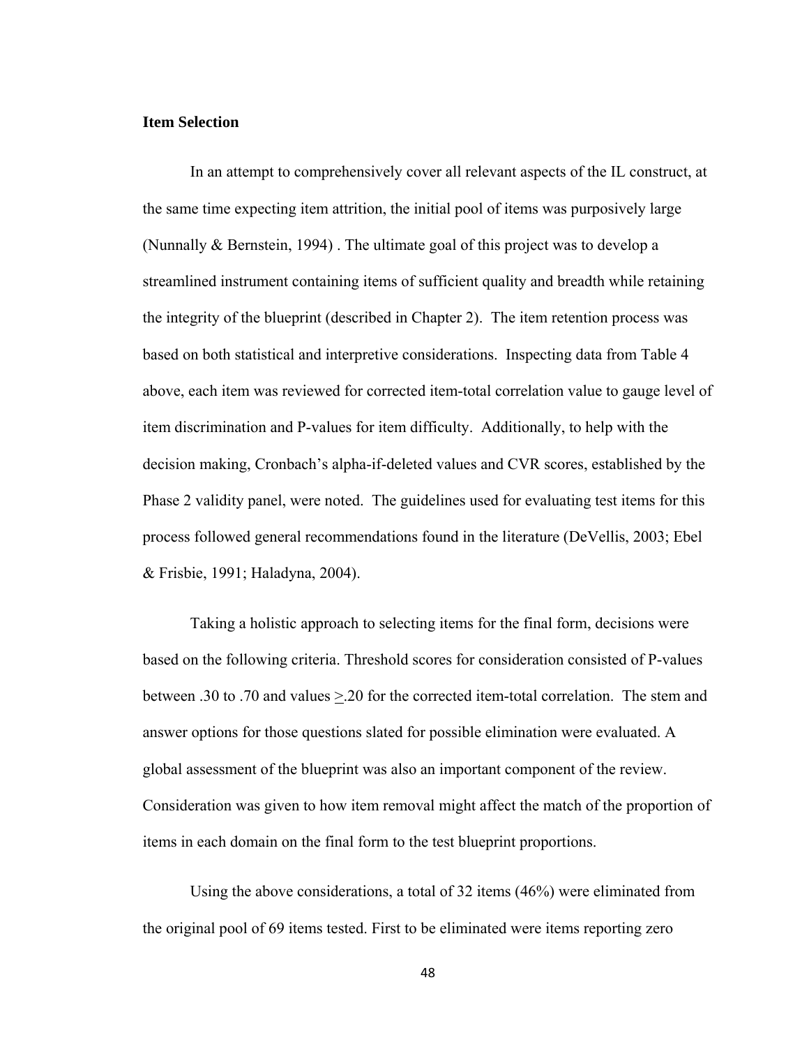**Item Selection**

In an attempt to comprehensively cover all relevant aspects of the IL construct, at the same time expecting item attrition, the initial pool of items was purposively large (Nunnally & Bernstein, 1994) . The ultimate goal of this project was to develop a streamlined instrument containing items of sufficient quality and breadth while retaining the integrity of the blueprint (described in Chapter 2). The item retention process was based on both statistical and interpretive considerations. Inspecting data from Table 4 above, each item was reviewed for corrected item-total correlation value to gauge level of item discrimination and P-values for item difficulty. Additionally, to help with the decision making, Cronbach's alpha-if-deleted values and CVR scores, established by the Phase 2 validity panel, were noted. The guidelines used for evaluating test items for this process followed general recommendations found in the literature (DeVellis, 2003; Ebel & Frisbie, 1991; Haladyna, 2004).

Taking a holistic approach to selecting items for the final form, decisions were based on the following criteria. Threshold scores for consideration consisted of P-values between .30 to .70 and values $\geq$.20 for the corrected item-total correlation. The stem and answer options for those questions slated for possible elimination were evaluated. A global assessment of the blueprint was also an important component of the review. Consideration was given to how item removal might affect the match of the proportion of items in each domain on the final form to the test blueprint proportions.

Using the above considerations, a total of 32 items (46%) were eliminated from the original pool of 69 items tested. First to be eliminated were items reporting zero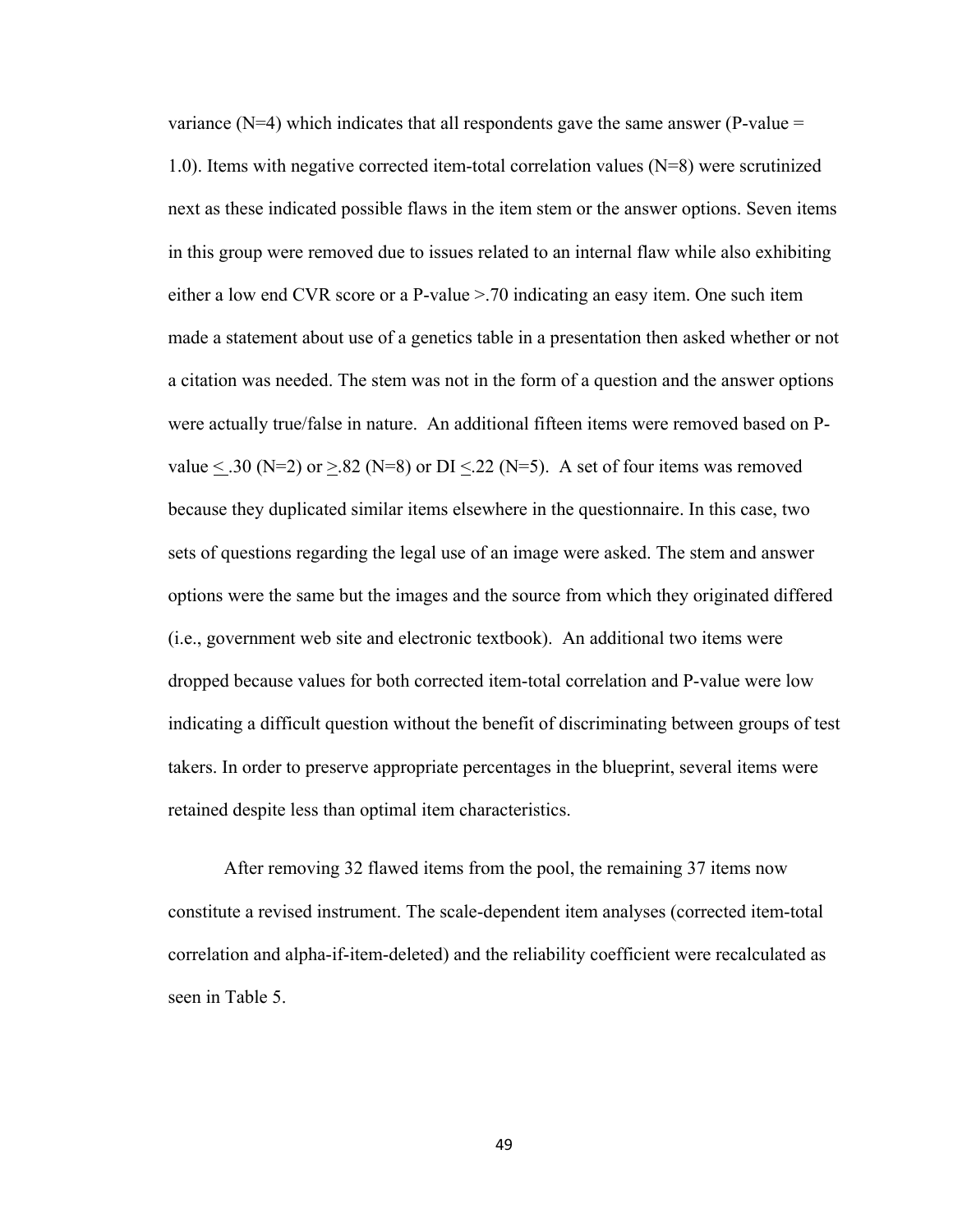variance (N=4) which indicates that all respondents gave the same answer (P-value = 1.0). Items with negative corrected item-total correlation values (N=8) were scrutinized next as these indicated possible flaws in the item stem or the answer options. Seven items in this group were removed due to issues related to an internal flaw while also exhibiting either a low end CVR score or a P-value >.70 indicating an easy item. One such item made a statement about use of a genetics table in a presentation then asked whether or not a citation was needed. The stem was not in the form of a question and the answer options were actually true/false in nature. An additional fifteen items were removed based on P-value $\leq$.30 (N=2) or $\geq$.82 (N=8) or DI $\leq$.22 (N=5). A set of four items was removed because they duplicated similar items elsewhere in the questionnaire. In this case, two sets of questions regarding the legal use of an image were asked. The stem and answer options were the same but the images and the source from which they originated differed (i.e., government web site and electronic textbook). An additional two items were dropped because values for both corrected item-total correlation and P-value were low indicating a difficult question without the benefit of discriminating between groups of test takers. In order to preserve appropriate percentages in the blueprint, several items were retained despite less than optimal item characteristics.

After removing 32 flawed items from the pool, the remaining 37 items now constitute a revised instrument. The scale-dependent item analyses (corrected item-total correlation and alpha-if-item-deleted) and the reliability coefficient were recalculated as seen in Table 5.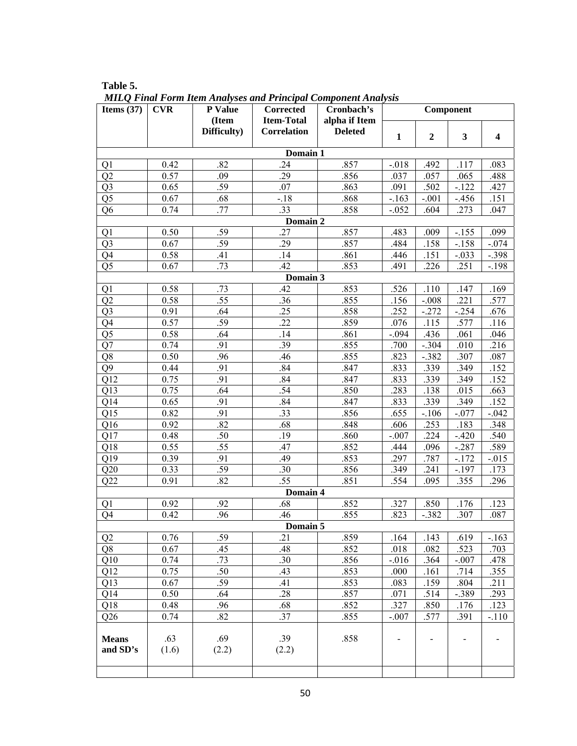**Table 5.**

*MILQ Final Form Item Analyses and Principal Component Analysis*

| Items (37) | CVR | P Value (Item Difficulty) | Corrected Item-Total Correlation | Cronbach's alpha if Item Deleted | Component | | | |
|---|---|---|---|---|---|---|---|---|
| | | | | | 1 | 2 | 3 | 4 |
| **Domain 1** | | | | | | | | |
| Q1 | 0.42 | .82 | .24 | .857 | -.018 | .492 | .117 | .083 |
| Q2 | 0.57 | .09 | .29 | .856 | .037 | .057 | .065 | .488 |
| Q3 | 0.65 | .59 | .07 | .863 | .091 | .502 | -.122 | .427 |
| Q5 | 0.67 | .68 | -.18 | .868 | -.163 | -.001 | -.456 | .151 |
| Q6 | 0.74 | .77 | .33 | .858 | -.052 | .604 | .273 | .047 |
| **Domain 2** | | | | | | | | |
| Q1 | 0.50 | .59 | .27 | .857 | .483 | .009 | -.155 | .099 |
| Q3 | 0.67 | .59 | .29 | .857 | .484 | .158 | -.158 | -.074 |
| Q4 | 0.58 | .41 | .14 | .861 | .446 | .151 | -.033 | -.398 |
| Q5 | 0.67 | .73 | .42 | .853 | .491 | .226 | .251 | -.198 |
| **Domain 3** | | | | | | | | |
| Q1 | 0.58 | .73 | .42 | .853 | .526 | .110 | .147 | .169 |
| Q2 | 0.58 | .55 | .36 | .855 | .156 | -.008 | .221 | .577 |
| Q3 | 0.91 | .64 | .25 | .858 | .252 | -.272 | -.254 | .676 |
| Q4 | 0.57 | .59 | .22 | .859 | .076 | .115 | .577 | .116 |
| Q5 | 0.58 | .64 | .14 | .861 | -.094 | .436 | .061 | .046 |
| Q7 | 0.74 | .91 | .39 | .855 | .700 | -.304 | .010 | .216 |
| Q8 | 0.50 | .96 | .46 | .855 | .823 | -.382 | .307 | .087 |
| Q9 | 0.44 | .91 | .84 | .847 | .833 | .339 | .349 | .152 |
| Q12 | 0.75 | .91 | .84 | .847 | .833 | .339 | .349 | .152 |
| Q13 | 0.75 | .64 | .54 | .850 | .283 | .138 | .015 | .663 |
| Q14 | 0.65 | .91 | .84 | .847 | .833 | .339 | .349 | .152 |
| Q15 | 0.82 | .91 | .33 | .856 | .655 | -.106 | -.077 | -.042 |
| Q16 | 0.92 | .82 | .68 | .848 | .606 | .253 | .183 | .348 |
| Q17 | 0.48 | .50 | .19 | .860 | -.007 | .224 | -.420 | .540 |
| Q18 | 0.55 | .55 | .47 | .852 | .444 | .096 | -.287 | .589 |
| Q19 | 0.39 | .91 | .49 | .853 | .297 | .787 | -.172 | -.015 |
| Q20 | 0.33 | .59 | .30 | .856 | .349 | .241 | -.197 | .173 |
| Q22 | 0.91 | .82 | .55 | .851 | .554 | .095 | .355 | .296 |
| **Domain 4** | | | | | | | | |
| Q1 | 0.92 | .92 | .68 | .852 | .327 | .850 | .176 | .123 |
| Q4 | 0.42 | .96 | .46 | .855 | .823 | -.382 | .307 | .087 |
| **Domain 5** | | | | | | | | |
| Q2 | 0.76 | .59 | .21 | .859 | .164 | .143 | .619 | -.163 |
| Q8 | 0.67 | .45 | .48 | .852 | .018 | .082 | .523 | .703 |
| Q10 | 0.74 | .73 | .30 | .856 | -.016 | .364 | -.007 | .478 |
| Q12 | 0.75 | .50 | .43 | .853 | .000 | .161 | .714 | .355 |
| Q13 | 0.67 | .59 | .41 | .853 | .083 | .159 | .804 | .211 |
| Q14 | 0.50 | .64 | .28 | .857 | .071 | .514 | -.389 | .293 |
| Q18 | 0.48 | .96 | .68 | .852 | .327 | .850 | .176 | .123 |
| Q26 | 0.74 | .82 | .37 | .855 | -.007 | .577 | .391 | -.110 |
| **Means and SD's** | .63 (1.6) | .69 (2.2) | .39 (2.2) | .858 | - | - | - | - |
| | | | | | | | | |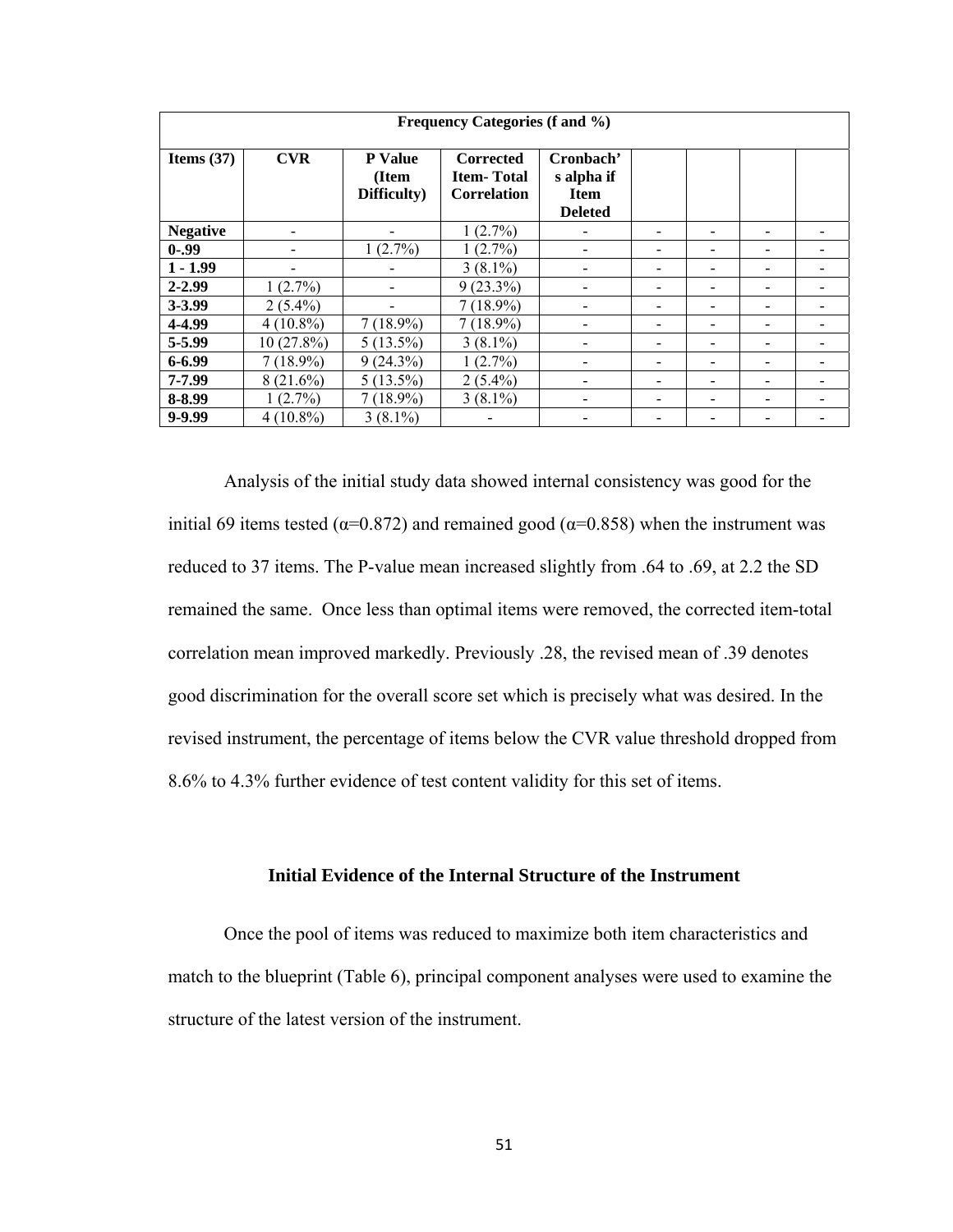| Frequency Categories (f and %) | | | | | | | | |
|---|---|---|---|---|---|---|---|---|
| **Items (37)** | **CVR** | **P Value (Item Difficulty)** | **Corrected Item- Total Correlation** | **Cronbach's alpha if Item Deleted** | | | | |
| **Negative** | - | - | 1 (2.7%) | - | - | - | - | - |
| **0-.99** | - | 1 (2.7%) | 1 (2.7%) | - | - | - | - | - |
| **1 - 1.99** | - | - | 3 (8.1%) | - | - | - | - | - |
| **2-2.99** | 1 (2.7%) | - | 9 (23.3%) | - | - | - | - | - |
| **3-3.99** | 2 (5.4%) | - | 7 (18.9%) | - | - | - | - | - |
| **4-4.99** | 4 (10.8%) | 7 (18.9%) | 7 (18.9%) | - | - | - | - | - |
| **5-5.99** | 10 (27.8%) | 5 (13.5%) | 3 (8.1%) | - | - | - | - | - |
| **6-6.99** | 7 (18.9%) | 9 (24.3%) | 1 (2.7%) | - | - | - | - | - |
| **7-7.99** | 8 (21.6%) | 5 (13.5%) | 2 (5.4%) | - | - | - | - | - |
| **8-8.99** | 1 (2.7%) | 7 (18.9%) | 3 (8.1%) | - | - | - | - | - |
| **9-9.99** | 4 (10.8%) | 3 (8.1%) | - | - | - | - | - | - |

Analysis of the initial study data showed internal consistency was good for the initial 69 items tested ($\alpha=0.872$) and remained good ($\alpha=0.858$) when the instrument was reduced to 37 items. The P-value mean increased slightly from .64 to .69, at 2.2 the SD remained the same. Once less than optimal items were removed, the corrected item-total correlation mean improved markedly. Previously .28, the revised mean of .39 denotes good discrimination for the overall score set which is precisely what was desired. In the revised instrument, the percentage of items below the CVR value threshold dropped from 8.6% to 4.3% further evidence of test content validity for this set of items.

## Initial Evidence of the Internal Structure of the Instrument

Once the pool of items was reduced to maximize both item characteristics and match to the blueprint (Table 6), principal component analyses were used to examine the structure of the latest version of the instrument.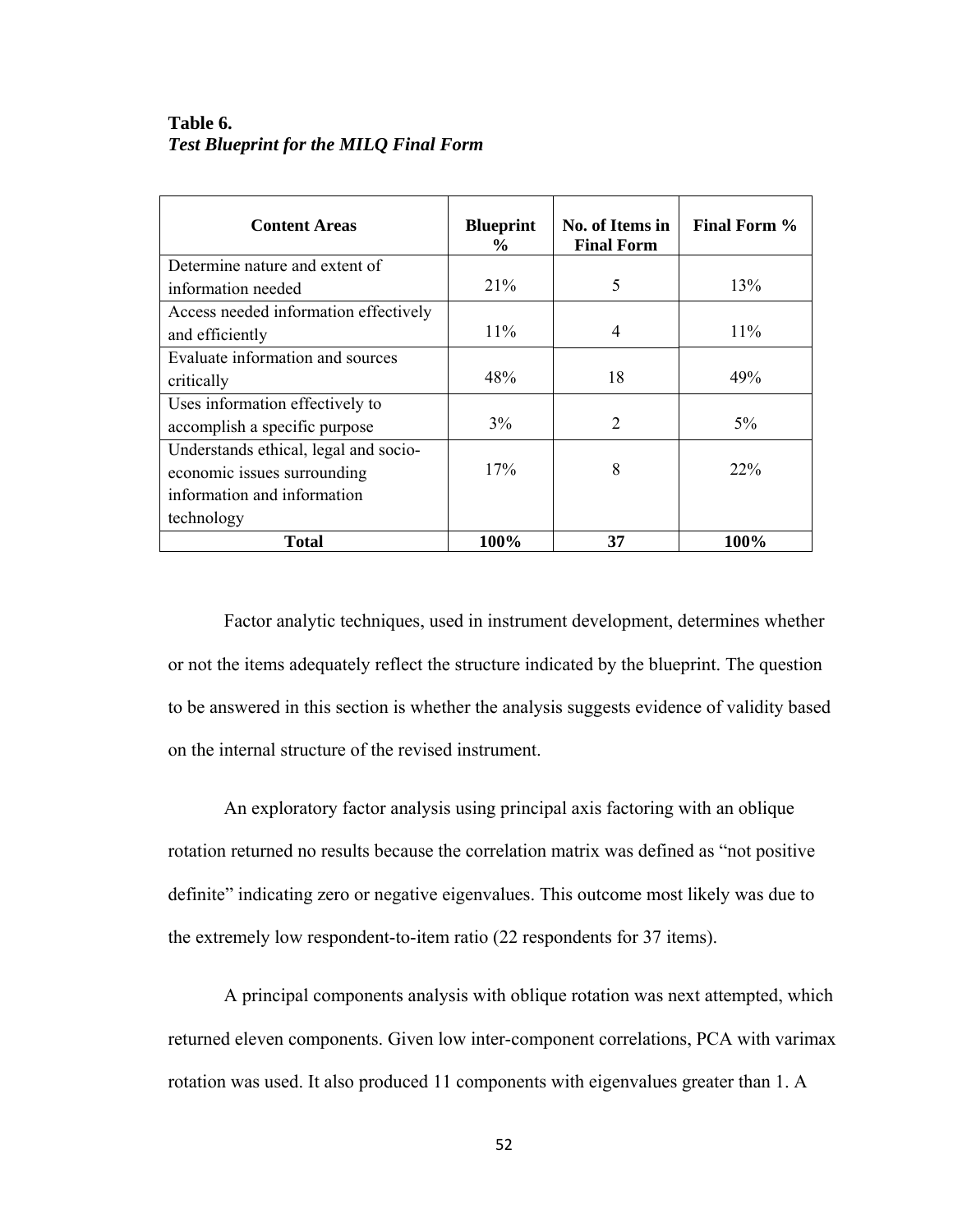**Table 6.**
***Test Blueprint for the MILQ Final Form***

| Content Areas | Blueprint % | No. of Items in Final Form | Final Form % |
|---|---|---|---|
| Determine nature and extent of information needed | 21% | 5 | 13% |
| Access needed information effectively and efficiently | 11% | 4 | 11% |
| Evaluate information and sources critically | 48% | 18 | 49% |
| Uses information effectively to accomplish a specific purpose | 3% | 2 | 5% |
| Understands ethical, legal and socio-economic issues surrounding information and information technology | 17% | 8 | 22% |
| **Total** | **100%** | **37** | **100%** |

Factor analytic techniques, used in instrument development, determines whether or not the items adequately reflect the structure indicated by the blueprint. The question to be answered in this section is whether the analysis suggests evidence of validity based on the internal structure of the revised instrument.

An exploratory factor analysis using principal axis factoring with an oblique rotation returned no results because the correlation matrix was defined as "not positive definite" indicating zero or negative eigenvalues. This outcome most likely was due to the extremely low respondent-to-item ratio (22 respondents for 37 items).

A principal components analysis with oblique rotation was next attempted, which returned eleven components. Given low inter-component correlations, PCA with varimax rotation was used. It also produced 11 components with eigenvalues greater than 1. A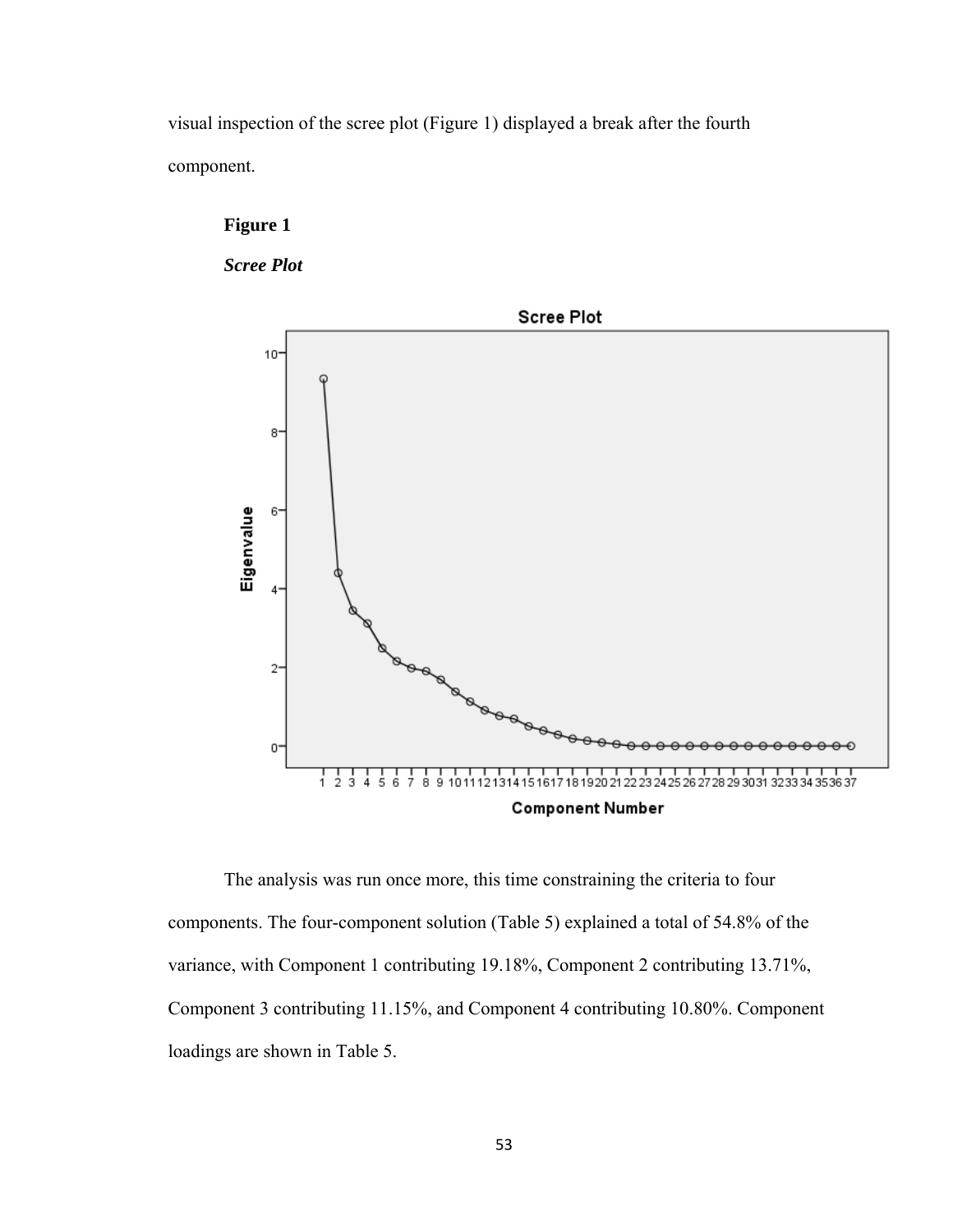visual inspection of the scree plot (Figure 1) displayed a break after the fourth component.

**Figure 1**

***Scree Plot***

The analysis was run once more, this time constraining the criteria to four components. The four-component solution (Table 5) explained a total of 54.8% of the variance, with Component 1 contributing 19.18%, Component 2 contributing 13.71%, Component 3 contributing 11.15%, and Component 4 contributing 10.80%. Component loadings are shown in Table 5.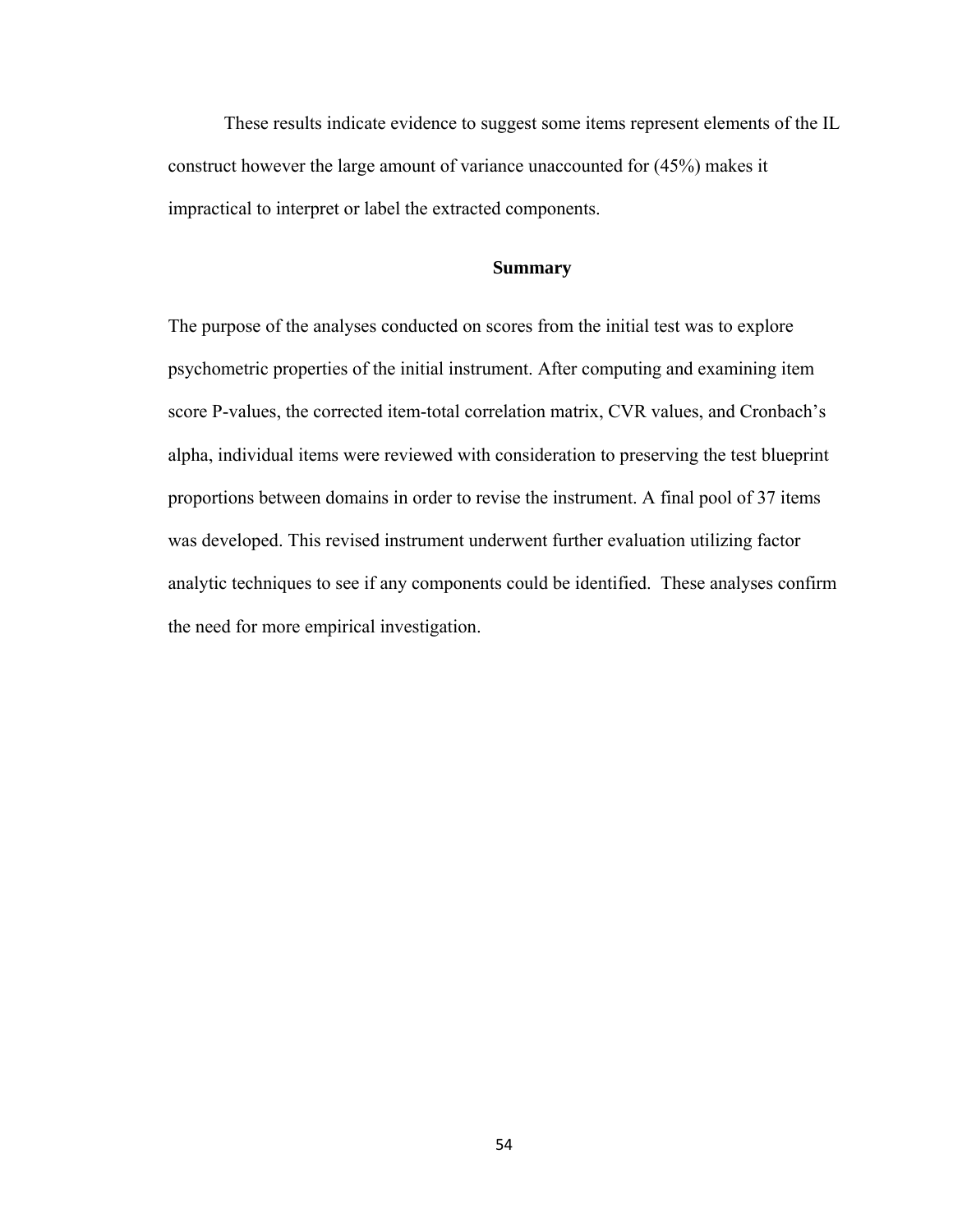These results indicate evidence to suggest some items represent elements of the IL construct however the large amount of variance unaccounted for (45%) makes it impractical to interpret or label the extracted components.

## Summary

The purpose of the analyses conducted on scores from the initial test was to explore psychometric properties of the initial instrument. After computing and examining item score P-values, the corrected item-total correlation matrix, CVR values, and Cronbach's alpha, individual items were reviewed with consideration to preserving the test blueprint proportions between domains in order to revise the instrument. A final pool of 37 items was developed. This revised instrument underwent further evaluation utilizing factor analytic techniques to see if any components could be identified. These analyses confirm the need for more empirical investigation.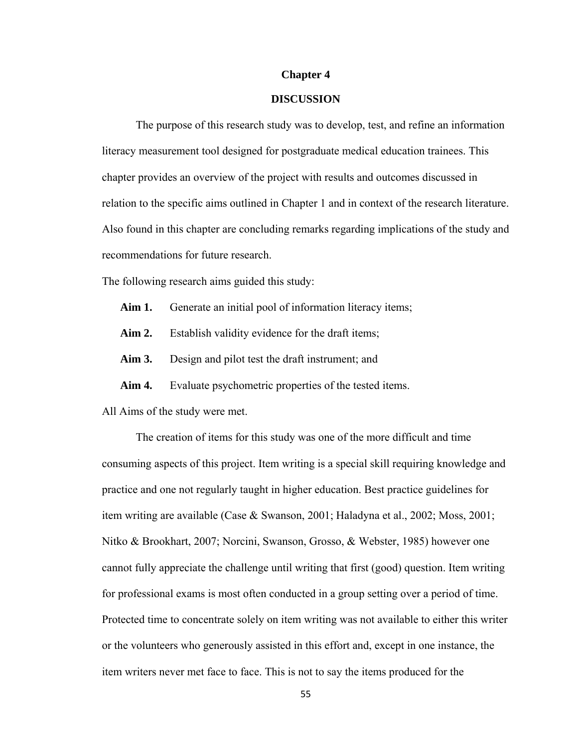# Chapter 4

## DISCUSSION

The purpose of this research study was to develop, test, and refine an information literacy measurement tool designed for postgraduate medical education trainees. This chapter provides an overview of the project with results and outcomes discussed in relation to the specific aims outlined in Chapter 1 and in context of the research literature. Also found in this chapter are concluding remarks regarding implications of the study and recommendations for future research.

The following research aims guided this study:

**Aim 1.** Generate an initial pool of information literacy items;

**Aim 2.** Establish validity evidence for the draft items;

**Aim 3.** Design and pilot test the draft instrument; and

**Aim 4.** Evaluate psychometric properties of the tested items.

All Aims of the study were met.

The creation of items for this study was one of the more difficult and time consuming aspects of this project. Item writing is a special skill requiring knowledge and practice and one not regularly taught in higher education. Best practice guidelines for item writing are available (Case & Swanson, 2001; Haladyna et al., 2002; Moss, 2001; Nitko & Brookhart, 2007; Norcini, Swanson, Grosso, & Webster, 1985) however one cannot fully appreciate the challenge until writing that first (good) question. Item writing for professional exams is most often conducted in a group setting over a period of time. Protected time to concentrate solely on item writing was not available to either this writer or the volunteers who generously assisted in this effort and, except in one instance, the item writers never met face to face. This is not to say the items produced for the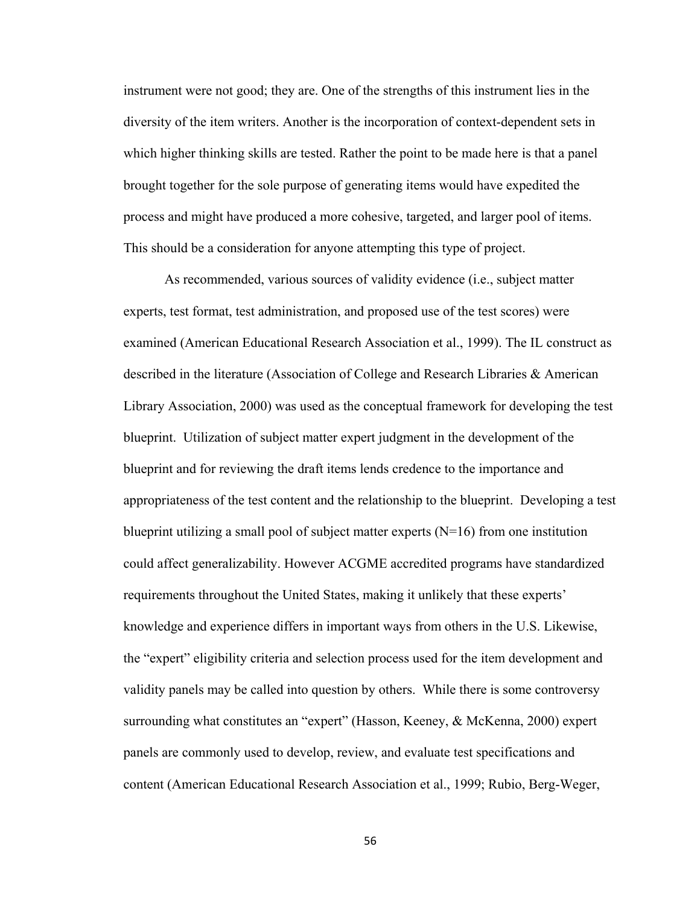instrument were not good; they are. One of the strengths of this instrument lies in the diversity of the item writers. Another is the incorporation of context-dependent sets in which higher thinking skills are tested. Rather the point to be made here is that a panel brought together for the sole purpose of generating items would have expedited the process and might have produced a more cohesive, targeted, and larger pool of items. This should be a consideration for anyone attempting this type of project.

As recommended, various sources of validity evidence (i.e., subject matter experts, test format, test administration, and proposed use of the test scores) were examined (American Educational Research Association et al., 1999). The IL construct as described in the literature (Association of College and Research Libraries & American Library Association, 2000) was used as the conceptual framework for developing the test blueprint. Utilization of subject matter expert judgment in the development of the blueprint and for reviewing the draft items lends credence to the importance and appropriateness of the test content and the relationship to the blueprint. Developing a test blueprint utilizing a small pool of subject matter experts (N=16) from one institution could affect generalizability. However ACGME accredited programs have standardized requirements throughout the United States, making it unlikely that these experts' knowledge and experience differs in important ways from others in the U.S. Likewise, the "expert" eligibility criteria and selection process used for the item development and validity panels may be called into question by others. While there is some controversy surrounding what constitutes an "expert" (Hasson, Keeney, & McKenna, 2000) expert panels are commonly used to develop, review, and evaluate test specifications and content (American Educational Research Association et al., 1999; Rubio, Berg-Weger,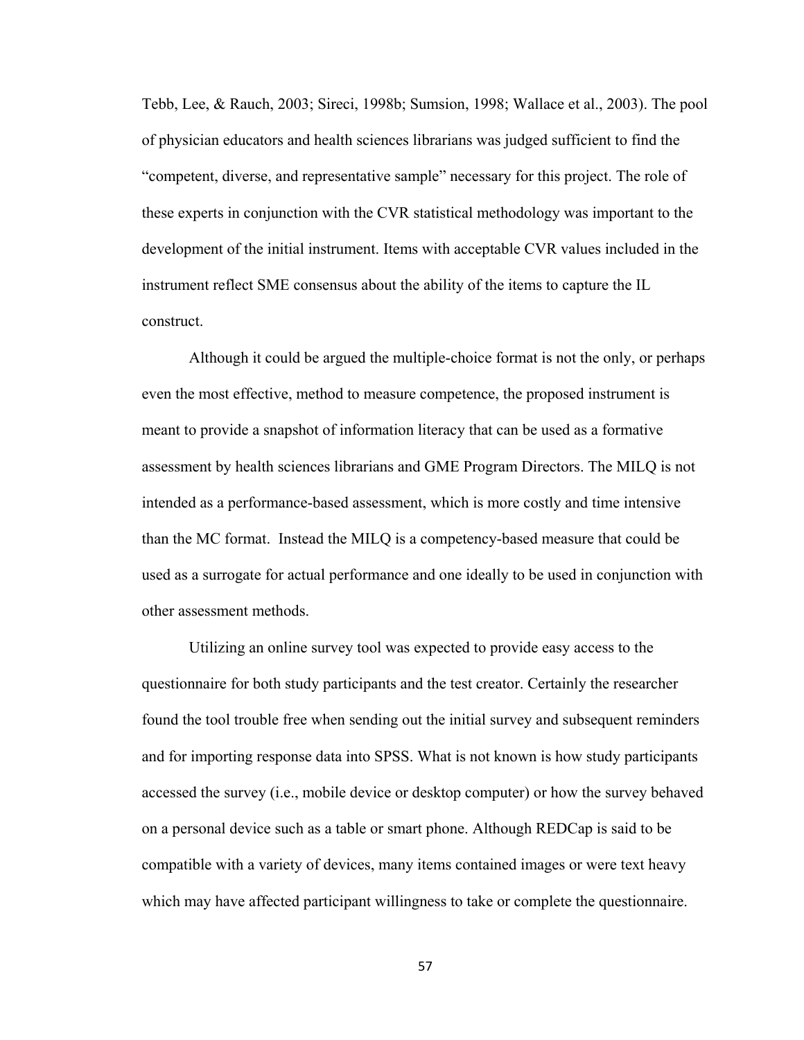Tebb, Lee, & Rauch, 2003; Sireci, 1998b; Sumsion, 1998; Wallace et al., 2003). The pool of physician educators and health sciences librarians was judged sufficient to find the "competent, diverse, and representative sample" necessary for this project. The role of these experts in conjunction with the CVR statistical methodology was important to the development of the initial instrument. Items with acceptable CVR values included in the instrument reflect SME consensus about the ability of the items to capture the IL construct.

Although it could be argued the multiple-choice format is not the only, or perhaps even the most effective, method to measure competence, the proposed instrument is meant to provide a snapshot of information literacy that can be used as a formative assessment by health sciences librarians and GME Program Directors. The MILQ is not intended as a performance-based assessment, which is more costly and time intensive than the MC format. Instead the MILQ is a competency-based measure that could be used as a surrogate for actual performance and one ideally to be used in conjunction with other assessment methods.

Utilizing an online survey tool was expected to provide easy access to the questionnaire for both study participants and the test creator. Certainly the researcher found the tool trouble free when sending out the initial survey and subsequent reminders and for importing response data into SPSS. What is not known is how study participants accessed the survey (i.e., mobile device or desktop computer) or how the survey behaved on a personal device such as a table or smart phone. Although REDCap is said to be compatible with a variety of devices, many items contained images or were text heavy which may have affected participant willingness to take or complete the questionnaire.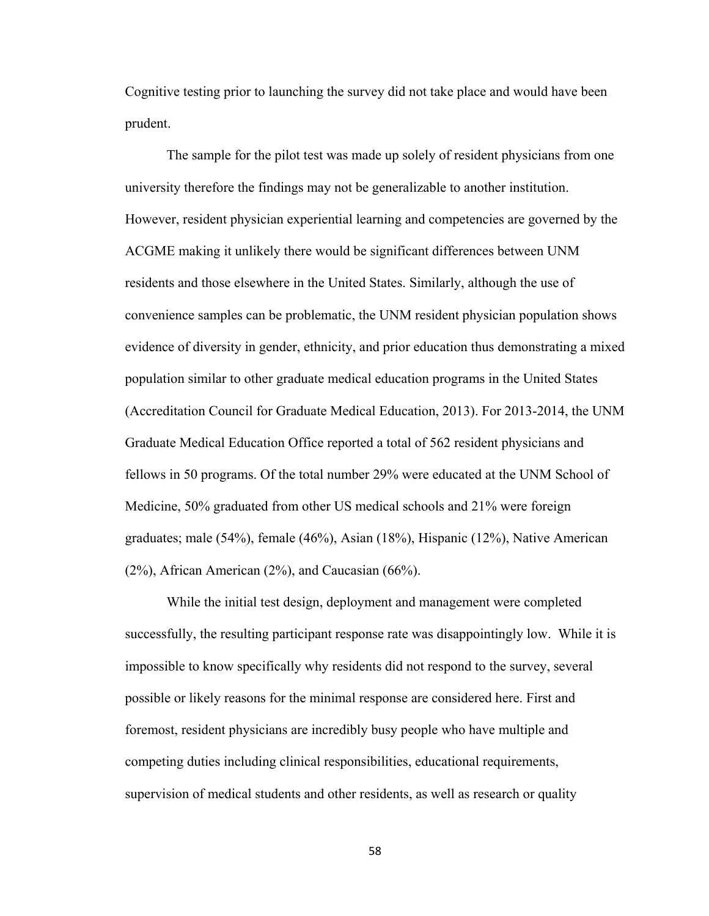Cognitive testing prior to launching the survey did not take place and would have been prudent.

The sample for the pilot test was made up solely of resident physicians from one university therefore the findings may not be generalizable to another institution. However, resident physician experiential learning and competencies are governed by the ACGME making it unlikely there would be significant differences between UNM residents and those elsewhere in the United States. Similarly, although the use of convenience samples can be problematic, the UNM resident physician population shows evidence of diversity in gender, ethnicity, and prior education thus demonstrating a mixed population similar to other graduate medical education programs in the United States (Accreditation Council for Graduate Medical Education, 2013). For 2013-2014, the UNM Graduate Medical Education Office reported a total of 562 resident physicians and fellows in 50 programs. Of the total number 29% were educated at the UNM School of Medicine, 50% graduated from other US medical schools and 21% were foreign graduates; male (54%), female (46%), Asian (18%), Hispanic (12%), Native American (2%), African American (2%), and Caucasian (66%).

While the initial test design, deployment and management were completed successfully, the resulting participant response rate was disappointingly low. While it is impossible to know specifically why residents did not respond to the survey, several possible or likely reasons for the minimal response are considered here. First and foremost, resident physicians are incredibly busy people who have multiple and competing duties including clinical responsibilities, educational requirements, supervision of medical students and other residents, as well as research or quality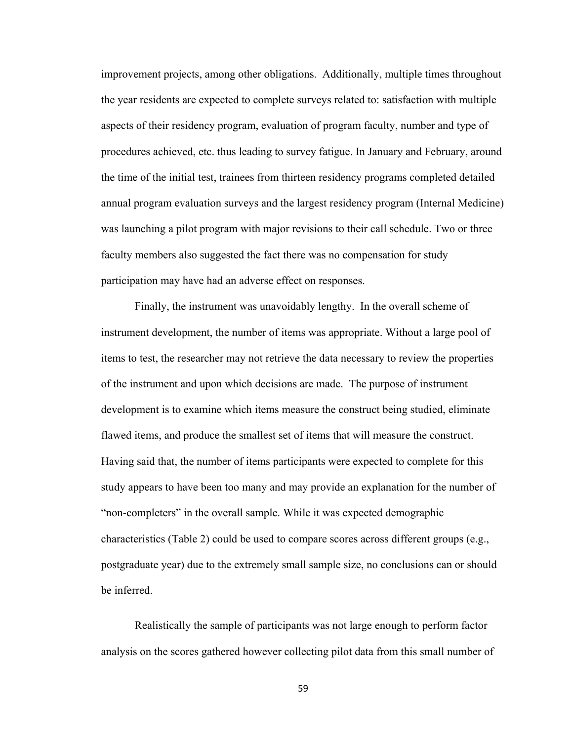improvement projects, among other obligations. Additionally, multiple times throughout the year residents are expected to complete surveys related to: satisfaction with multiple aspects of their residency program, evaluation of program faculty, number and type of procedures achieved, etc. thus leading to survey fatigue. In January and February, around the time of the initial test, trainees from thirteen residency programs completed detailed annual program evaluation surveys and the largest residency program (Internal Medicine) was launching a pilot program with major revisions to their call schedule. Two or three faculty members also suggested the fact there was no compensation for study participation may have had an adverse effect on responses.

Finally, the instrument was unavoidably lengthy. In the overall scheme of instrument development, the number of items was appropriate. Without a large pool of items to test, the researcher may not retrieve the data necessary to review the properties of the instrument and upon which decisions are made. The purpose of instrument development is to examine which items measure the construct being studied, eliminate flawed items, and produce the smallest set of items that will measure the construct. Having said that, the number of items participants were expected to complete for this study appears to have been too many and may provide an explanation for the number of "non-completers" in the overall sample. While it was expected demographic characteristics (Table 2) could be used to compare scores across different groups (e.g., postgraduate year) due to the extremely small sample size, no conclusions can or should be inferred.

Realistically the sample of participants was not large enough to perform factor analysis on the scores gathered however collecting pilot data from this small number of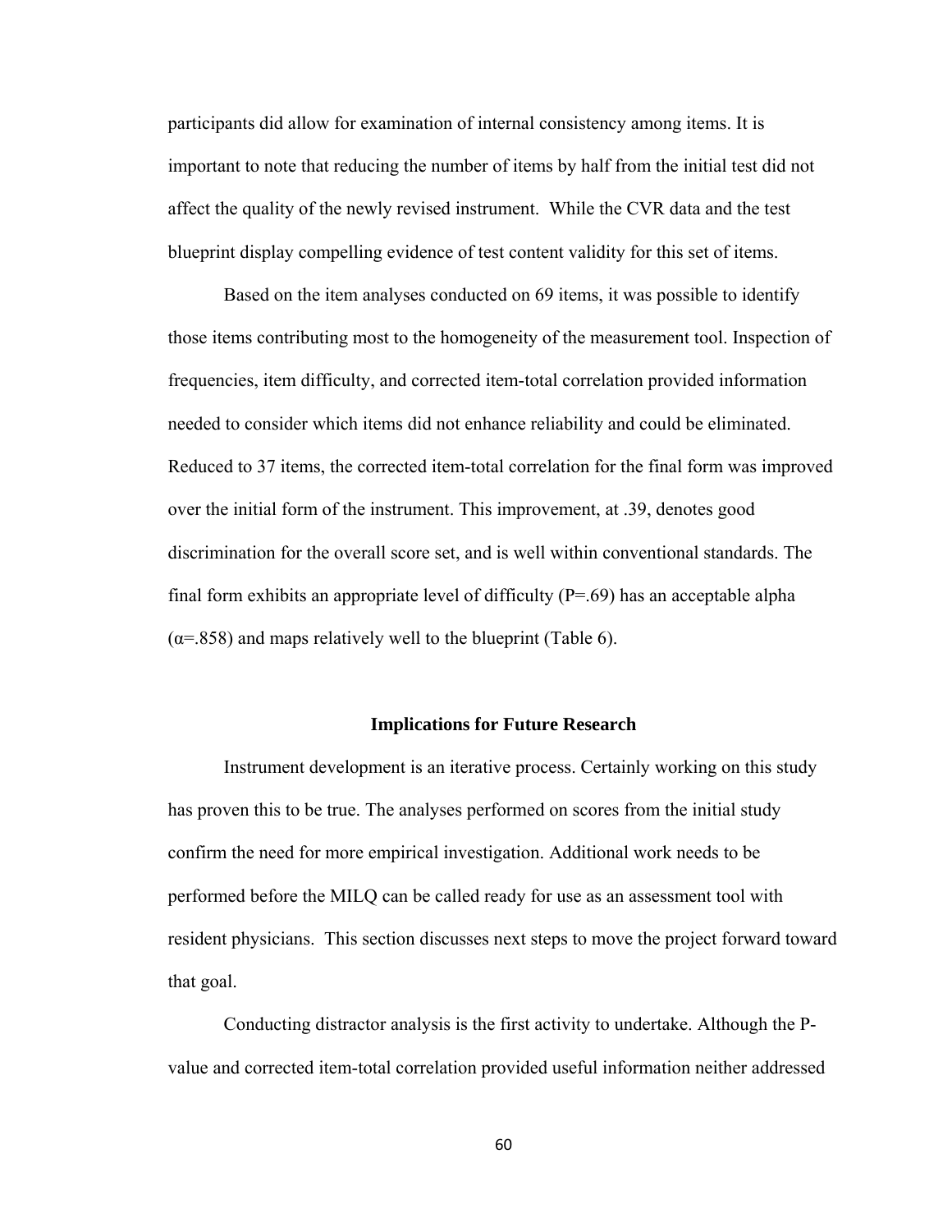participants did allow for examination of internal consistency among items. It is important to note that reducing the number of items by half from the initial test did not affect the quality of the newly revised instrument. While the CVR data and the test blueprint display compelling evidence of test content validity for this set of items.

Based on the item analyses conducted on 69 items, it was possible to identify those items contributing most to the homogeneity of the measurement tool. Inspection of frequencies, item difficulty, and corrected item-total correlation provided information needed to consider which items did not enhance reliability and could be eliminated. Reduced to 37 items, the corrected item-total correlation for the final form was improved over the initial form of the instrument. This improvement, at .39, denotes good discrimination for the overall score set, and is well within conventional standards. The final form exhibits an appropriate level of difficulty ($P$=.69) has an acceptable alpha ($\alpha$=.858) and maps relatively well to the blueprint (Table 6).

## Implications for Future Research

Instrument development is an iterative process. Certainly working on this study has proven this to be true. The analyses performed on scores from the initial study confirm the need for more empirical investigation. Additional work needs to be performed before the MILQ can be called ready for use as an assessment tool with resident physicians. This section discusses next steps to move the project forward toward that goal.

Conducting distractor analysis is the first activity to undertake. Although the P-value and corrected item-total correlation provided useful information neither addressed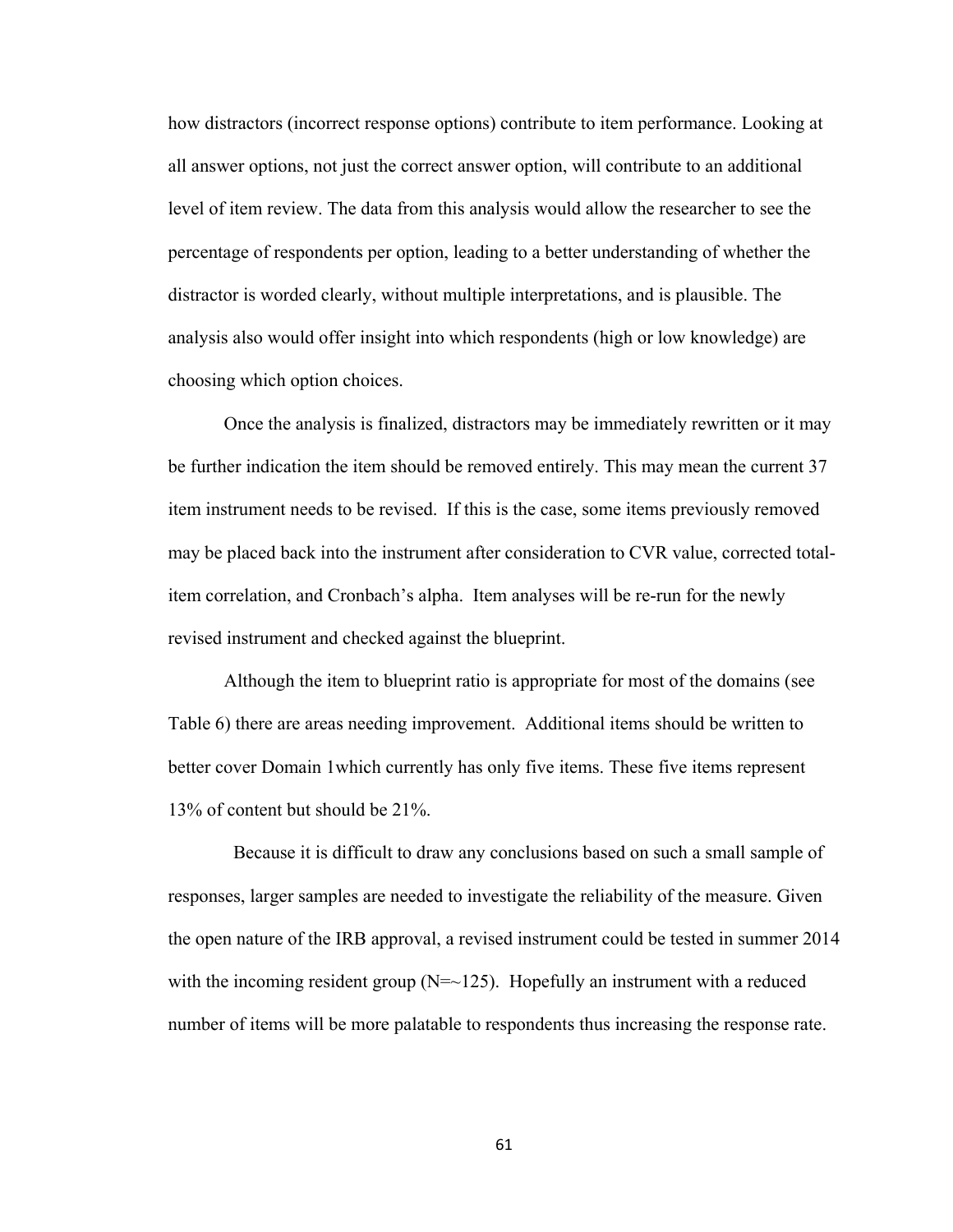how distractors (incorrect response options) contribute to item performance. Looking at all answer options, not just the correct answer option, will contribute to an additional level of item review. The data from this analysis would allow the researcher to see the percentage of respondents per option, leading to a better understanding of whether the distractor is worded clearly, without multiple interpretations, and is plausible. The analysis also would offer insight into which respondents (high or low knowledge) are choosing which option choices.

Once the analysis is finalized, distractors may be immediately rewritten or it may be further indication the item should be removed entirely. This may mean the current 37 item instrument needs to be revised. If this is the case, some items previously removed may be placed back into the instrument after consideration to CVR value, corrected total-item correlation, and Cronbach's alpha. Item analyses will be re-run for the newly revised instrument and checked against the blueprint.

Although the item to blueprint ratio is appropriate for most of the domains (see Table 6) there are areas needing improvement. Additional items should be written to better cover Domain 1which currently has only five items. These five items represent 13% of content but should be 21%.

Because it is difficult to draw any conclusions based on such a small sample of responses, larger samples are needed to investigate the reliability of the measure. Given the open nature of the IRB approval, a revised instrument could be tested in summer 2014 with the incoming resident group (N=~125). Hopefully an instrument with a reduced number of items will be more palatable to respondents thus increasing the response rate.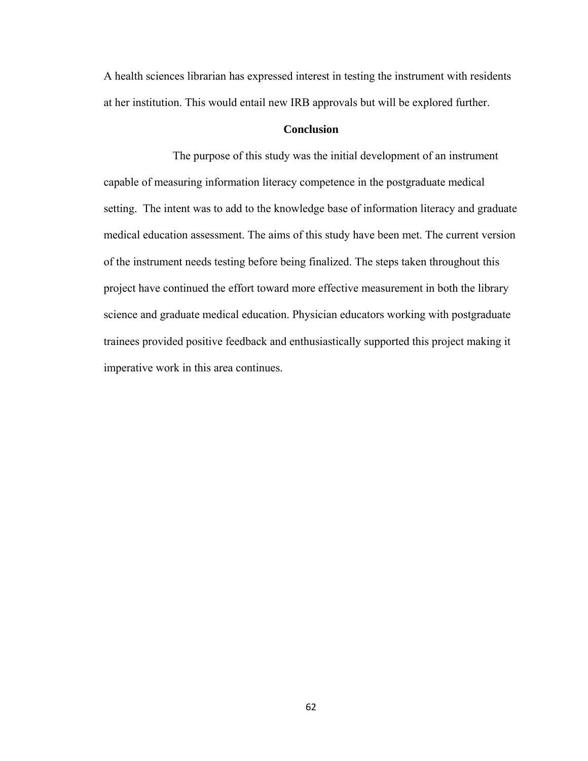A health sciences librarian has expressed interest in testing the instrument with residents at her institution. This would entail new IRB approvals but will be explored further.

## Conclusion

The purpose of this study was the initial development of an instrument capable of measuring information literacy competence in the postgraduate medical setting. The intent was to add to the knowledge base of information literacy and graduate medical education assessment. The aims of this study have been met. The current version of the instrument needs testing before being finalized. The steps taken throughout this project have continued the effort toward more effective measurement in both the library science and graduate medical education. Physician educators working with postgraduate trainees provided positive feedback and enthusiastically supported this project making it imperative work in this area continues.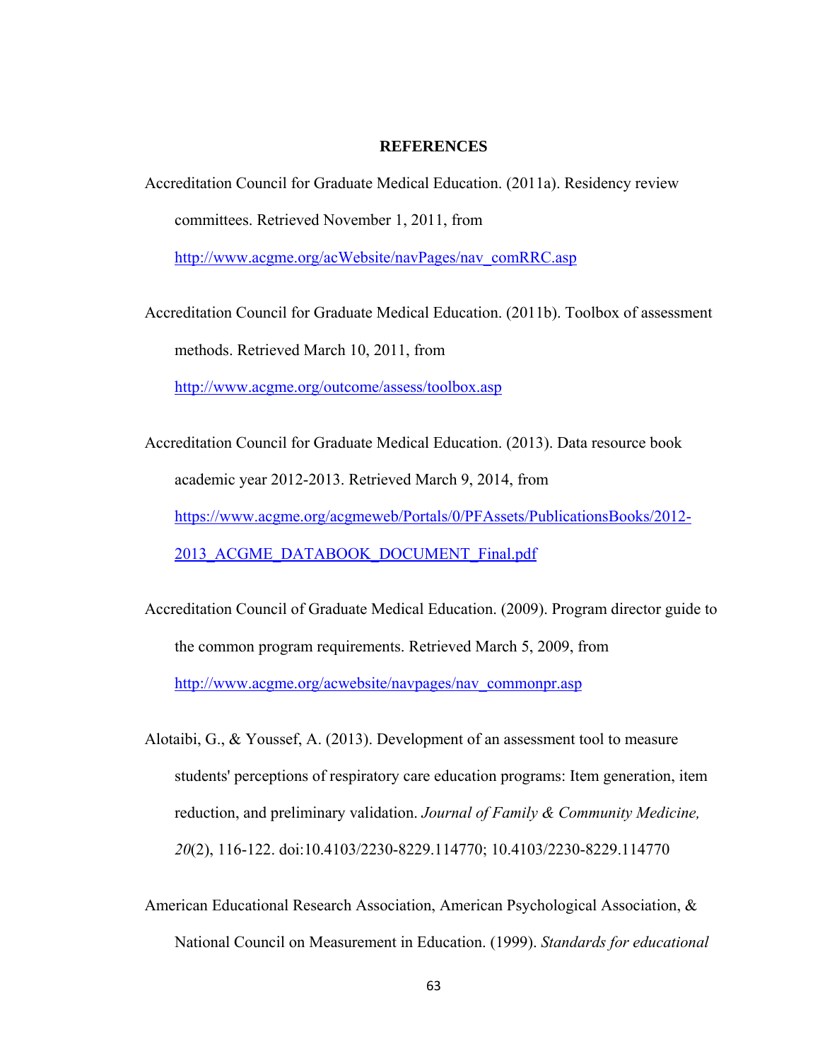# REFERENCES

Accreditation Council for Graduate Medical Education. (2011a). Residency review committees. Retrieved November 1, 2011, from http://www.acgme.org/acWebsite/navPages/nav_comRRC.asp

Accreditation Council for Graduate Medical Education. (2011b). Toolbox of assessment methods. Retrieved March 10, 2011, from http://www.acgme.org/outcome/assess/toolbox.asp

Accreditation Council for Graduate Medical Education. (2013). Data resource book academic year 2012-2013. Retrieved March 9, 2014, from https://www.acgme.org/acgmeweb/Portals/0/PFAssets/PublicationsBooks/2012-2013_ACGME_DATABOOK_DOCUMENT_Final.pdf

Accreditation Council of Graduate Medical Education. (2009). Program director guide to the common program requirements. Retrieved March 5, 2009, from http://www.acgme.org/acwebsite/navpages/nav_commonpr.asp

Alotaibi, G., & Youssef, A. (2013). Development of an assessment tool to measure students' perceptions of respiratory care education programs: Item generation, item reduction, and preliminary validation. *Journal of Family & Community Medicine, 20*(2), 116-122. doi:10.4103/2230-8229.114770; 10.4103/2230-8229.114770

American Educational Research Association, American Psychological Association, & National Council on Measurement in Education. (1999). *Standards for educational*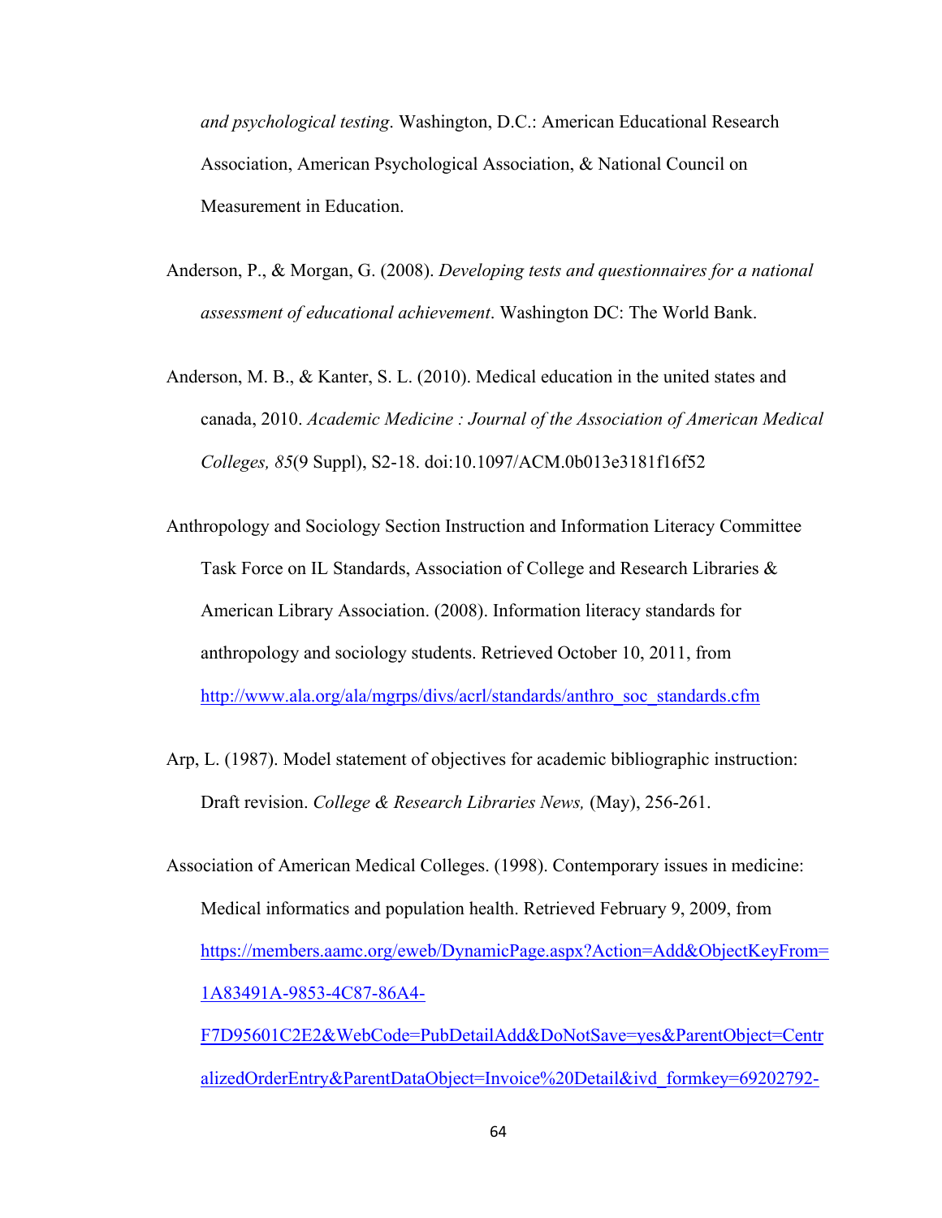*and psychological testing*. Washington, D.C.: American Educational Research Association, American Psychological Association, & National Council on Measurement in Education.

Anderson, P., & Morgan, G. (2008). *Developing tests and questionnaires for a national assessment of educational achievement*. Washington DC: The World Bank.

Anderson, M. B., & Kanter, S. L. (2010). Medical education in the united states and canada, 2010. *Academic Medicine : Journal of the Association of American Medical Colleges, 85*(9 Suppl), S2-18. doi:10.1097/ACM.0b013e3181f16f52

Anthropology and Sociology Section Instruction and Information Literacy Committee Task Force on IL Standards, Association of College and Research Libraries & American Library Association. (2008). Information literacy standards for anthropology and sociology students. Retrieved October 10, 2011, from http://www.ala.org/ala/mgrps/divs/acrl/standards/anthro_soc_standards.cfm

Arp, L. (1987). Model statement of objectives for academic bibliographic instruction: Draft revision. *College & Research Libraries News,* (May), 256-261.

Association of American Medical Colleges. (1998). Contemporary issues in medicine: Medical informatics and population health. Retrieved February 9, 2009, from https://members.aamc.org/eweb/DynamicPage.aspx?Action=Add&ObjectKeyFrom=1A83491A-9853-4C87-86A4-F7D95601C2E2&WebCode=PubDetailAdd&DoNotSave=yes&ParentObject=CentralizedOrderEntry&ParentDataObject=Invoice%20Detail&ivd_formkey=69202792-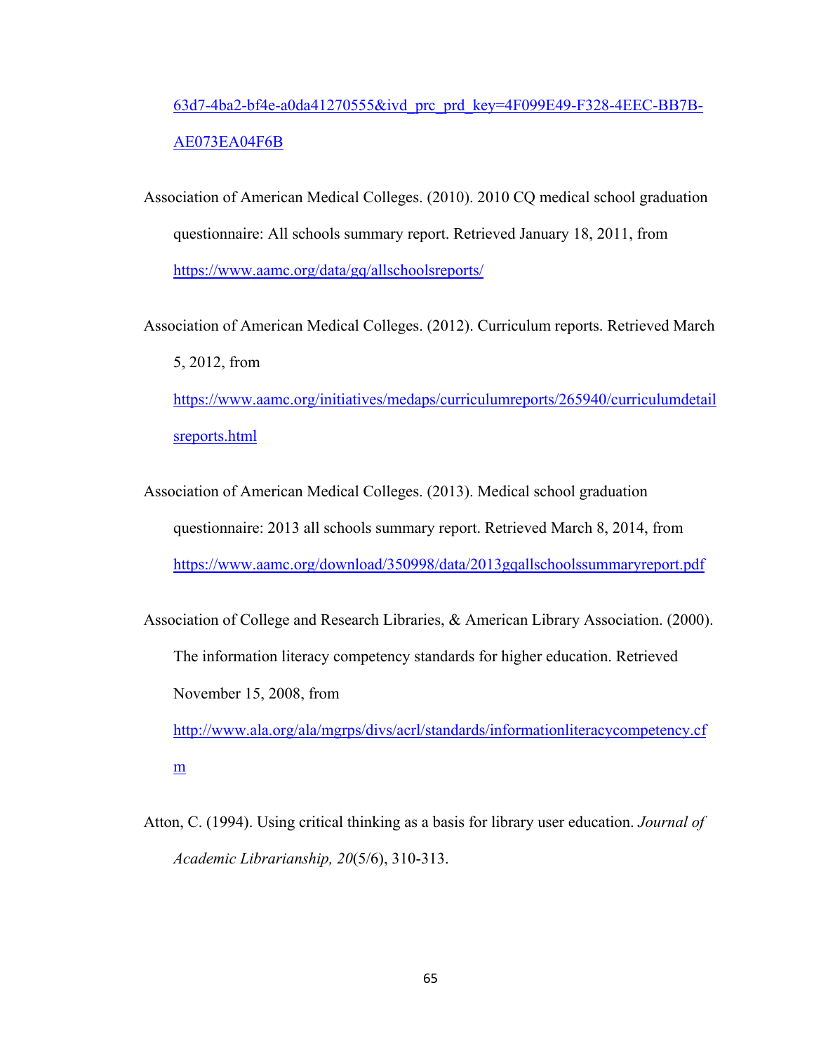63d7-4ba2-bf4e-a0da41270555&ivd_prc_prd_key=4F099E49-F328-4EEC-BB7B-AE073EA04F6B

Association of American Medical Colleges. (2010). 2010 CQ medical school graduation questionnaire: All schools summary report. Retrieved January 18, 2011, from https://www.aamc.org/data/gq/allschoolsreports/

Association of American Medical Colleges. (2012). Curriculum reports. Retrieved March 5, 2012, from https://www.aamc.org/initiatives/medaps/curriculumreports/265940/curriculumdetailsreports.html

Association of American Medical Colleges. (2013). Medical school graduation questionnaire: 2013 all schools summary report. Retrieved March 8, 2014, from https://www.aamc.org/download/350998/data/2013gqallschoolssummaryreport.pdf

Association of College and Research Libraries, & American Library Association. (2000). The information literacy competency standards for higher education. Retrieved November 15, 2008, from http://www.ala.org/ala/mgrps/divs/acrl/standards/informationliteracycompetency.cfm

Atton, C. (1994). Using critical thinking as a basis for library user education. *Journal of Academic Librarianship, 20*(5/6), 310-313.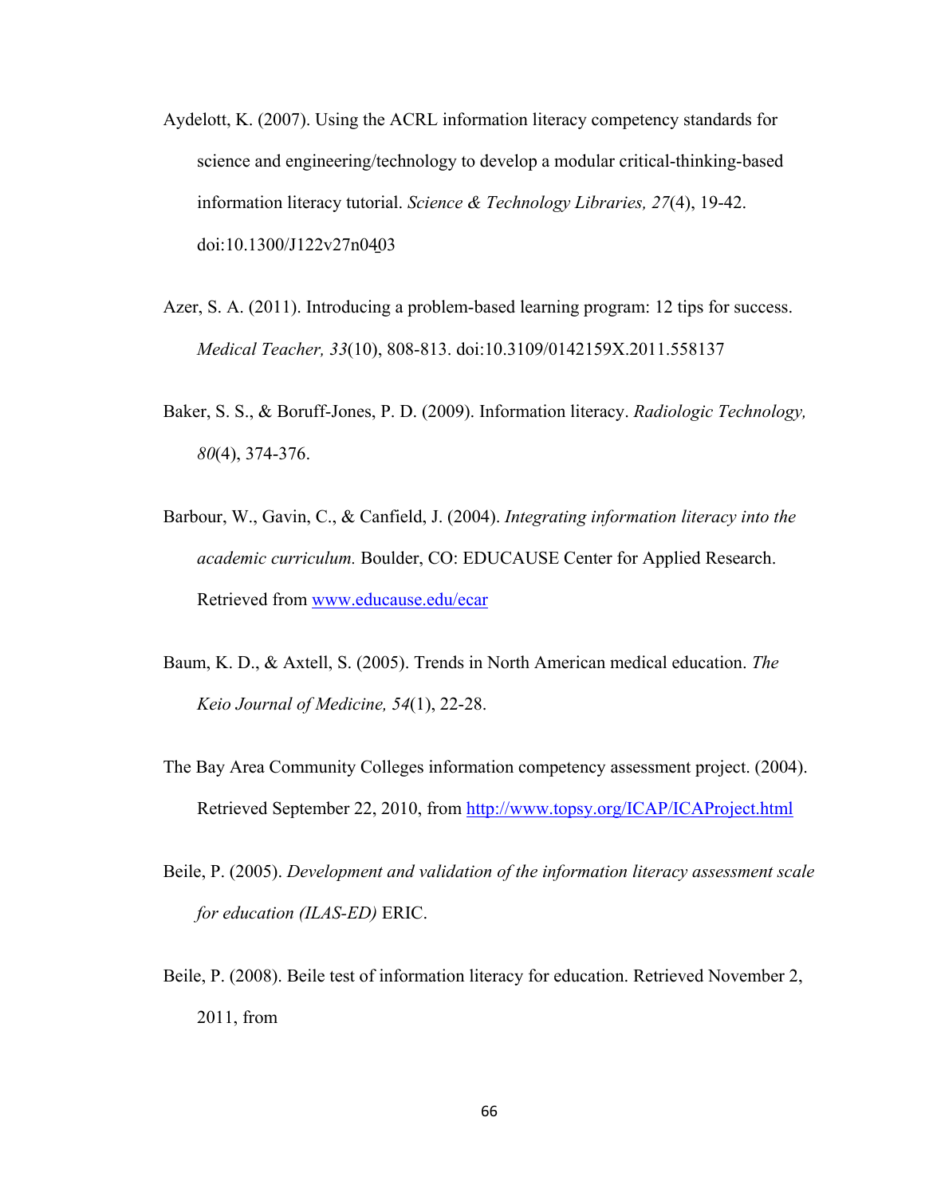Aydelott, K. (2007). Using the ACRL information literacy competency standards for science and engineering/technology to develop a modular critical-thinking-based information literacy tutorial. *Science & Technology Libraries, 27*(4), 19-42. doi:10.1300/J122v27n0403

Azer, S. A. (2011). Introducing a problem-based learning program: 12 tips for success. *Medical Teacher, 33*(10), 808-813. doi:10.3109/0142159X.2011.558137

Baker, S. S., & Boruff-Jones, P. D. (2009). Information literacy. *Radiologic Technology, 80*(4), 374-376.

Barbour, W., Gavin, C., & Canfield, J. (2004). *Integrating information literacy into the academic curriculum.* Boulder, CO: EDUCAUSE Center for Applied Research. Retrieved from www.educause.edu/ecar

Baum, K. D., & Axtell, S. (2005). Trends in North American medical education. *The Keio Journal of Medicine, 54*(1), 22-28.

The Bay Area Community Colleges information competency assessment project. (2004). Retrieved September 22, 2010, from http://www.topsy.org/ICAP/ICAProject.html

Beile, P. (2005). *Development and validation of the information literacy assessment scale for education (ILAS-ED)* ERIC.

Beile, P. (2008). Beile test of information literacy for education. Retrieved November 2, 2011, from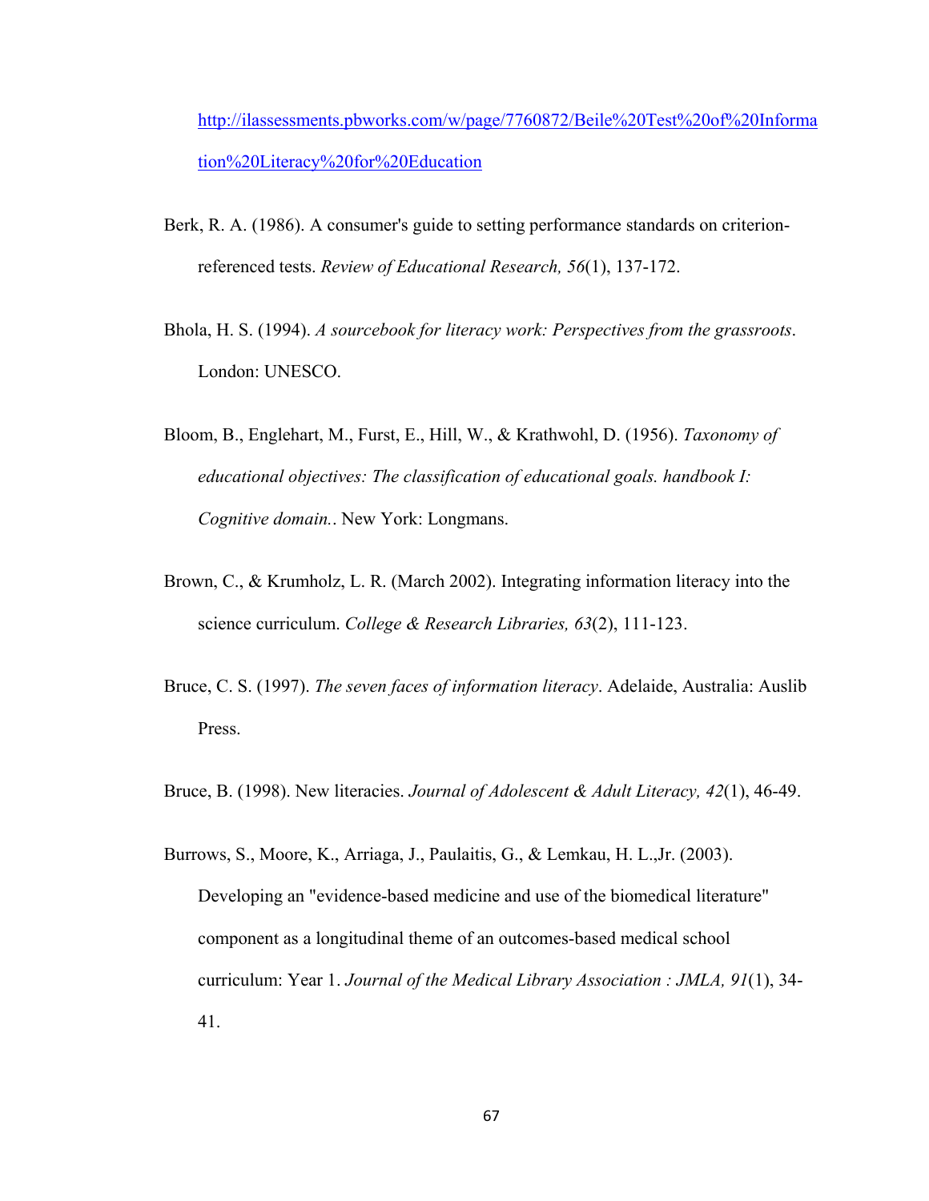http://ilassessments.pbworks.com/w/page/7760872/Beile%20Test%20of%20Information%20Literacy%20for%20Education

Berk, R. A. (1986). A consumer's guide to setting performance standards on criterion-referenced tests. *Review of Educational Research, 56*(1), 137-172.

Bhola, H. S. (1994). *A sourcebook for literacy work: Perspectives from the grassroots*. London: UNESCO.

Bloom, B., Englehart, M., Furst, E., Hill, W., & Krathwohl, D. (1956). *Taxonomy of educational objectives: The classification of educational goals. handbook I: Cognitive domain.*. New York: Longmans.

Brown, C., & Krumholz, L. R. (March 2002). Integrating information literacy into the science curriculum. *College & Research Libraries, 63*(2), 111-123.

Bruce, C. S. (1997). *The seven faces of information literacy*. Adelaide, Australia: Auslib Press.

Bruce, B. (1998). New literacies. *Journal of Adolescent & Adult Literacy, 42*(1), 46-49.

Burrows, S., Moore, K., Arriaga, J., Paulaitis, G., & Lemkau, H. L.,Jr. (2003). Developing an "evidence-based medicine and use of the biomedical literature" component as a longitudinal theme of an outcomes-based medical school curriculum: Year 1. *Journal of the Medical Library Association : JMLA, 91*(1), 34-41.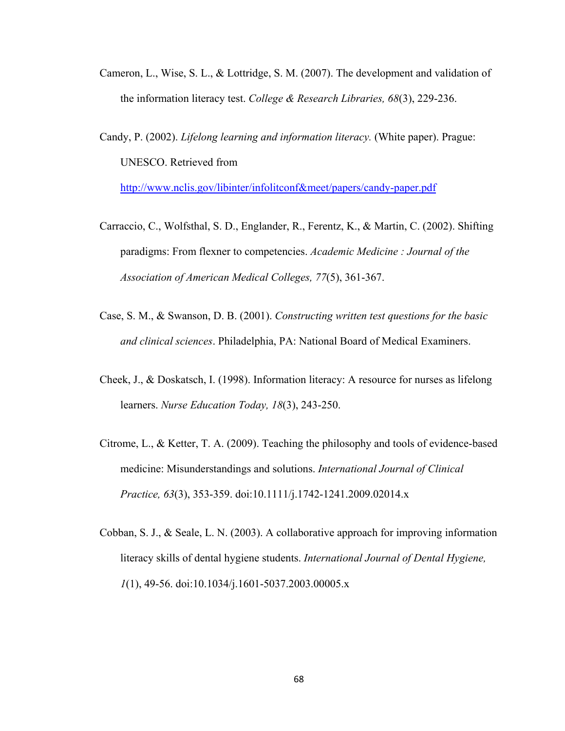Cameron, L., Wise, S. L., & Lottridge, S. M. (2007). The development and validation of the information literacy test. *College & Research Libraries, 68*(3), 229-236.

Candy, P. (2002). *Lifelong learning and information literacy.* (White paper). Prague: UNESCO. Retrieved from http://www.nclis.gov/libinter/infolitconf&meet/papers/candy-paper.pdf

Carraccio, C., Wolfsthal, S. D., Englander, R., Ferentz, K., & Martin, C. (2002). Shifting paradigms: From flexner to competencies. *Academic Medicine : Journal of the Association of American Medical Colleges, 77*(5), 361-367.

Case, S. M., & Swanson, D. B. (2001). *Constructing written test questions for the basic and clinical sciences*. Philadelphia, PA: National Board of Medical Examiners.

Cheek, J., & Doskatsch, I. (1998). Information literacy: A resource for nurses as lifelong learners. *Nurse Education Today, 18*(3), 243-250.

Citrome, L., & Ketter, T. A. (2009). Teaching the philosophy and tools of evidence-based medicine: Misunderstandings and solutions. *International Journal of Clinical Practice, 63*(3), 353-359. doi:10.1111/j.1742-1241.2009.02014.x

Cobban, S. J., & Seale, L. N. (2003). A collaborative approach for improving information literacy skills of dental hygiene students. *International Journal of Dental Hygiene, 1*(1), 49-56. doi:10.1034/j.1601-5037.2003.00005.x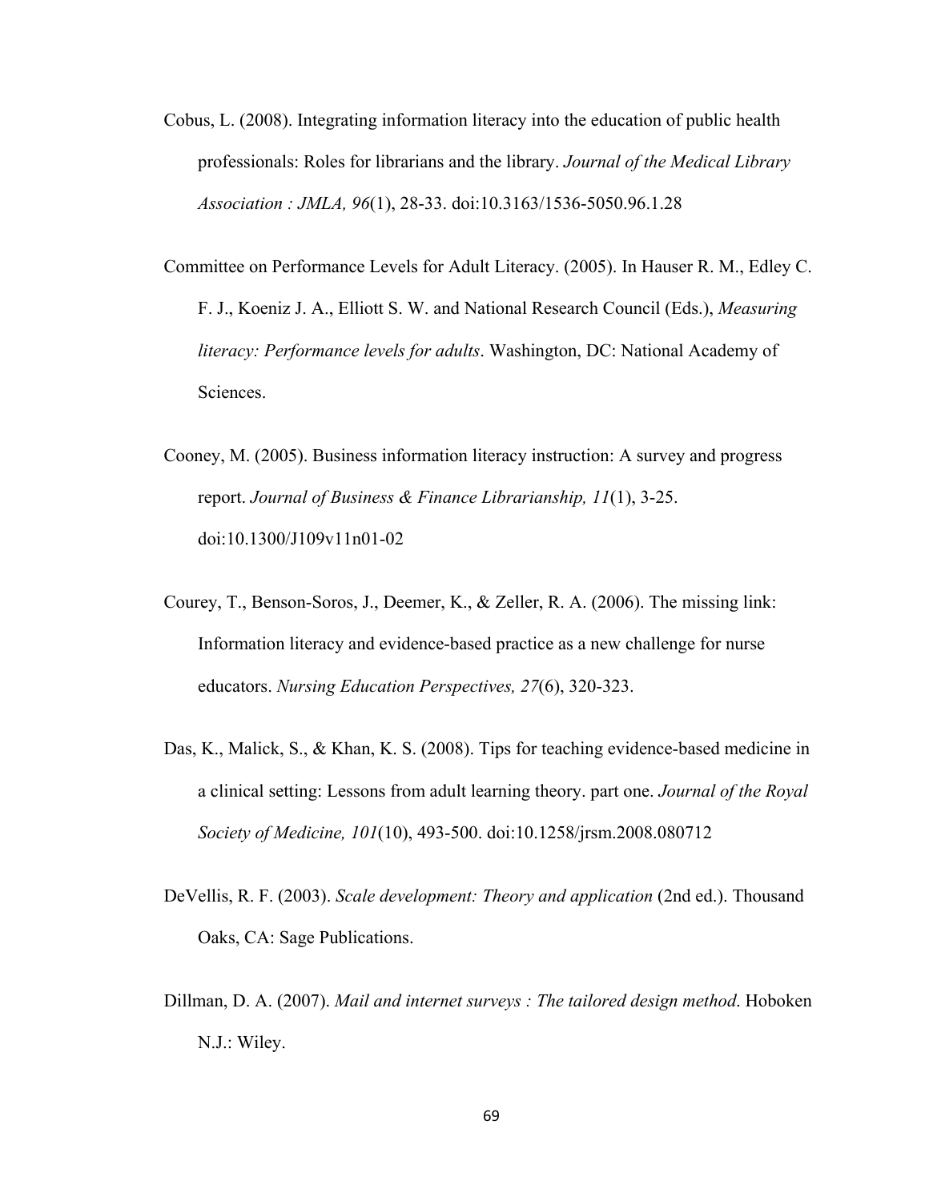Cobus, L. (2008). Integrating information literacy into the education of public health professionals: Roles for librarians and the library. *Journal of the Medical Library Association : JMLA, 96*(1), 28-33. doi:10.3163/1536-5050.96.1.28

Committee on Performance Levels for Adult Literacy. (2005). In Hauser R. M., Edley C. F. J., Koeniz J. A., Elliott S. W. and National Research Council (Eds.), *Measuring literacy: Performance levels for adults*. Washington, DC: National Academy of Sciences.

Cooney, M. (2005). Business information literacy instruction: A survey and progress report. *Journal of Business & Finance Librarianship, 11*(1), 3-25. doi:10.1300/J109v11n01-02

Courey, T., Benson-Soros, J., Deemer, K., & Zeller, R. A. (2006). The missing link: Information literacy and evidence-based practice as a new challenge for nurse educators. *Nursing Education Perspectives, 27*(6), 320-323.

Das, K., Malick, S., & Khan, K. S. (2008). Tips for teaching evidence-based medicine in a clinical setting: Lessons from adult learning theory. part one. *Journal of the Royal Society of Medicine, 101*(10), 493-500. doi:10.1258/jrsm.2008.080712

DeVellis, R. F. (2003). *Scale development: Theory and application* (2nd ed.). Thousand Oaks, CA: Sage Publications.

Dillman, D. A. (2007). *Mail and internet surveys : The tailored design method*. Hoboken N.J.: Wiley.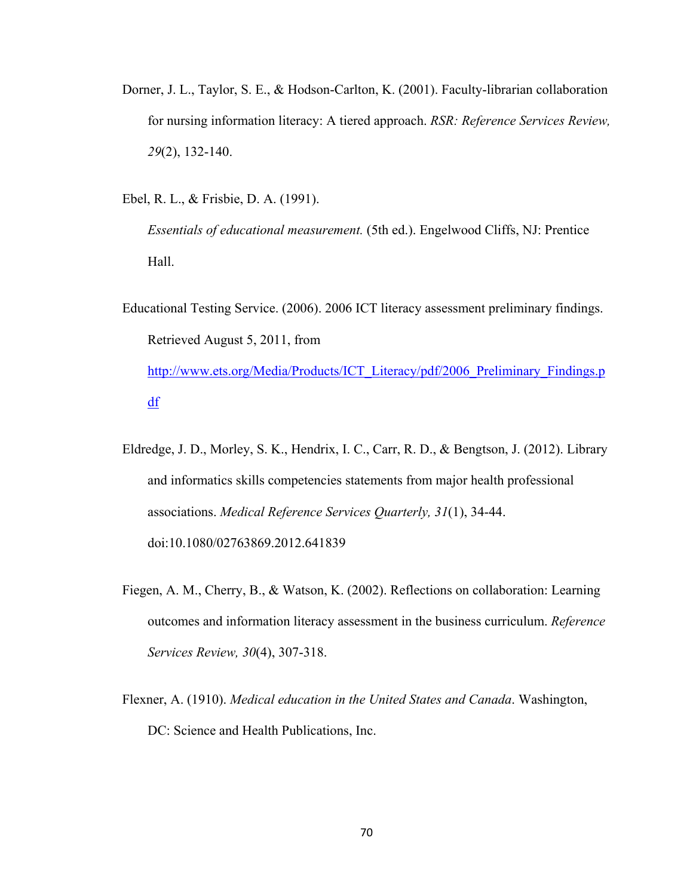Dorner, J. L., Taylor, S. E., & Hodson-Carlton, K. (2001). Faculty-librarian collaboration for nursing information literacy: A tiered approach. *RSR: Reference Services Review, 29*(2), 132-140.

Ebel, R. L., & Frisbie, D. A. (1991). *Essentials of educational measurement.* (5th ed.). Engelwood Cliffs, NJ: Prentice Hall.

Educational Testing Service. (2006). 2006 ICT literacy assessment preliminary findings. Retrieved August 5, 2011, from http://www.ets.org/Media/Products/ICT_Literacy/pdf/2006_Preliminary_Findings.pdf

Eldredge, J. D., Morley, S. K., Hendrix, I. C., Carr, R. D., & Bengtson, J. (2012). Library and informatics skills competencies statements from major health professional associations. *Medical Reference Services Quarterly, 31*(1), 34-44. doi:10.1080/02763869.2012.641839

Fiegen, A. M., Cherry, B., & Watson, K. (2002). Reflections on collaboration: Learning outcomes and information literacy assessment in the business curriculum. *Reference Services Review, 30*(4), 307-318.

Flexner, A. (1910). *Medical education in the United States and Canada*. Washington, DC: Science and Health Publications, Inc.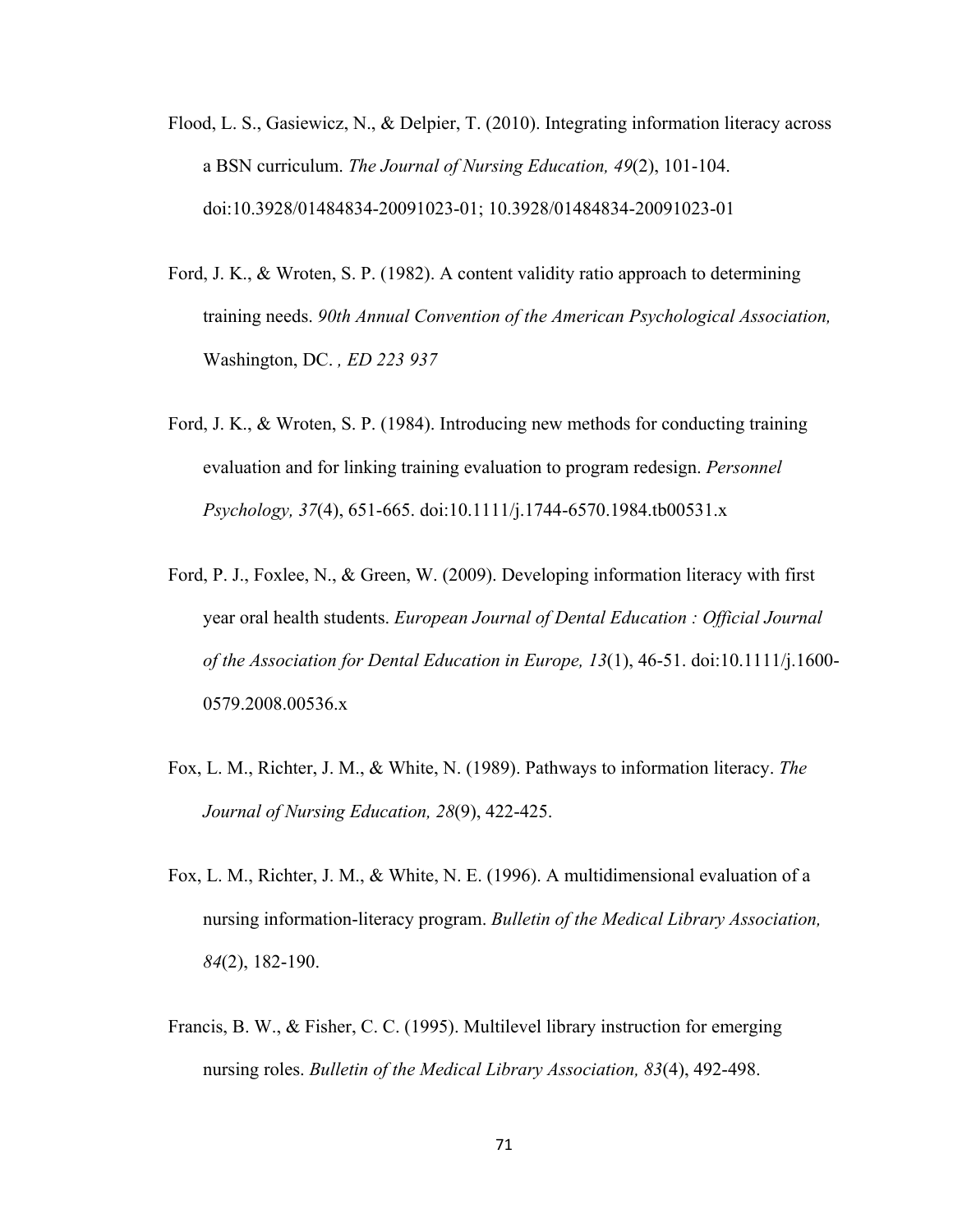Flood, L. S., Gasiewicz, N., & Delpier, T. (2010). Integrating information literacy across a BSN curriculum. *The Journal of Nursing Education, 49*(2), 101-104. doi:10.3928/01484834-20091023-01; 10.3928/01484834-20091023-01

Ford, J. K., & Wroten, S. P. (1982). A content validity ratio approach to determining training needs. *90th Annual Convention of the American Psychological Association,* Washington, DC. *, ED 223 937*

Ford, J. K., & Wroten, S. P. (1984). Introducing new methods for conducting training evaluation and for linking training evaluation to program redesign. *Personnel Psychology, 37*(4), 651-665. doi:10.1111/j.1744-6570.1984.tb00531.x

Ford, P. J., Foxlee, N., & Green, W. (2009). Developing information literacy with first year oral health students. *European Journal of Dental Education : Official Journal of the Association for Dental Education in Europe, 13*(1), 46-51. doi:10.1111/j.1600-0579.2008.00536.x

Fox, L. M., Richter, J. M., & White, N. (1989). Pathways to information literacy. *The Journal of Nursing Education, 28*(9), 422-425.

Fox, L. M., Richter, J. M., & White, N. E. (1996). A multidimensional evaluation of a nursing information-literacy program. *Bulletin of the Medical Library Association, 84*(2), 182-190.

Francis, B. W., & Fisher, C. C. (1995). Multilevel library instruction for emerging nursing roles. *Bulletin of the Medical Library Association, 83*(4), 492-498.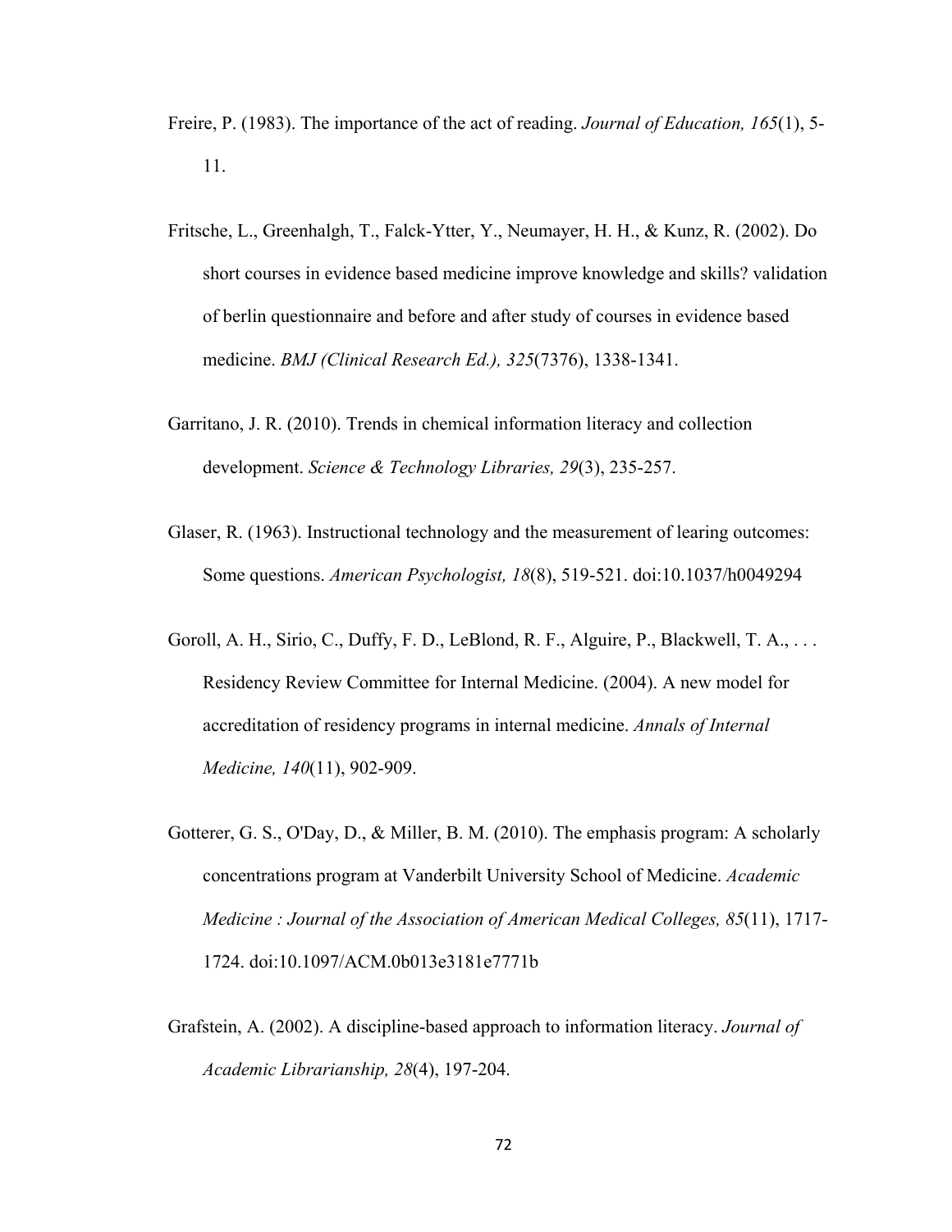Freire, P. (1983). The importance of the act of reading. *Journal of Education, 165*(1), 5-11.

Fritsche, L., Greenhalgh, T., Falck-Ytter, Y., Neumayer, H. H., & Kunz, R. (2002). Do short courses in evidence based medicine improve knowledge and skills? validation of berlin questionnaire and before and after study of courses in evidence based medicine. *BMJ (Clinical Research Ed.), 325*(7376), 1338-1341.

Garritano, J. R. (2010). Trends in chemical information literacy and collection development. *Science & Technology Libraries, 29*(3), 235-257.

Glaser, R. (1963). Instructional technology and the measurement of learing outcomes: Some questions. *American Psychologist, 18*(8), 519-521. doi:10.1037/h0049294

Goroll, A. H., Sirio, C., Duffy, F. D., LeBlond, R. F., Alguire, P., Blackwell, T. A., . . . Residency Review Committee for Internal Medicine. (2004). A new model for accreditation of residency programs in internal medicine. *Annals of Internal Medicine, 140*(11), 902-909.

Gotterer, G. S., O'Day, D., & Miller, B. M. (2010). The emphasis program: A scholarly concentrations program at Vanderbilt University School of Medicine. *Academic Medicine : Journal of the Association of American Medical Colleges, 85*(11), 1717-1724. doi:10.1097/ACM.0b013e3181e7771b

Grafstein, A. (2002). A discipline-based approach to information literacy. *Journal of Academic Librarianship, 28*(4), 197-204.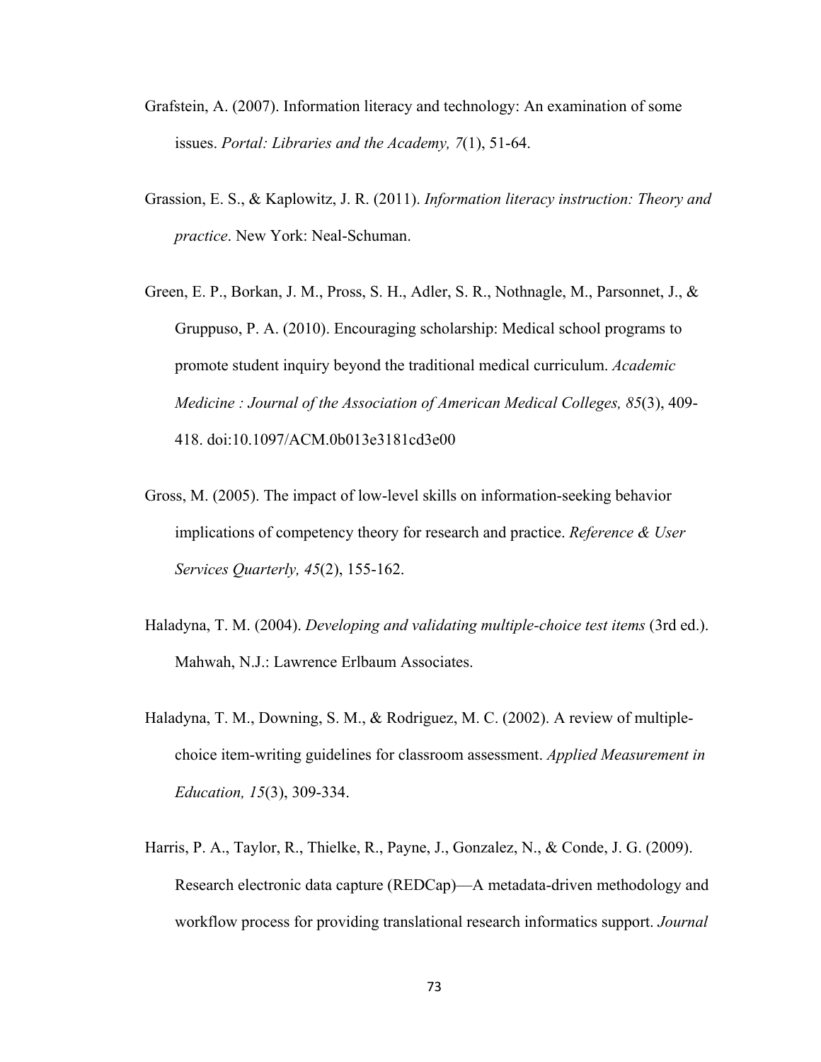Grafstein, A. (2007). Information literacy and technology: An examination of some issues. *Portal: Libraries and the Academy, 7*(1), 51-64.

Grassion, E. S., & Kaplowitz, J. R. (2011). *Information literacy instruction: Theory and practice*. New York: Neal-Schuman.

Green, E. P., Borkan, J. M., Pross, S. H., Adler, S. R., Nothnagle, M., Parsonnet, J., & Gruppuso, P. A. (2010). Encouraging scholarship: Medical school programs to promote student inquiry beyond the traditional medical curriculum. *Academic Medicine : Journal of the Association of American Medical Colleges, 85*(3), 409-418. doi:10.1097/ACM.0b013e3181cd3e00

Gross, M. (2005). The impact of low-level skills on information-seeking behavior implications of competency theory for research and practice. *Reference & User Services Quarterly, 45*(2), 155-162.

Haladyna, T. M. (2004). *Developing and validating multiple-choice test items* (3rd ed.). Mahwah, N.J.: Lawrence Erlbaum Associates.

Haladyna, T. M., Downing, S. M., & Rodriguez, M. C. (2002). A review of multiple-choice item-writing guidelines for classroom assessment. *Applied Measurement in Education, 15*(3), 309-334.

Harris, P. A., Taylor, R., Thielke, R., Payne, J., Gonzalez, N., & Conde, J. G. (2009). Research electronic data capture (REDCap)—A metadata-driven methodology and workflow process for providing translational research informatics support. *Journal*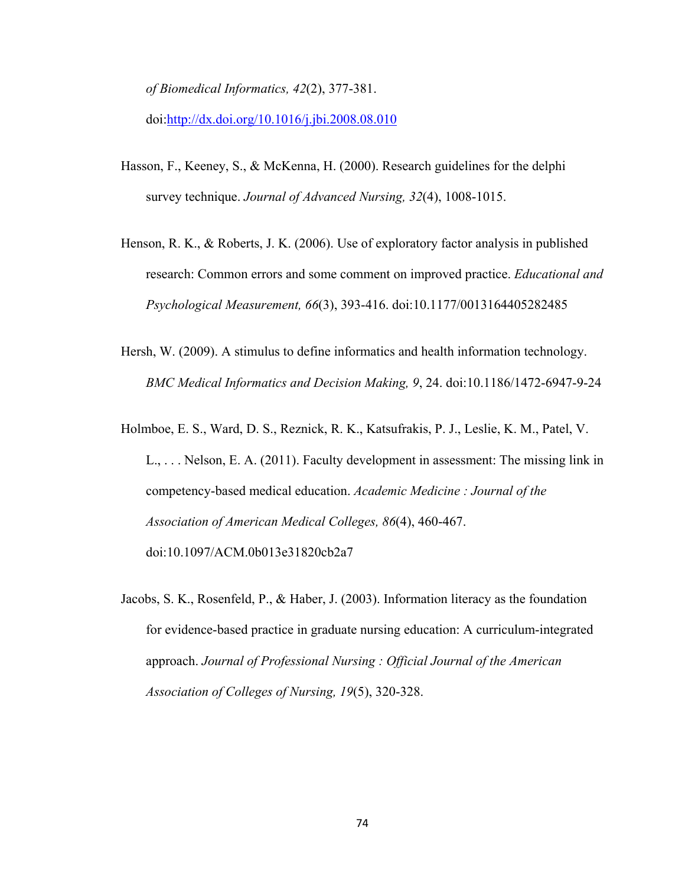*of Biomedical Informatics, 42*(2), 377-381. doi:http://dx.doi.org/10.1016/j.jbi.2008.08.010

Hasson, F., Keeney, S., & McKenna, H. (2000). Research guidelines for the delphi survey technique. *Journal of Advanced Nursing, 32*(4), 1008-1015.

Henson, R. K., & Roberts, J. K. (2006). Use of exploratory factor analysis in published research: Common errors and some comment on improved practice. *Educational and Psychological Measurement, 66*(3), 393-416. doi:10.1177/0013164405282485

Hersh, W. (2009). A stimulus to define informatics and health information technology. *BMC Medical Informatics and Decision Making, 9*, 24. doi:10.1186/1472-6947-9-24

Holmboe, E. S., Ward, D. S., Reznick, R. K., Katsufrakis, P. J., Leslie, K. M., Patel, V. L., . . . Nelson, E. A. (2011). Faculty development in assessment: The missing link in competency-based medical education. *Academic Medicine : Journal of the Association of American Medical Colleges, 86*(4), 460-467. doi:10.1097/ACM.0b013e31820cb2a7

Jacobs, S. K., Rosenfeld, P., & Haber, J. (2003). Information literacy as the foundation for evidence-based practice in graduate nursing education: A curriculum-integrated approach. *Journal of Professional Nursing : Official Journal of the American Association of Colleges of Nursing, 19*(5), 320-328.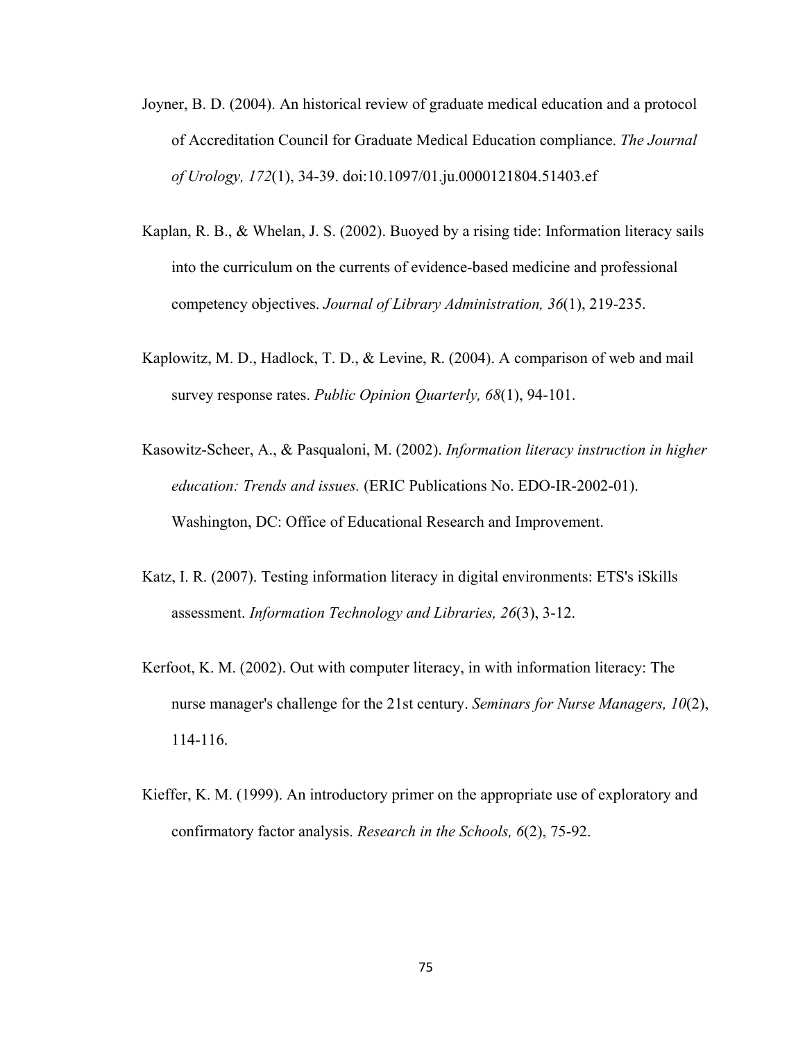Joyner, B. D. (2004). An historical review of graduate medical education and a protocol of Accreditation Council for Graduate Medical Education compliance. *The Journal of Urology, 172*(1), 34-39. doi:10.1097/01.ju.0000121804.51403.ef

Kaplan, R. B., & Whelan, J. S. (2002). Buoyed by a rising tide: Information literacy sails into the curriculum on the currents of evidence-based medicine and professional competency objectives. *Journal of Library Administration, 36*(1), 219-235.

Kaplowitz, M. D., Hadlock, T. D., & Levine, R. (2004). A comparison of web and mail survey response rates. *Public Opinion Quarterly, 68*(1), 94-101.

Kasowitz-Scheer, A., & Pasqualoni, M. (2002). *Information literacy instruction in higher education: Trends and issues.* (ERIC Publications No. EDO-IR-2002-01). Washington, DC: Office of Educational Research and Improvement.

Katz, I. R. (2007). Testing information literacy in digital environments: ETS's iSkills assessment. *Information Technology and Libraries, 26*(3), 3-12.

Kerfoot, K. M. (2002). Out with computer literacy, in with information literacy: The nurse manager's challenge for the 21st century. *Seminars for Nurse Managers, 10*(2), 114-116.

Kieffer, K. M. (1999). An introductory primer on the appropriate use of exploratory and confirmatory factor analysis. *Research in the Schools, 6*(2), 75-92.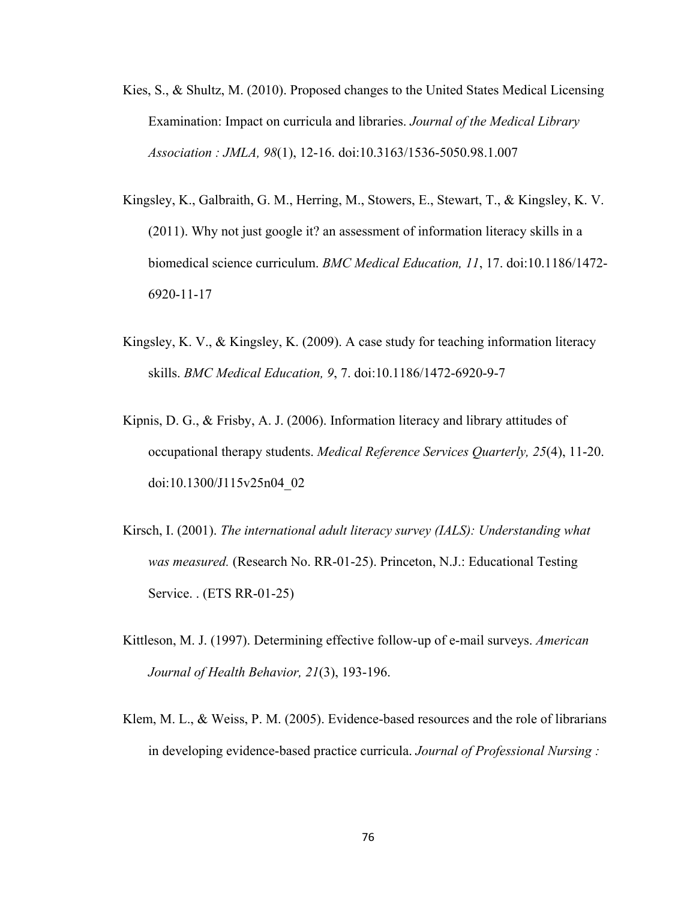Kies, S., & Shultz, M. (2010). Proposed changes to the United States Medical Licensing Examination: Impact on curricula and libraries. *Journal of the Medical Library Association : JMLA, 98*(1), 12-16. doi:10.3163/1536-5050.98.1.007

Kingsley, K., Galbraith, G. M., Herring, M., Stowers, E., Stewart, T., & Kingsley, K. V. (2011). Why not just google it? an assessment of information literacy skills in a biomedical science curriculum. *BMC Medical Education, 11*, 17. doi:10.1186/1472-6920-11-17

Kingsley, K. V., & Kingsley, K. (2009). A case study for teaching information literacy skills. *BMC Medical Education, 9*, 7. doi:10.1186/1472-6920-9-7

Kipnis, D. G., & Frisby, A. J. (2006). Information literacy and library attitudes of occupational therapy students. *Medical Reference Services Quarterly, 25*(4), 11-20. doi:10.1300/J115v25n04_02

Kirsch, I. (2001). *The international adult literacy survey (IALS): Understanding what was measured.* (Research No. RR-01-25). Princeton, N.J.: Educational Testing Service. . (ETS RR-01-25)

Kittleson, M. J. (1997). Determining effective follow-up of e-mail surveys. *American Journal of Health Behavior, 21*(3), 193-196.

Klem, M. L., & Weiss, P. M. (2005). Evidence-based resources and the role of librarians in developing evidence-based practice curricula. *Journal of Professional Nursing :*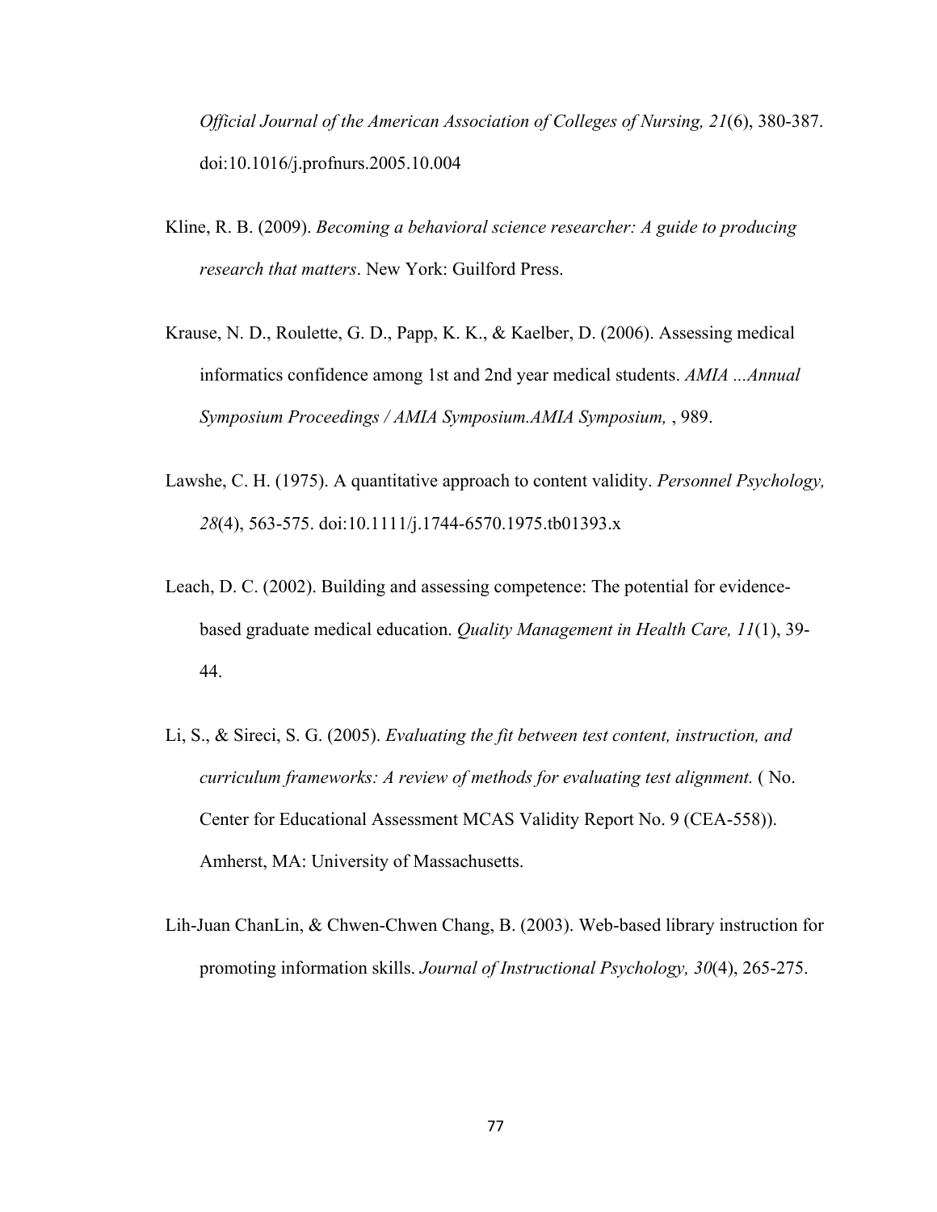*Official Journal of the American Association of Colleges of Nursing, 21*(6), 380-387. doi:10.1016/j.profnurs.2005.10.004

Kline, R. B. (2009). *Becoming a behavioral science researcher: A guide to producing research that matters*. New York: Guilford Press.

Krause, N. D., Roulette, G. D., Papp, K. K., & Kaelber, D. (2006). Assessing medical informatics confidence among 1st and 2nd year medical students. *AMIA ...Annual Symposium Proceedings / AMIA Symposium.AMIA Symposium,* , 989.

Lawshe, C. H. (1975). A quantitative approach to content validity. *Personnel Psychology, 28*(4), 563-575. doi:10.1111/j.1744-6570.1975.tb01393.x

Leach, D. C. (2002). Building and assessing competence: The potential for evidence-based graduate medical education. *Quality Management in Health Care, 11*(1), 39-44.

Li, S., & Sireci, S. G. (2005). *Evaluating the fit between test content, instruction, and curriculum frameworks: A review of methods for evaluating test alignment.* ( No. Center for Educational Assessment MCAS Validity Report No. 9 (CEA-558)). Amherst, MA: University of Massachusetts.

Lih-Juan ChanLin, & Chwen-Chwen Chang, B. (2003). Web-based library instruction for promoting information skills. *Journal of Instructional Psychology, 30*(4), 265-275.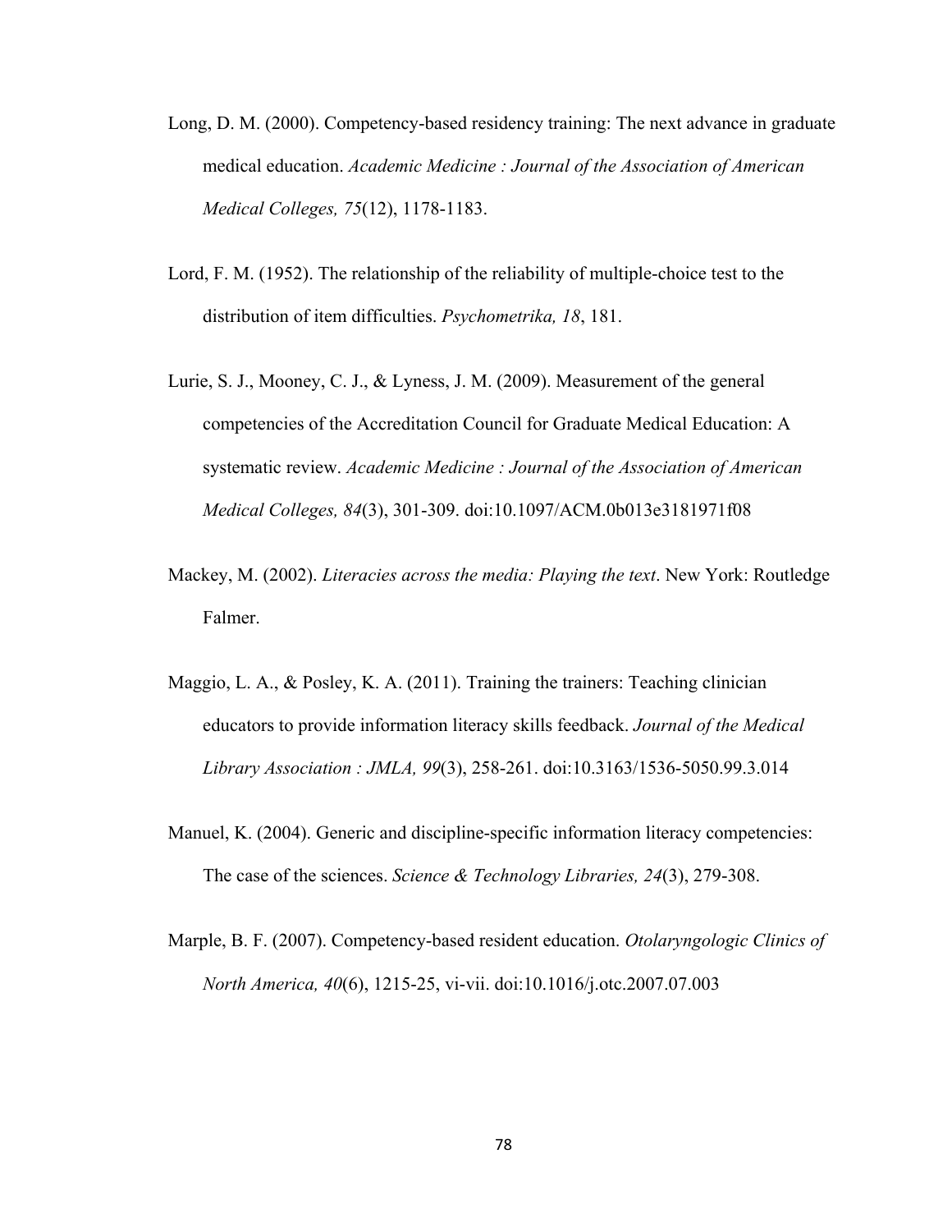Long, D. M. (2000). Competency-based residency training: The next advance in graduate medical education. *Academic Medicine : Journal of the Association of American Medical Colleges, 75*(12), 1178-1183.

Lord, F. M. (1952). The relationship of the reliability of multiple-choice test to the distribution of item difficulties. *Psychometrika, 18*, 181.

Lurie, S. J., Mooney, C. J., & Lyness, J. M. (2009). Measurement of the general competencies of the Accreditation Council for Graduate Medical Education: A systematic review. *Academic Medicine : Journal of the Association of American Medical Colleges, 84*(3), 301-309. doi:10.1097/ACM.0b013e3181971f08

Mackey, M. (2002). *Literacies across the media: Playing the text*. New York: Routledge Falmer.

Maggio, L. A., & Posley, K. A. (2011). Training the trainers: Teaching clinician educators to provide information literacy skills feedback. *Journal of the Medical Library Association : JMLA, 99*(3), 258-261. doi:10.3163/1536-5050.99.3.014

Manuel, K. (2004). Generic and discipline-specific information literacy competencies: The case of the sciences. *Science & Technology Libraries, 24*(3), 279-308.

Marple, B. F. (2007). Competency-based resident education. *Otolaryngologic Clinics of North America, 40*(6), 1215-25, vi-vii. doi:10.1016/j.otc.2007.07.003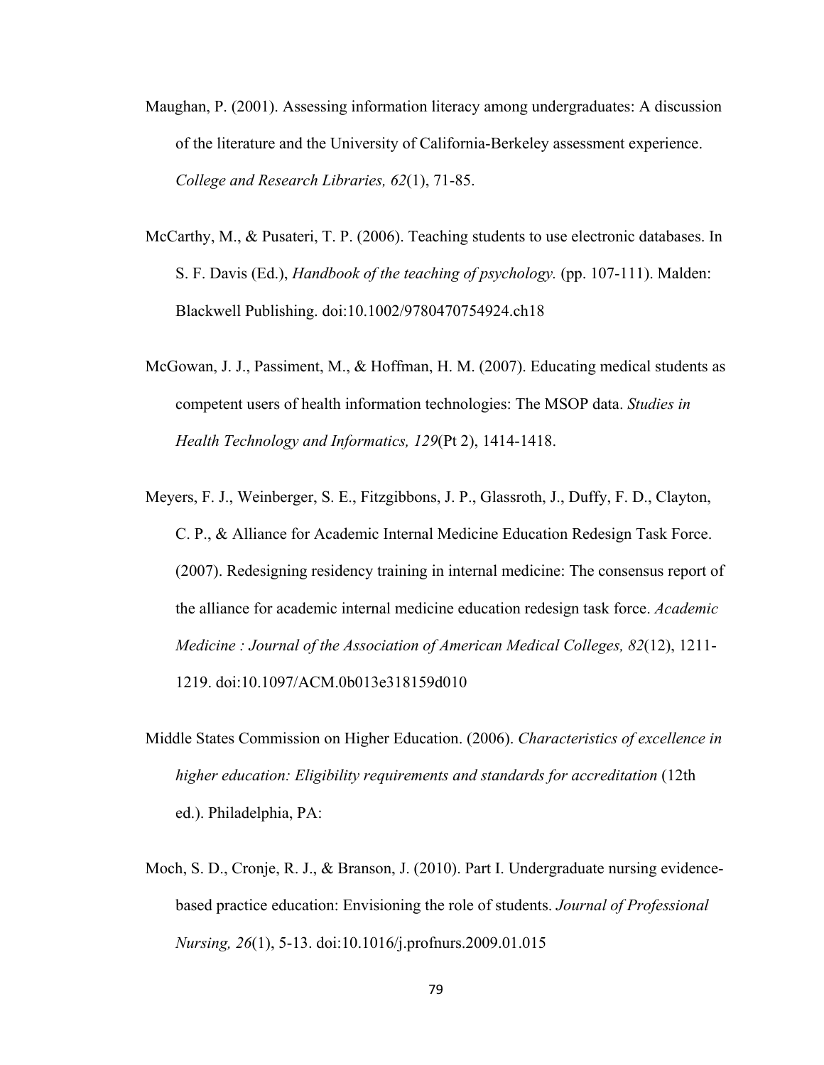Maughan, P. (2001). Assessing information literacy among undergraduates: A discussion of the literature and the University of California-Berkeley assessment experience. *College and Research Libraries, 62*(1), 71-85.

McCarthy, M., & Pusateri, T. P. (2006). Teaching students to use electronic databases. In S. F. Davis (Ed.), *Handbook of the teaching of psychology.* (pp. 107-111). Malden: Blackwell Publishing. doi:10.1002/9780470754924.ch18

McGowan, J. J., Passiment, M., & Hoffman, H. M. (2007). Educating medical students as competent users of health information technologies: The MSOP data. *Studies in Health Technology and Informatics, 129*(Pt 2), 1414-1418.

Meyers, F. J., Weinberger, S. E., Fitzgibbons, J. P., Glassroth, J., Duffy, F. D., Clayton, C. P., & Alliance for Academic Internal Medicine Education Redesign Task Force. (2007). Redesigning residency training in internal medicine: The consensus report of the alliance for academic internal medicine education redesign task force. *Academic Medicine : Journal of the Association of American Medical Colleges, 82*(12), 1211-1219. doi:10.1097/ACM.0b013e318159d010

Middle States Commission on Higher Education. (2006). *Characteristics of excellence in higher education: Eligibility requirements and standards for accreditation* (12th ed.). Philadelphia, PA:

Moch, S. D., Cronje, R. J., & Branson, J. (2010). Part I. Undergraduate nursing evidence-based practice education: Envisioning the role of students. *Journal of Professional Nursing, 26*(1), 5-13. doi:10.1016/j.profnurs.2009.01.015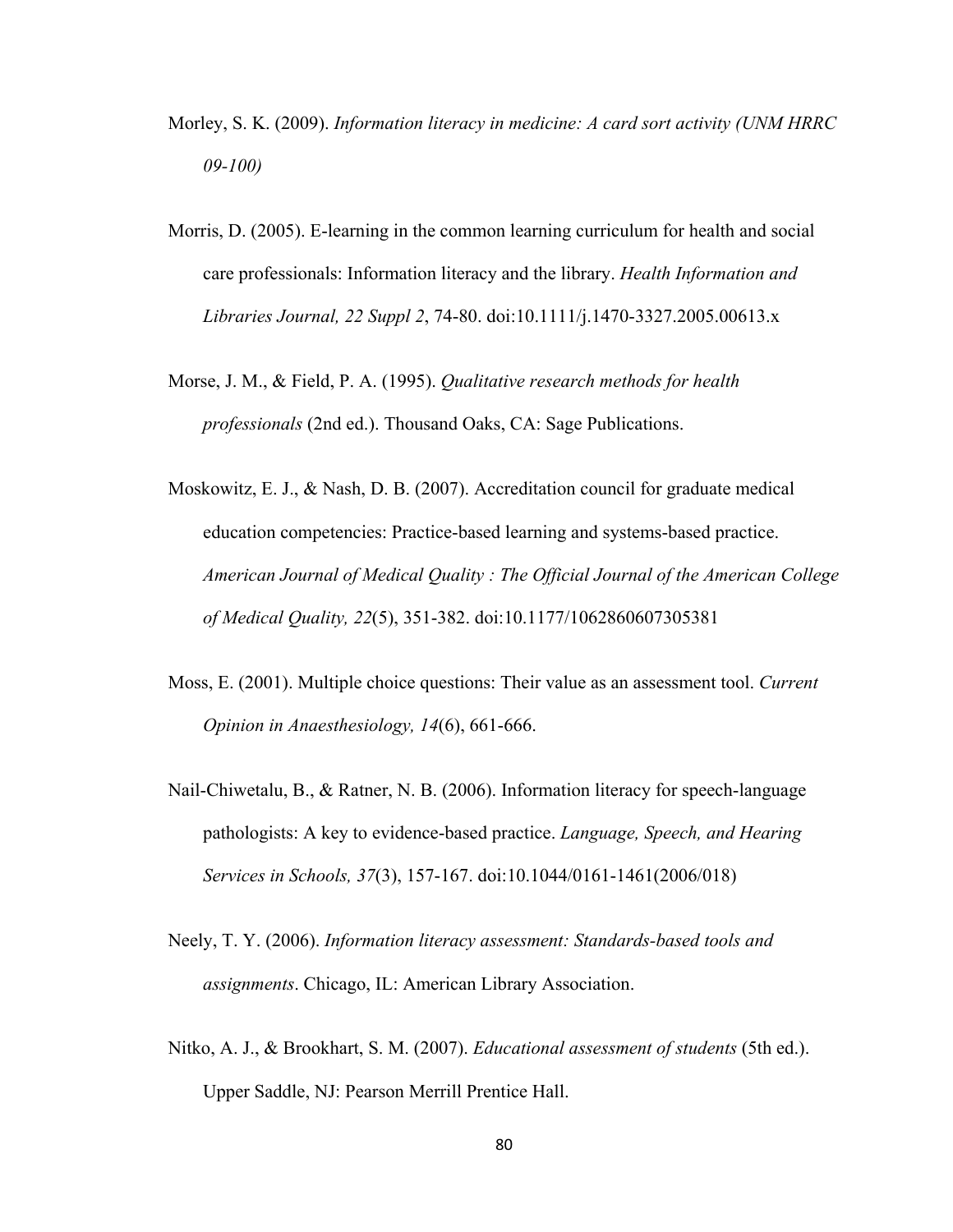Morley, S. K. (2009). *Information literacy in medicine: A card sort activity (UNM HRRC 09-100)*

Morris, D. (2005). E-learning in the common learning curriculum for health and social care professionals: Information literacy and the library. *Health Information and Libraries Journal, 22 Suppl 2*, 74-80. doi:10.1111/j.1470-3327.2005.00613.x

Morse, J. M., & Field, P. A. (1995). *Qualitative research methods for health professionals* (2nd ed.). Thousand Oaks, CA: Sage Publications.

Moskowitz, E. J., & Nash, D. B. (2007). Accreditation council for graduate medical education competencies: Practice-based learning and systems-based practice. *American Journal of Medical Quality : The Official Journal of the American College of Medical Quality, 22*(5), 351-382. doi:10.1177/1062860607305381

Moss, E. (2001). Multiple choice questions: Their value as an assessment tool. *Current Opinion in Anaesthesiology, 14*(6), 661-666.

Nail-Chiwetalu, B., & Ratner, N. B. (2006). Information literacy for speech-language pathologists: A key to evidence-based practice. *Language, Speech, and Hearing Services in Schools, 37*(3), 157-167. doi:10.1044/0161-1461(2006/018)

Neely, T. Y. (2006). *Information literacy assessment: Standards-based tools and assignments*. Chicago, IL: American Library Association.

Nitko, A. J., & Brookhart, S. M. (2007). *Educational assessment of students* (5th ed.). Upper Saddle, NJ: Pearson Merrill Prentice Hall.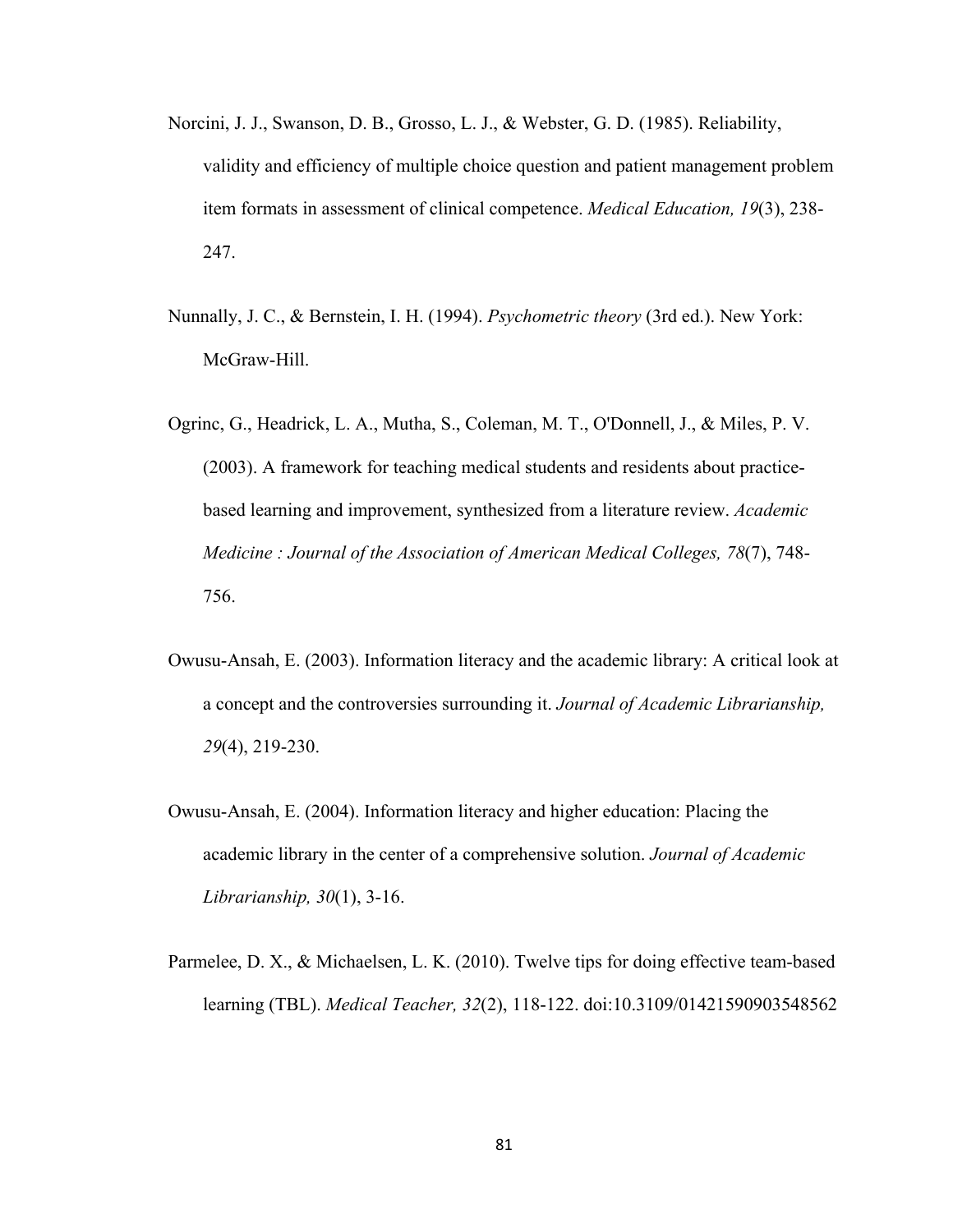Norcini, J. J., Swanson, D. B., Grosso, L. J., & Webster, G. D. (1985). Reliability, validity and efficiency of multiple choice question and patient management problem item formats in assessment of clinical competence. *Medical Education, 19*(3), 238-247.

Nunnally, J. C., & Bernstein, I. H. (1994). *Psychometric theory* (3rd ed.). New York: McGraw-Hill.

Ogrinc, G., Headrick, L. A., Mutha, S., Coleman, M. T., O'Donnell, J., & Miles, P. V. (2003). A framework for teaching medical students and residents about practice-based learning and improvement, synthesized from a literature review. *Academic Medicine : Journal of the Association of American Medical Colleges, 78*(7), 748-756.

Owusu-Ansah, E. (2003). Information literacy and the academic library: A critical look at a concept and the controversies surrounding it. *Journal of Academic Librarianship, 29*(4), 219-230.

Owusu-Ansah, E. (2004). Information literacy and higher education: Placing the academic library in the center of a comprehensive solution. *Journal of Academic Librarianship, 30*(1), 3-16.

Parmelee, D. X., & Michaelsen, L. K. (2010). Twelve tips for doing effective team-based learning (TBL). *Medical Teacher, 32*(2), 118-122. doi:10.3109/01421590903548562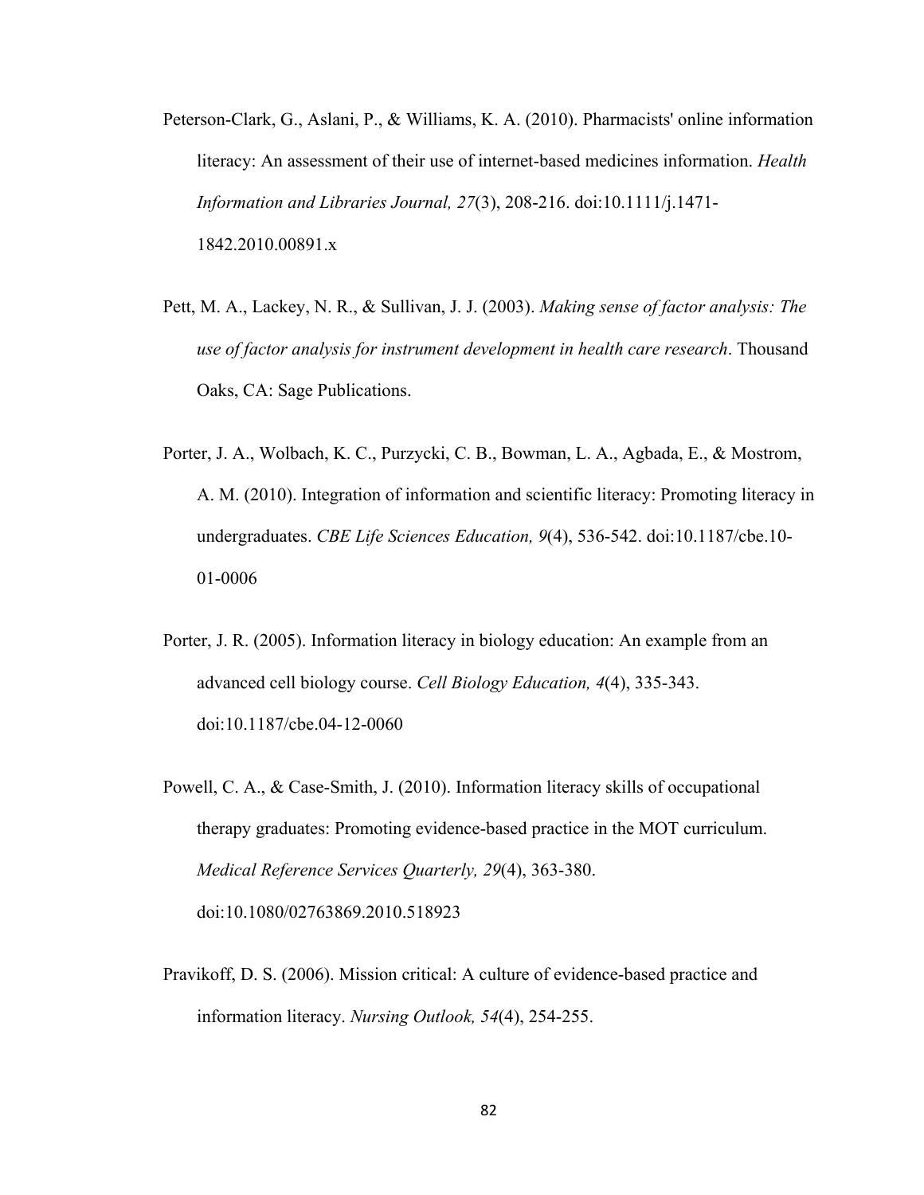Peterson-Clark, G., Aslani, P., & Williams, K. A. (2010). Pharmacists' online information literacy: An assessment of their use of internet-based medicines information. *Health Information and Libraries Journal, 27*(3), 208-216. doi:10.1111/j.1471-1842.2010.00891.x

Pett, M. A., Lackey, N. R., & Sullivan, J. J. (2003). *Making sense of factor analysis: The use of factor analysis for instrument development in health care research*. Thousand Oaks, CA: Sage Publications.

Porter, J. A., Wolbach, K. C., Purzycki, C. B., Bowman, L. A., Agbada, E., & Mostrom, A. M. (2010). Integration of information and scientific literacy: Promoting literacy in undergraduates. *CBE Life Sciences Education, 9*(4), 536-542. doi:10.1187/cbe.10-01-0006

Porter, J. R. (2005). Information literacy in biology education: An example from an advanced cell biology course. *Cell Biology Education, 4*(4), 335-343. doi:10.1187/cbe.04-12-0060

Powell, C. A., & Case-Smith, J. (2010). Information literacy skills of occupational therapy graduates: Promoting evidence-based practice in the MOT curriculum. *Medical Reference Services Quarterly, 29*(4), 363-380. doi:10.1080/02763869.2010.518923

Pravikoff, D. S. (2006). Mission critical: A culture of evidence-based practice and information literacy. *Nursing Outlook, 54*(4), 254-255.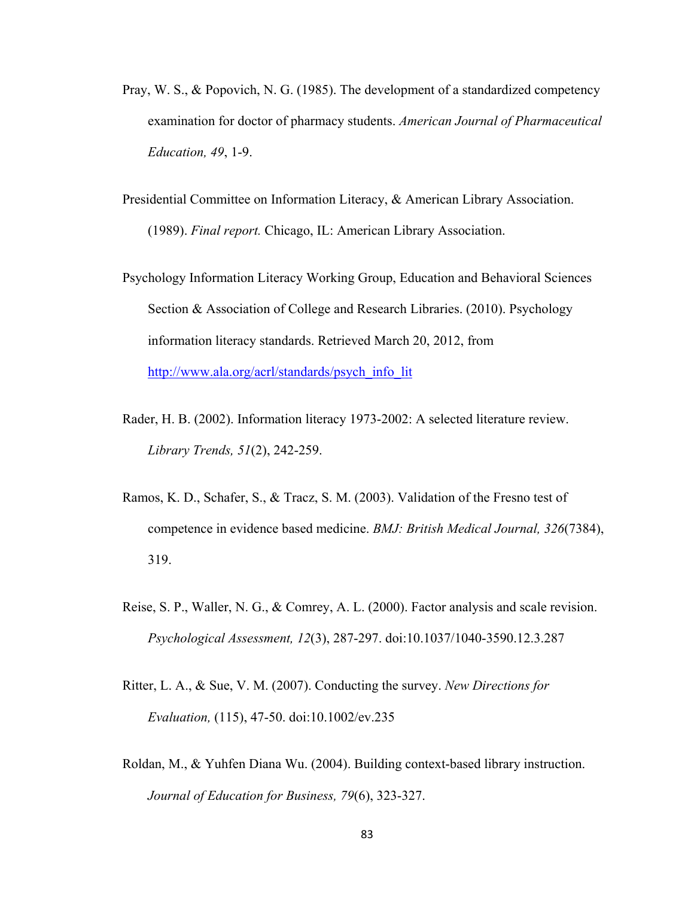Pray, W. S., & Popovich, N. G. (1985). The development of a standardized competency examination for doctor of pharmacy students. *American Journal of Pharmaceutical Education, 49*, 1-9.

Presidential Committee on Information Literacy, & American Library Association. (1989). *Final report.* Chicago, IL: American Library Association.

Psychology Information Literacy Working Group, Education and Behavioral Sciences Section & Association of College and Research Libraries. (2010). Psychology information literacy standards. Retrieved March 20, 2012, from http://www.ala.org/acrl/standards/psych_info_lit

Rader, H. B. (2002). Information literacy 1973-2002: A selected literature review. *Library Trends, 51*(2), 242-259.

Ramos, K. D., Schafer, S., & Tracz, S. M. (2003). Validation of the Fresno test of competence in evidence based medicine. *BMJ: British Medical Journal, 326*(7384), 319.

Reise, S. P., Waller, N. G., & Comrey, A. L. (2000). Factor analysis and scale revision. *Psychological Assessment, 12*(3), 287-297. doi:10.1037/1040-3590.12.3.287

Ritter, L. A., & Sue, V. M. (2007). Conducting the survey. *New Directions for Evaluation,* (115), 47-50. doi:10.1002/ev.235

Roldan, M., & Yuhfen Diana Wu. (2004). Building context-based library instruction. *Journal of Education for Business, 79*(6), 323-327.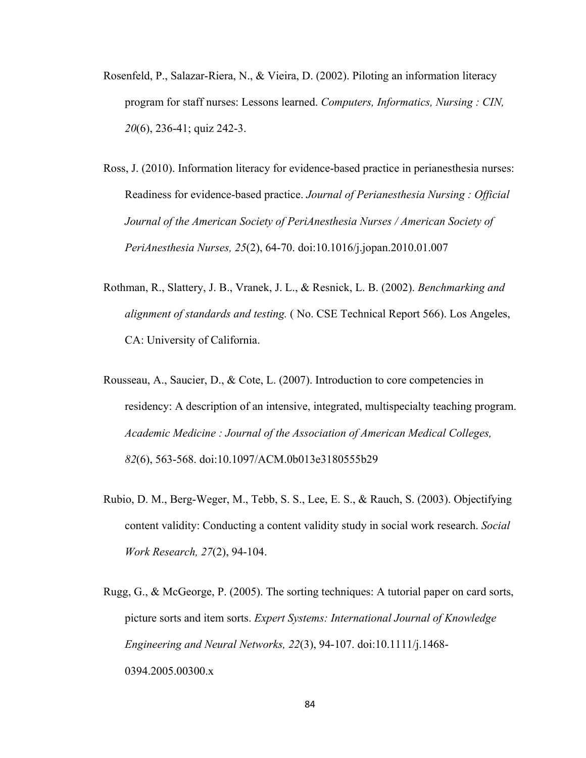Rosenfeld, P., Salazar-Riera, N., & Vieira, D. (2002). Piloting an information literacy program for staff nurses: Lessons learned. *Computers, Informatics, Nursing : CIN, 20*(6), 236-41; quiz 242-3.

Ross, J. (2010). Information literacy for evidence-based practice in perianesthesia nurses: Readiness for evidence-based practice. *Journal of Perianesthesia Nursing : Official Journal of the American Society of PeriAnesthesia Nurses / American Society of PeriAnesthesia Nurses, 25*(2), 64-70. doi:10.1016/j.jopan.2010.01.007

Rothman, R., Slattery, J. B., Vranek, J. L., & Resnick, L. B. (2002). *Benchmarking and alignment of standards and testing.* ( No. CSE Technical Report 566). Los Angeles, CA: University of California.

Rousseau, A., Saucier, D., & Cote, L. (2007). Introduction to core competencies in residency: A description of an intensive, integrated, multispecialty teaching program. *Academic Medicine : Journal of the Association of American Medical Colleges, 82*(6), 563-568. doi:10.1097/ACM.0b013e3180555b29

Rubio, D. M., Berg-Weger, M., Tebb, S. S., Lee, E. S., & Rauch, S. (2003). Objectifying content validity: Conducting a content validity study in social work research. *Social Work Research, 27*(2), 94-104.

Rugg, G., & McGeorge, P. (2005). The sorting techniques: A tutorial paper on card sorts, picture sorts and item sorts. *Expert Systems: International Journal of Knowledge Engineering and Neural Networks, 22*(3), 94-107. doi:10.1111/j.1468-0394.2005.00300.x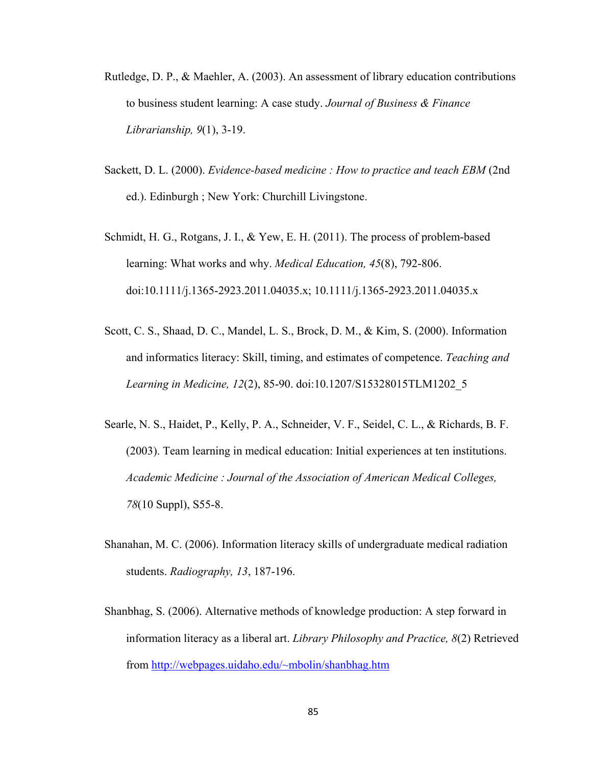Rutledge, D. P., & Maehler, A. (2003). An assessment of library education contributions to business student learning: A case study. *Journal of Business & Finance Librarianship, 9*(1), 3-19.

Sackett, D. L. (2000). *Evidence-based medicine : How to practice and teach EBM* (2nd ed.). Edinburgh ; New York: Churchill Livingstone.

Schmidt, H. G., Rotgans, J. I., & Yew, E. H. (2011). The process of problem-based learning: What works and why. *Medical Education, 45*(8), 792-806. doi:10.1111/j.1365-2923.2011.04035.x; 10.1111/j.1365-2923.2011.04035.x

Scott, C. S., Shaad, D. C., Mandel, L. S., Brock, D. M., & Kim, S. (2000). Information and informatics literacy: Skill, timing, and estimates of competence. *Teaching and Learning in Medicine, 12*(2), 85-90. doi:10.1207/S15328015TLM1202_5

Searle, N. S., Haidet, P., Kelly, P. A., Schneider, V. F., Seidel, C. L., & Richards, B. F. (2003). Team learning in medical education: Initial experiences at ten institutions. *Academic Medicine : Journal of the Association of American Medical Colleges, 78*(10 Suppl), S55-8.

Shanahan, M. C. (2006). Information literacy skills of undergraduate medical radiation students. *Radiography, 13*, 187-196.

Shanbhag, S. (2006). Alternative methods of knowledge production: A step forward in information literacy as a liberal art. *Library Philosophy and Practice, 8*(2) Retrieved from [http://webpages.uidaho.edu/~mbolin/shanbhag.htm](http://webpages.uidaho.edu/~mbolin/shanbhag.htm)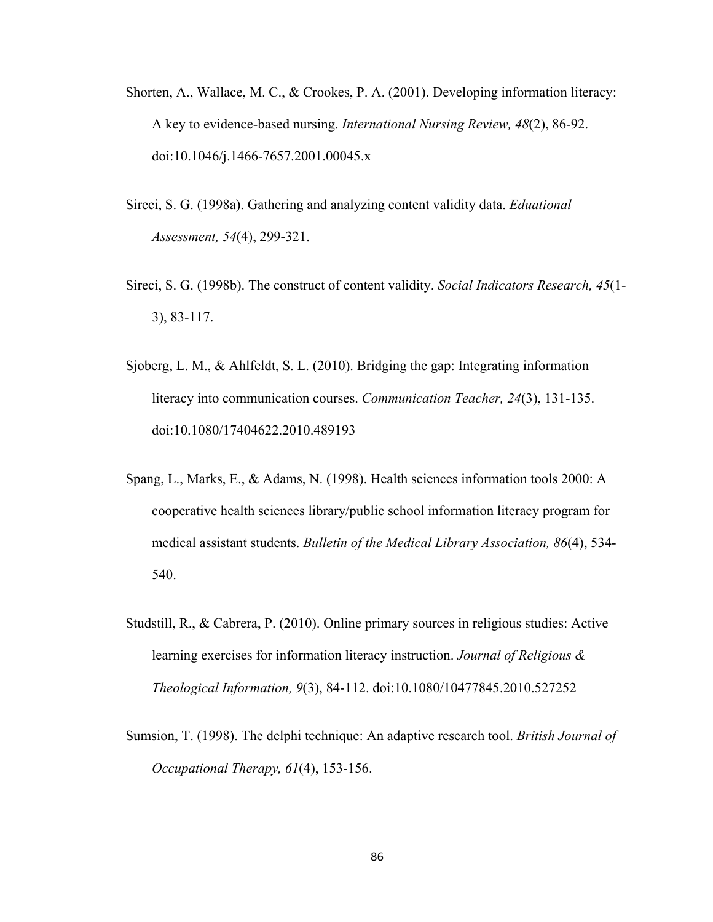Shorten, A., Wallace, M. C., & Crookes, P. A. (2001). Developing information literacy: A key to evidence-based nursing. *International Nursing Review, 48*(2), 86-92. doi:10.1046/j.1466-7657.2001.00045.x

Sireci, S. G. (1998a). Gathering and analyzing content validity data. *Eduational Assessment, 54*(4), 299-321.

Sireci, S. G. (1998b). The construct of content validity. *Social Indicators Research, 45*(1-3), 83-117.

Sjoberg, L. M., & Ahlfeldt, S. L. (2010). Bridging the gap: Integrating information literacy into communication courses. *Communication Teacher, 24*(3), 131-135. doi:10.1080/17404622.2010.489193

Spang, L., Marks, E., & Adams, N. (1998). Health sciences information tools 2000: A cooperative health sciences library/public school information literacy program for medical assistant students. *Bulletin of the Medical Library Association, 86*(4), 534-540.

Studstill, R., & Cabrera, P. (2010). Online primary sources in religious studies: Active learning exercises for information literacy instruction. *Journal of Religious & Theological Information, 9*(3), 84-112. doi:10.1080/10477845.2010.527252

Sumsion, T. (1998). The delphi technique: An adaptive research tool. *British Journal of Occupational Therapy, 61*(4), 153-156.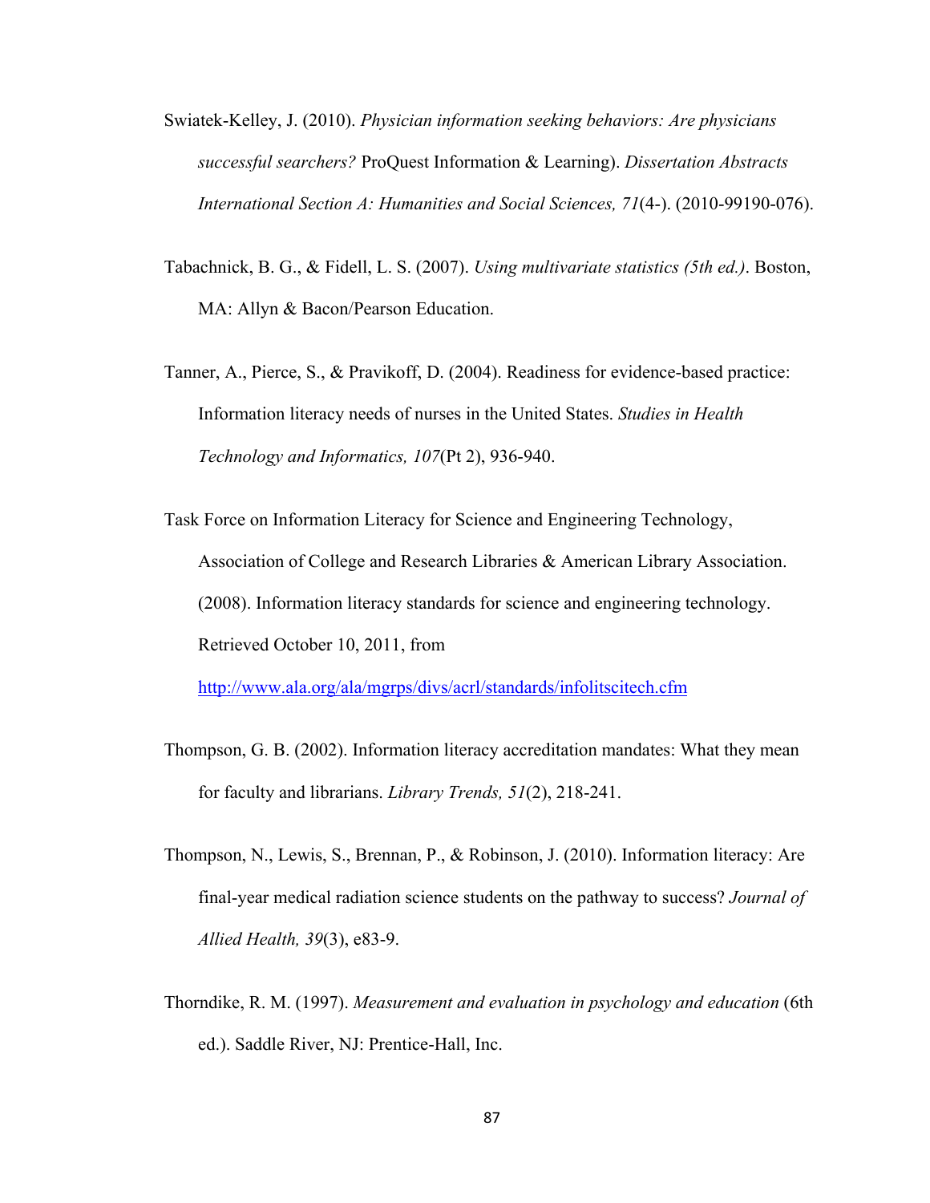Swiatek-Kelley, J. (2010). *Physician information seeking behaviors: Are physicians successful searchers?* ProQuest Information & Learning). *Dissertation Abstracts International Section A: Humanities and Social Sciences, 71*(4-). (2010-99190-076).

Tabachnick, B. G., & Fidell, L. S. (2007). *Using multivariate statistics (5th ed.)*. Boston, MA: Allyn & Bacon/Pearson Education.

Tanner, A., Pierce, S., & Pravikoff, D. (2004). Readiness for evidence-based practice: Information literacy needs of nurses in the United States. *Studies in Health Technology and Informatics, 107*(Pt 2), 936-940.

Task Force on Information Literacy for Science and Engineering Technology, Association of College and Research Libraries & American Library Association. (2008). Information literacy standards for science and engineering technology. Retrieved October 10, 2011, from http://www.ala.org/ala/mgrps/divs/acrl/standards/infolitscitech.cfm

Thompson, G. B. (2002). Information literacy accreditation mandates: What they mean for faculty and librarians. *Library Trends, 51*(2), 218-241.

Thompson, N., Lewis, S., Brennan, P., & Robinson, J. (2010). Information literacy: Are final-year medical radiation science students on the pathway to success? *Journal of Allied Health, 39*(3), e83-9.

Thorndike, R. M. (1997). *Measurement and evaluation in psychology and education* (6th ed.). Saddle River, NJ: Prentice-Hall, Inc.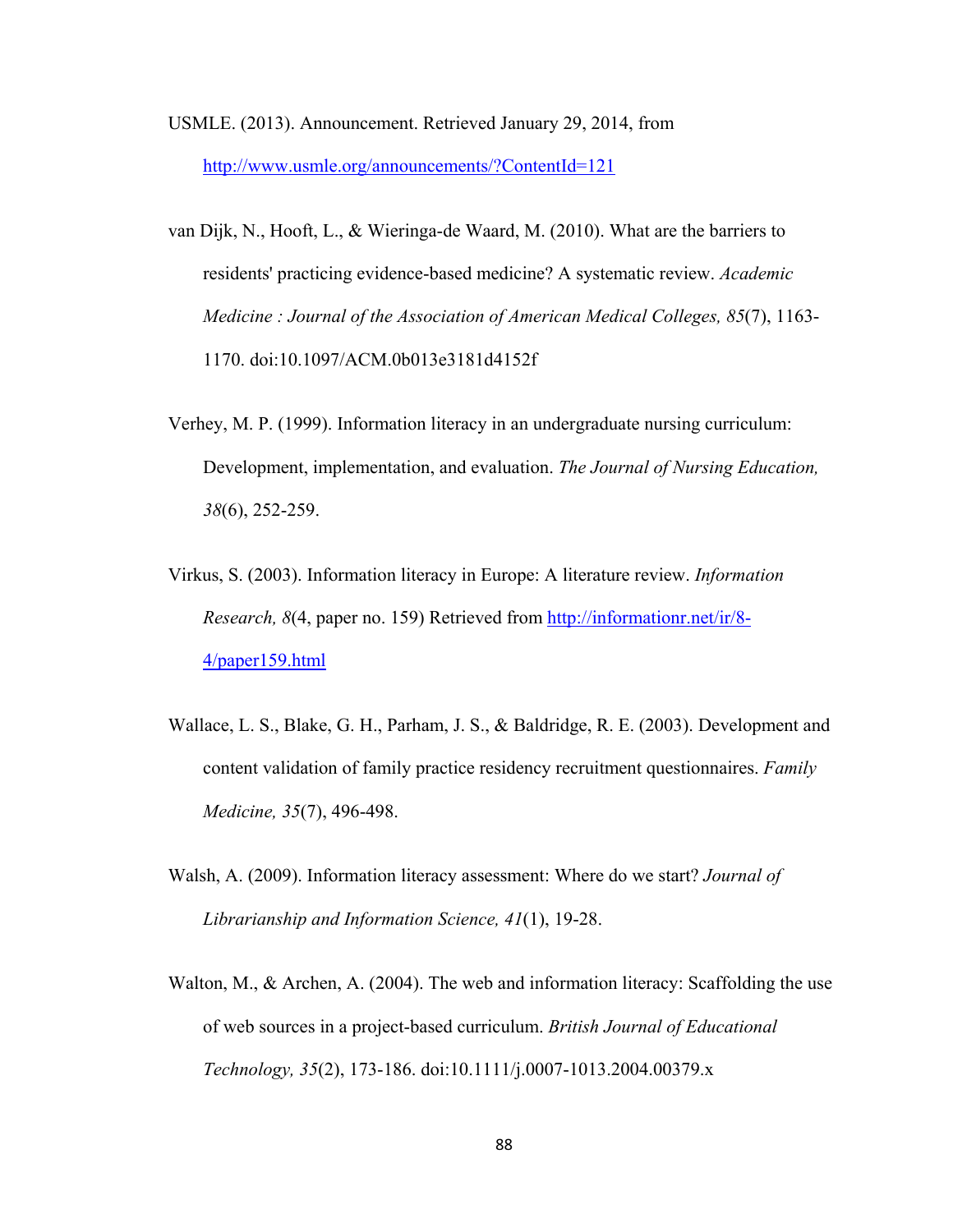USMLE. (2013). Announcement. Retrieved January 29, 2014, from http://www.usmle.org/announcements/?ContentId=121

van Dijk, N., Hooft, L., & Wieringa-de Waard, M. (2010). What are the barriers to residents' practicing evidence-based medicine? A systematic review. *Academic Medicine : Journal of the Association of American Medical Colleges, 85*(7), 1163-1170. doi:10.1097/ACM.0b013e3181d4152f

Verhey, M. P. (1999). Information literacy in an undergraduate nursing curriculum: Development, implementation, and evaluation. *The Journal of Nursing Education, 38*(6), 252-259.

Virkus, S. (2003). Information literacy in Europe: A literature review. *Information Research, 8*(4, paper no. 159) Retrieved from http://informationr.net/ir/8-4/paper159.html

Wallace, L. S., Blake, G. H., Parham, J. S., & Baldridge, R. E. (2003). Development and content validation of family practice residency recruitment questionnaires. *Family Medicine, 35*(7), 496-498.

Walsh, A. (2009). Information literacy assessment: Where do we start? *Journal of Librarianship and Information Science, 41*(1), 19-28.

Walton, M., & Archen, A. (2004). The web and information literacy: Scaffolding the use of web sources in a project-based curriculum. *British Journal of Educational Technology, 35*(2), 173-186. doi:10.1111/j.0007-1013.2004.00379.x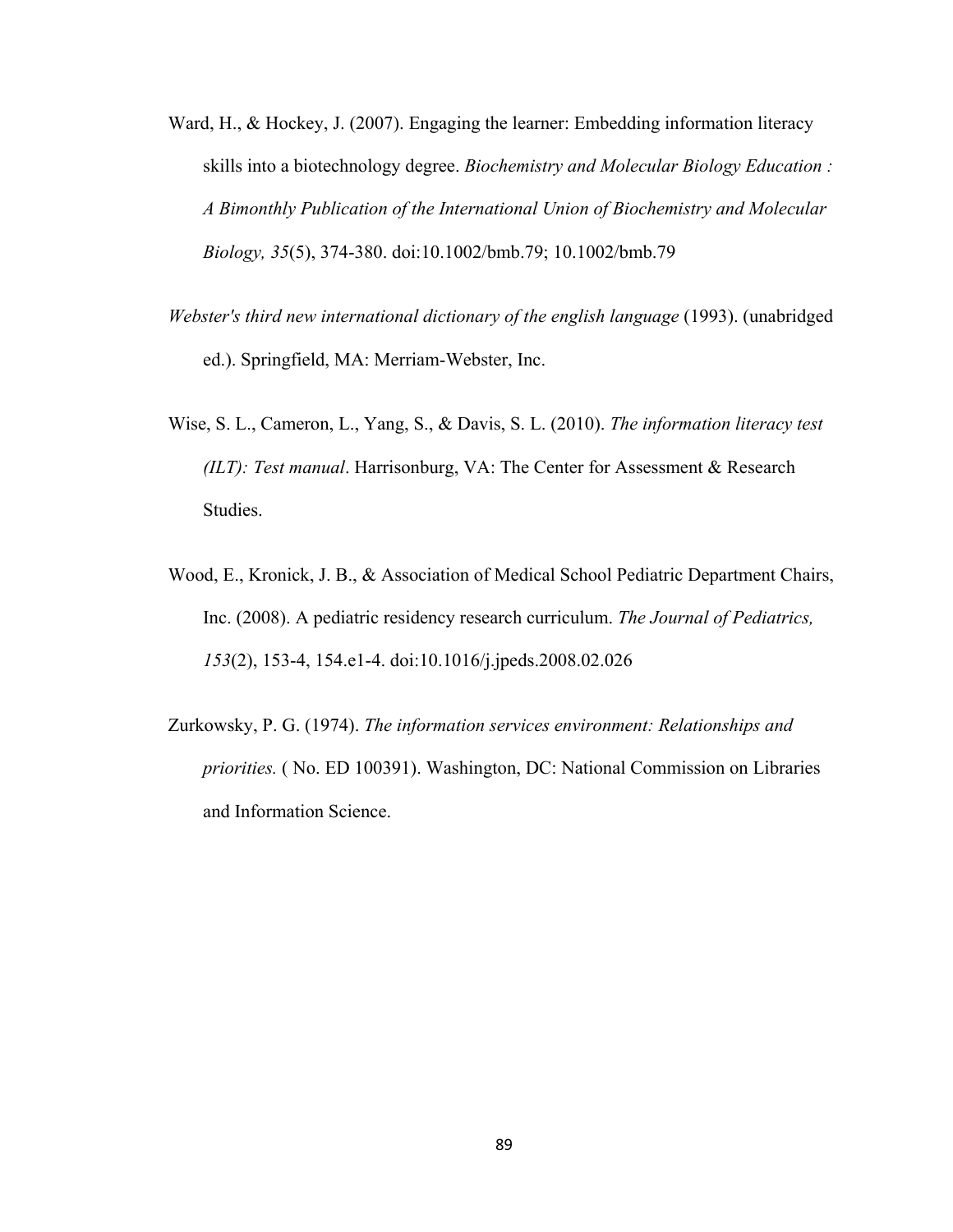Ward, H., & Hockey, J. (2007). Engaging the learner: Embedding information literacy skills into a biotechnology degree. *Biochemistry and Molecular Biology Education : A Bimonthly Publication of the International Union of Biochemistry and Molecular Biology, 35*(5), 374-380. doi:10.1002/bmb.79; 10.1002/bmb.79

*Webster's third new international dictionary of the english language* (1993). (unabridged ed.). Springfield, MA: Merriam-Webster, Inc.

Wise, S. L., Cameron, L., Yang, S., & Davis, S. L. (2010). *The information literacy test (ILT): Test manual*. Harrisonburg, VA: The Center for Assessment & Research Studies.

Wood, E., Kronick, J. B., & Association of Medical School Pediatric Department Chairs, Inc. (2008). A pediatric residency research curriculum. *The Journal of Pediatrics, 153*(2), 153-4, 154.e1-4. doi:10.1016/j.jpeds.2008.02.026

Zurkowsky, P. G. (1974). *The information services environment: Relationships and priorities.* ( No. ED 100391). Washington, DC: National Commission on Libraries and Information Science.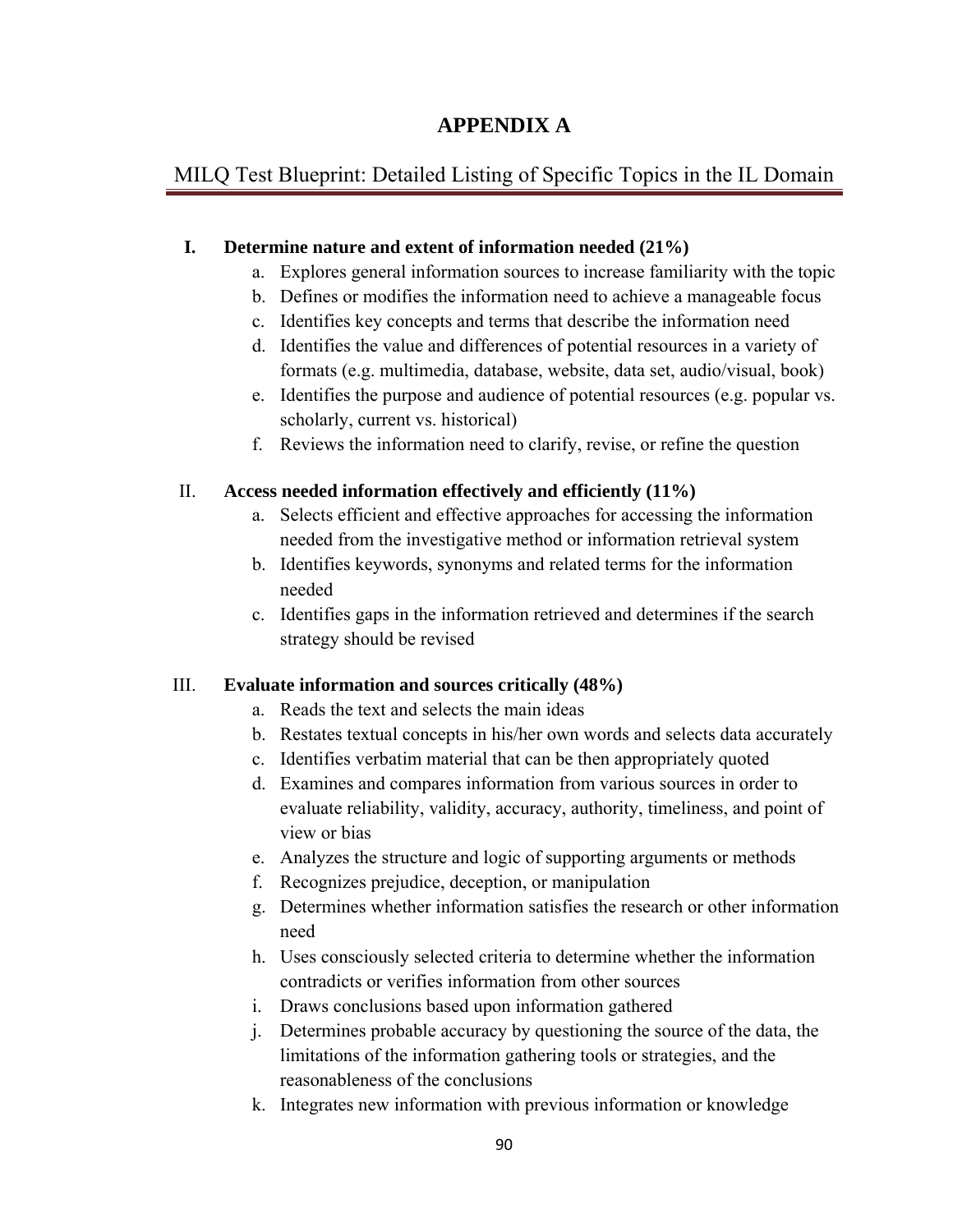# APPENDIX A

## MILQ Test Blueprint: Detailed Listing of Specific Topics in the IL Domain

**I. Determine nature and extent of information needed (21%)**

a. Explores general information sources to increase familiarity with the topic
b. Defines or modifies the information need to achieve a manageable focus
c. Identifies key concepts and terms that describe the information need
d. Identifies the value and differences of potential resources in a variety of formats (e.g. multimedia, database, website, data set, audio/visual, book)
e. Identifies the purpose and audience of potential resources (e.g. popular vs. scholarly, current vs. historical)
f. Reviews the information need to clarify, revise, or refine the question

**II. Access needed information effectively and efficiently (11%)**

a. Selects efficient and effective approaches for accessing the information needed from the investigative method or information retrieval system
b. Identifies keywords, synonyms and related terms for the information needed
c. Identifies gaps in the information retrieved and determines if the search strategy should be revised

**III. Evaluate information and sources critically (48%)**

a. Reads the text and selects the main ideas
b. Restates textual concepts in his/her own words and selects data accurately
c. Identifies verbatim material that can be then appropriately quoted
d. Examines and compares information from various sources in order to evaluate reliability, validity, accuracy, authority, timeliness, and point of view or bias
e. Analyzes the structure and logic of supporting arguments or methods
f. Recognizes prejudice, deception, or manipulation
g. Determines whether information satisfies the research or other information need
h. Uses consciously selected criteria to determine whether the information contradicts or verifies information from other sources
i. Draws conclusions based upon information gathered
j. Determines probable accuracy by questioning the source of the data, the limitations of the information gathering tools or strategies, and the reasonableness of the conclusions
k. Integrates new information with previous information or knowledge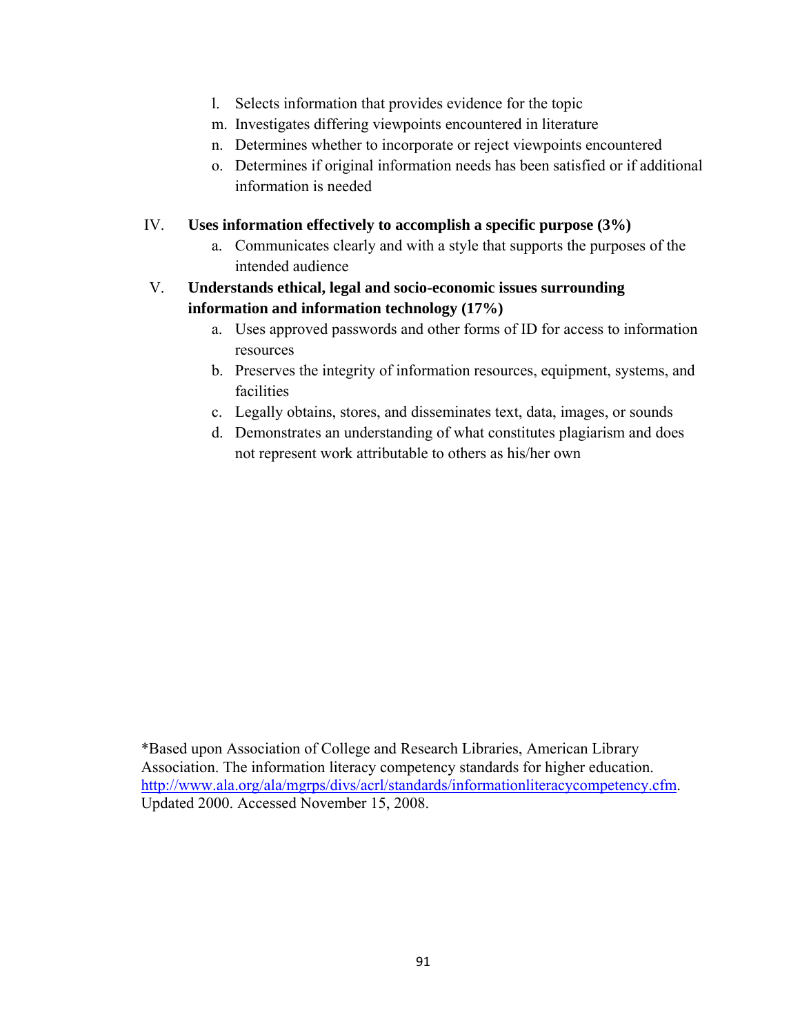l. Selects information that provides evidence for the topic
m. Investigates differing viewpoints encountered in literature
n. Determines whether to incorporate or reject viewpoints encountered
o. Determines if original information needs has been satisfied or if additional information is needed

IV. **Uses information effectively to accomplish a specific purpose (3%)**

a. Communicates clearly and with a style that supports the purposes of the intended audience

V. **Understands ethical, legal and socio-economic issues surrounding information and information technology (17%)**

a. Uses approved passwords and other forms of ID for access to information resources
b. Preserves the integrity of information resources, equipment, systems, and facilities
c. Legally obtains, stores, and disseminates text, data, images, or sounds
d. Demonstrates an understanding of what constitutes plagiarism and does not represent work attributable to others as his/her own

*Based upon Association of College and Research Libraries, American Library Association. The information literacy competency standards for higher education. http://www.ala.org/ala/mgrps/divs/acrl/standards/informationliteracycompetency.cfm. Updated 2000. Accessed November 15, 2008.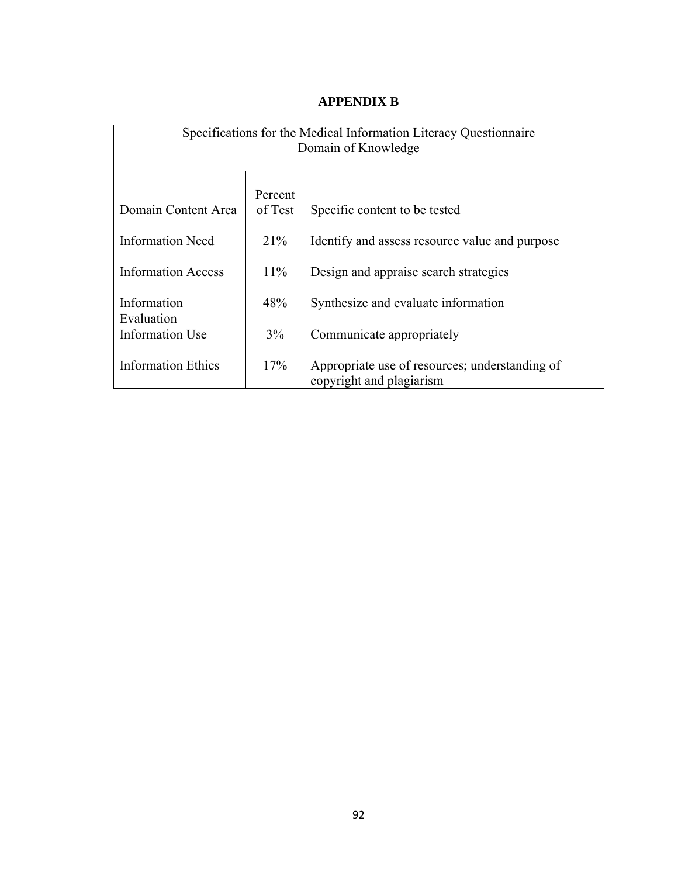# APPENDIX B

| Specifications for the Medical Information Literacy Questionnaire<br>Domain of Knowledge | | |
|---|---|---|
| Domain Content Area | Percent of Test | Specific content to be tested |
| Information Need | 21% | Identify and assess resource value and purpose |
| Information Access | 11% | Design and appraise search strategies |
| Information Evaluation | 48% | Synthesize and evaluate information |
| Information Use | 3% | Communicate appropriately |
| Information Ethics | 17% | Appropriate use of resources; understanding of copyright and plagiarism |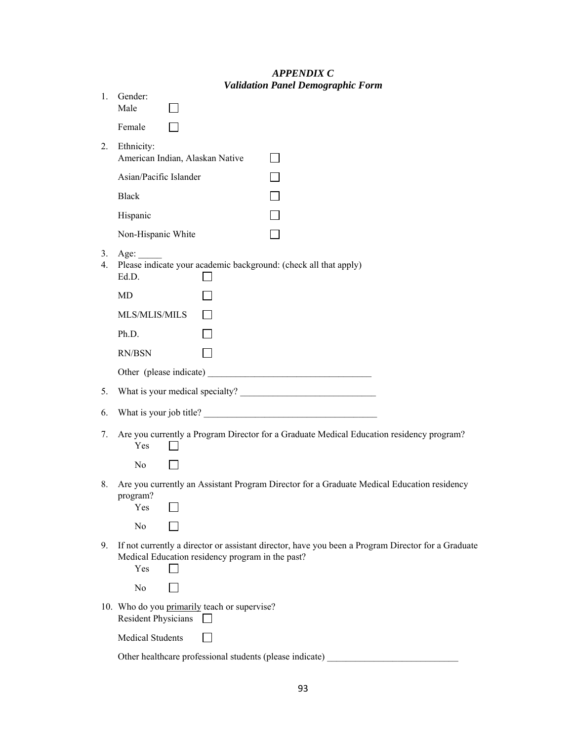# *APPENDIX C*
## *Validation Panel Demographic Form*

1. Gender:
   Male ☐
   Female ☐
2. Ethnicity:
   American Indian, Alaskan Native ☐
   Asian/Pacific Islander ☐
   Black ☐
   Hispanic ☐
   Non-Hispanic White ☐
3. Age: _____
4. Please indicate your academic background: (check all that apply)
   Ed.D. ☐
   MD ☐
   MLS/MLIS/MILS ☐
   Ph.D. ☐
   RN/BSN ☐
   Other (please indicate) ___________________________________
5. What is your medical specialty? ______________________________
6. What is your job title? _____________________________________
7. Are you currently a Program Director for a Graduate Medical Education residency program?
   Yes ☐
   No ☐
8. Are you currently an Assistant Program Director for a Graduate Medical Education residency program?
   Yes ☐
   No ☐
9. If not currently a director or assistant director, have you been a Program Director for a Graduate Medical Education residency program in the past?
   Yes ☐
   No ☐
10. Who do you <u>primarily</u> teach or supervise?
    Resident Physicians ☐
    Medical Students ☐
    Other healthcare professional students (please indicate) ____________________________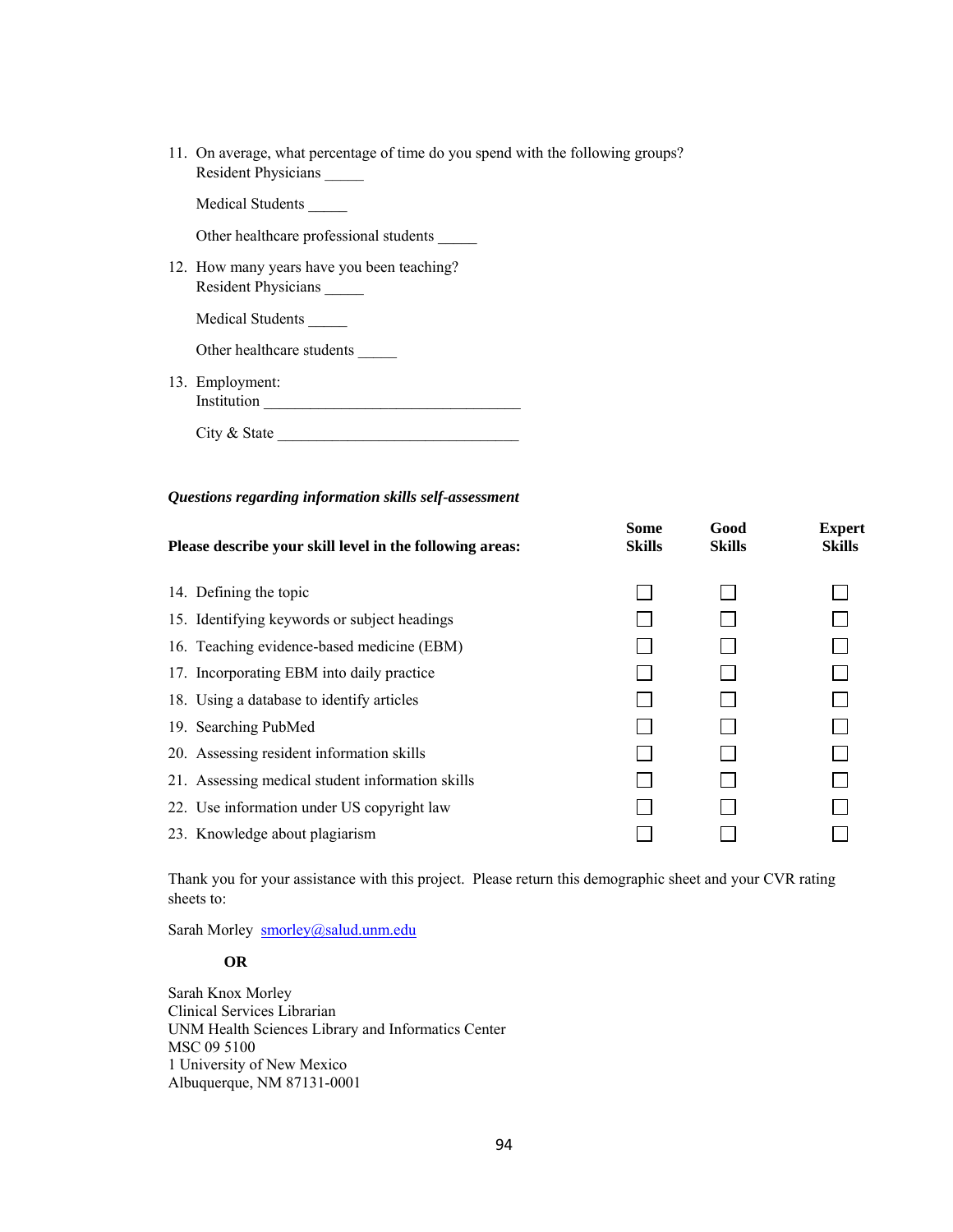11. On average, what percentage of time do you spend with the following groups?
    Resident Physicians _____

    Medical Students _____

    Other healthcare professional students _____

12. How many years have you been teaching?
    Resident Physicians _____

    Medical Students _____

    Other healthcare students _____

13. Employment:
    Institution _________________________________

    City & State _______________________________

***Questions regarding information skills self-assessment***

| **Please describe your skill level in the following areas:** | **Some Skills** | **Good Skills** | **Expert Skills** |
|---|---|---|---|
| 14. Defining the topic | ☐ | ☐ | ☐ |
| 15. Identifying keywords or subject headings | ☐ | ☐ | ☐ |
| 16. Teaching evidence-based medicine (EBM) | ☐ | ☐ | ☐ |
| 17. Incorporating EBM into daily practice | ☐ | ☐ | ☐ |
| 18. Using a database to identify articles | ☐ | ☐ | ☐ |
| 19. Searching PubMed | ☐ | ☐ | ☐ |
| 20. Assessing resident information skills | ☐ | ☐ | ☐ |
| 21. Assessing medical student information skills | ☐ | ☐ | ☐ |
| 22. Use information under US copyright law | ☐ | ☐ | ☐ |
| 23. Knowledge about plagiarism | ☐ | ☐ | ☐ |

Thank you for your assistance with this project. Please return this demographic sheet and your CVR rating sheets to:

Sarah Morley smorley@salud.unm.edu

**OR**

Sarah Knox Morley
Clinical Services Librarian
UNM Health Sciences Library and Informatics Center
MSC 09 5100
1 University of New Mexico
Albuquerque, NM 87131-0001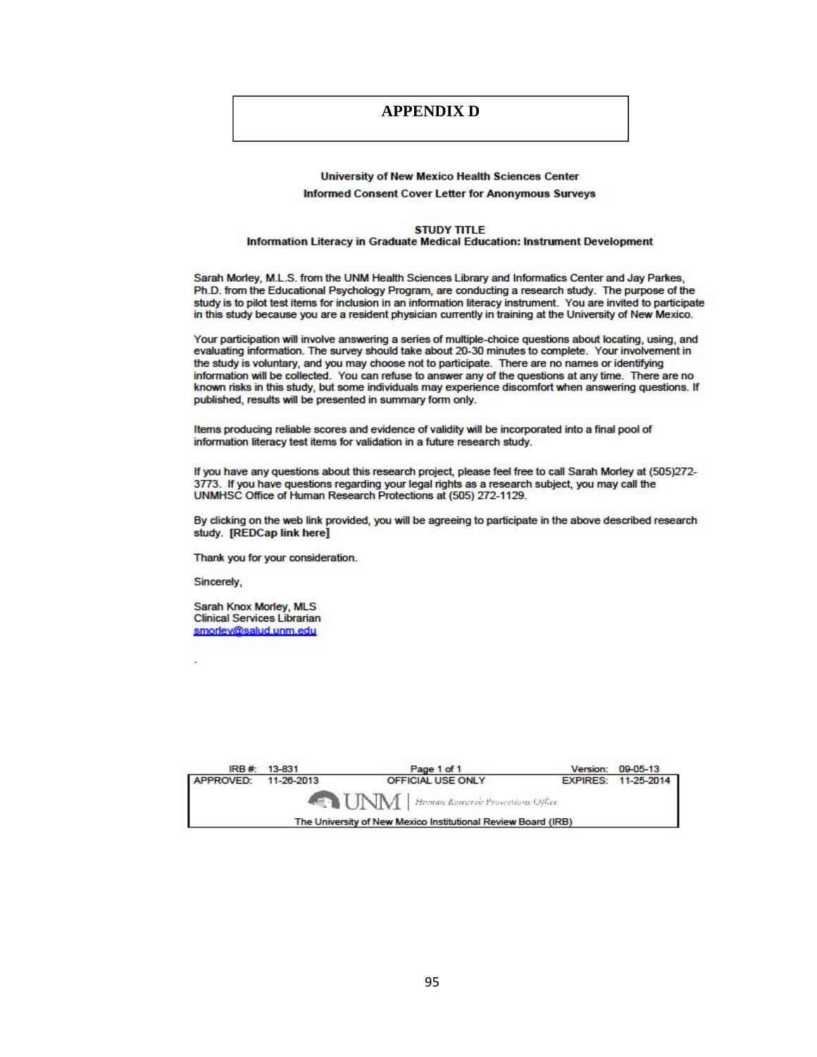# APPENDIX D

**University of New Mexico Health Sciences Center**
**Informed Consent Cover Letter for Anonymous Surveys**

**STUDY TITLE**
**Information Literacy in Graduate Medical Education: Instrument Development**

Sarah Morley, M.L.S. from the UNM Health Sciences Library and Informatics Center and Jay Parkes, Ph.D. from the Educational Psychology Program, are conducting a research study. The purpose of the study is to pilot test items for inclusion in an information literacy instrument. You are invited to participate in this study because you are a resident physician currently in training at the University of New Mexico.

Your participation will involve answering a series of multiple-choice questions about locating, using, and evaluating information. The survey should take about 20-30 minutes to complete. Your involvement in the study is voluntary, and you may choose not to participate. There are no names or identifying information will be collected. You can refuse to answer any of the questions at any time. There are no known risks in this study, but some individuals may experience discomfort when answering questions. If published, results will be presented in summary form only.

Items producing reliable scores and evidence of validity will be incorporated into a final pool of information literacy test items for validation in a future research study.

If you have any questions about this research project, please feel free to call Sarah Morley at (505)272-3773. If you have questions regarding your legal rights as a research subject, you may call the UNMHSC Office of Human Research Protections at (505) 272-1129.

By clicking on the web link provided, you will be agreeing to participate in the above described research study. **[REDCap link here]**

Thank you for your consideration.

Sincerely,

Sarah Knox Morley, MLS
Clinical Services Librarian
smorley@salud.unm.edu

-

| | | | |
|---|---|---|---|
| IRB #: 13-831 | Page 1 of 1 | Version: 09-05-13 | |
| APPROVED: 11-26-2013 | OFFICIAL USE ONLY | EXPIRES: 11-25-2014 | |

UNM | Human Research Protections Office

The University of New Mexico Institutional Review Board (IRB)